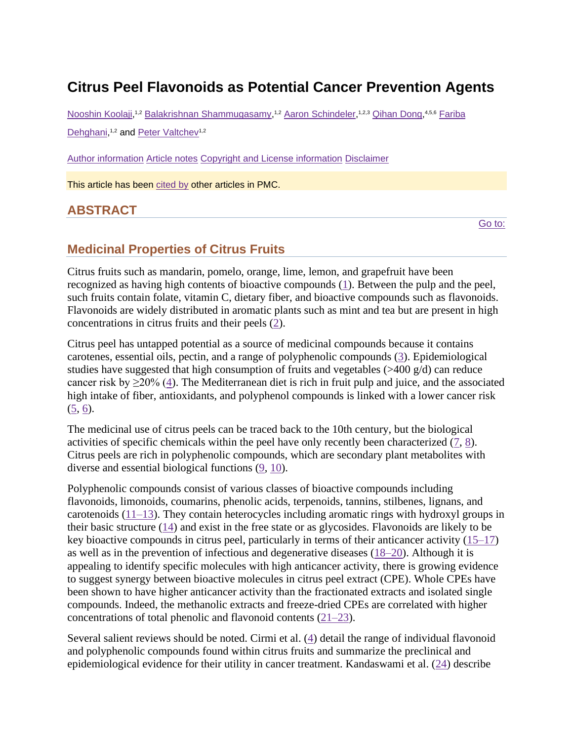# Citrus Peel Flavonoids as Potential Cancer Prevention Agents

Nooshin Koolaji,[1,2] Balakrishnan Shammugasamy,[1,2] Aaron Schindeler,[1,2,3] Qihan Dong,[4,5,6] Fariba Dehghani,[1,2] and Peter Valtchev[1,2]

Author information Article notes Copyright and License information Disclaimer

This article has been cited by other articles in PMC.

## ABSTRACT

Go to:

## Medicinal Properties of Citrus Fruits

Citrus fruits such as mandarin, pomelo, orange, lime, lemon, and grapefruit have been recognized as having high contents of bioactive compounds (1). Between the pulp and the peel, such fruits contain folate, vitamin C, dietary fiber, and bioactive compounds such as flavonoids. Flavonoids are widely distributed in aromatic plants such as mint and tea but are present in high concentrations in citrus fruits and their peels (2).

Citrus peel has untapped potential as a source of medicinal compounds because it contains carotenes, essential oils, pectin, and a range of polyphenolic compounds (3). Epidemiological studies have suggested that high consumption of fruits and vegetables (>400 g/d) can reduce cancer risk by ≥20% (4). The Mediterranean diet is rich in fruit pulp and juice, and the associated high intake of fiber, antioxidants, and polyphenol compounds is linked with a lower cancer risk (5, 6).

The medicinal use of citrus peels can be traced back to the 10th century, but the biological activities of specific chemicals within the peel have only recently been characterized (7, 8). Citrus peels are rich in polyphenolic compounds, which are secondary plant metabolites with diverse and essential biological functions (9, 10).

Polyphenolic compounds consist of various classes of bioactive compounds including flavonoids, limonoids, coumarins, phenolic acids, terpenoids, tannins, stilbenes, lignans, and carotenoids (11–13). They contain heterocycles including aromatic rings with hydroxyl groups in their basic structure (14) and exist in the free state or as glycosides. Flavonoids are likely to be key bioactive compounds in citrus peel, particularly in terms of their anticancer activity (15–17) as well as in the prevention of infectious and degenerative diseases (18–20). Although it is appealing to identify specific molecules with high anticancer activity, there is growing evidence to suggest synergy between bioactive molecules in citrus peel extract (CPE). Whole CPEs have been shown to have higher anticancer activity than the fractionated extracts and isolated single compounds. Indeed, the methanolic extracts and freeze-dried CPEs are correlated with higher concentrations of total phenolic and flavonoid contents (21–23).

Several salient reviews should be noted. Cirmi et al. (4) detail the range of individual flavonoid and polyphenolic compounds found within citrus fruits and summarize the preclinical and epidemiological evidence for their utility in cancer treatment. Kandaswami et al. (24) describe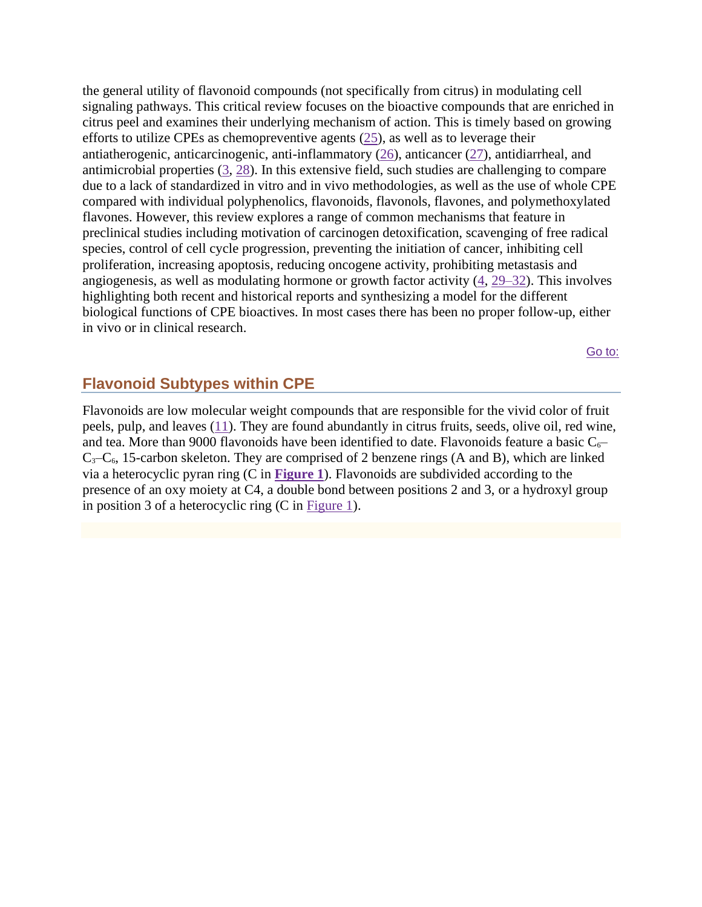the general utility of flavonoid compounds (not specifically from citrus) in modulating cell signaling pathways. This critical review focuses on the bioactive compounds that are enriched in citrus peel and examines their underlying mechanism of action. This is timely based on growing efforts to utilize CPEs as chemopreventive agents (25), as well as to leverage their antiatherogenic, anticarcinogenic, anti-inflammatory (26), anticancer (27), antidiarrheal, and antimicrobial properties (3, 28). In this extensive field, such studies are challenging to compare due to a lack of standardized in vitro and in vivo methodologies, as well as the use of whole CPE compared with individual polyphenolics, flavonoids, flavonols, flavones, and polymethoxylated flavones. However, this review explores a range of common mechanisms that feature in preclinical studies including motivation of carcinogen detoxification, scavenging of free radical species, control of cell cycle progression, preventing the initiation of cancer, inhibiting cell proliferation, increasing apoptosis, reducing oncogene activity, prohibiting metastasis and angiogenesis, as well as modulating hormone or growth factor activity (4, 29–32). This involves highlighting both recent and historical reports and synthesizing a model for the different biological functions of CPE bioactives. In most cases there has been no proper follow-up, either in vivo or in clinical research.

## Flavonoid Subtypes within CPE

Flavonoids are low molecular weight compounds that are responsible for the vivid color of fruit peels, pulp, and leaves (11). They are found abundantly in citrus fruits, seeds, olive oil, red wine, and tea. More than 9000 flavonoids have been identified to date. Flavonoids feature a basic $C_6$–$C_3$–$C_6$, 15-carbon skeleton. They are comprised of 2 benzene rings (A and B), which are linked via a heterocyclic pyran ring (C in **Figure 1**). Flavonoids are subdivided according to the presence of an oxy moiety at C4, a double bond between positions 2 and 3, or a hydroxyl group in position 3 of a heterocyclic ring (C in Figure 1).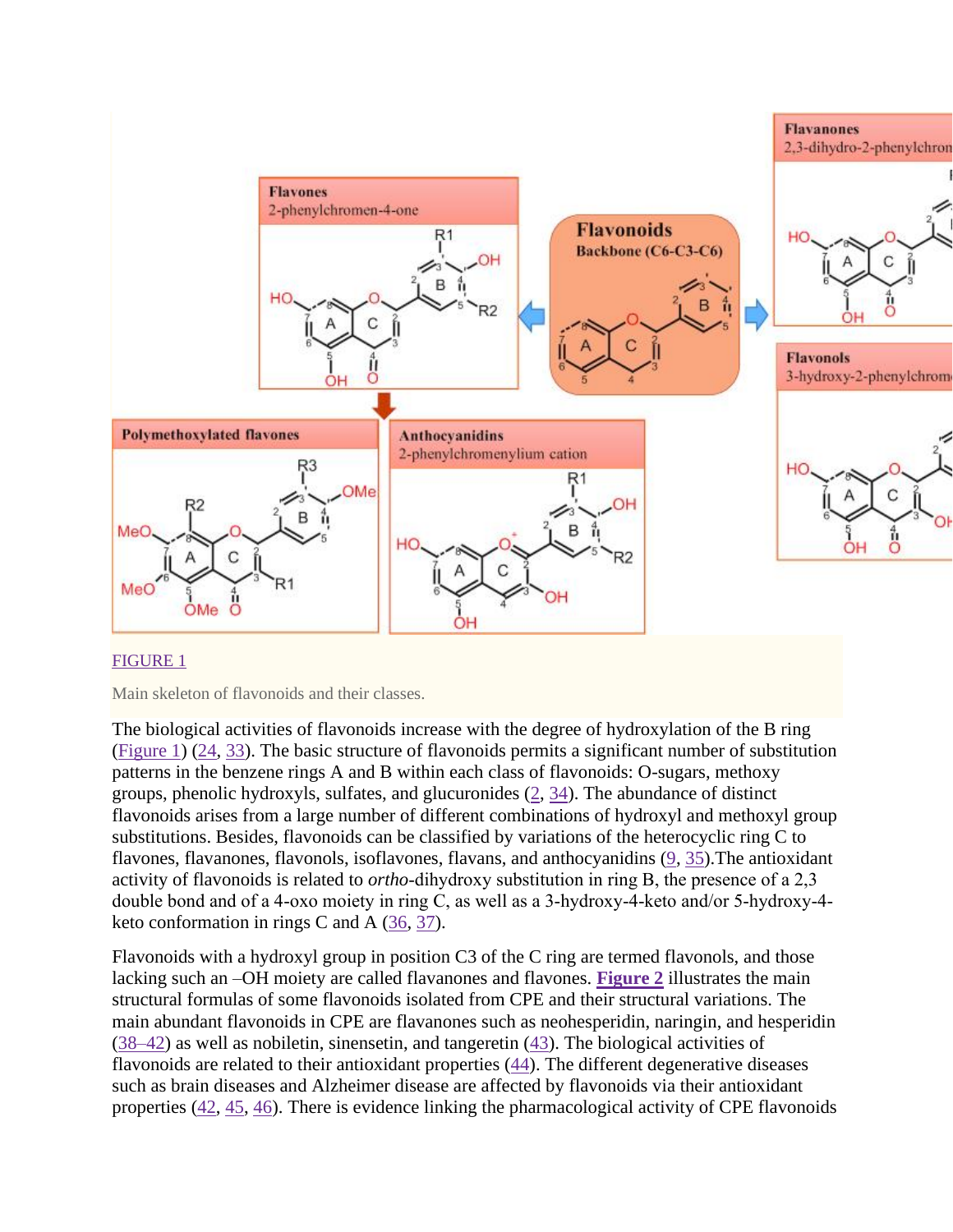FIGURE 1

Main skeleton of flavonoids and their classes.

The biological activities of flavonoids increase with the degree of hydroxylation of the B ring (Figure 1) (24, 33). The basic structure of flavonoids permits a significant number of substitution patterns in the benzene rings A and B within each class of flavonoids: O-sugars, methoxy groups, phenolic hydroxyls, sulfates, and glucuronides (2, 34). The abundance of distinct flavonoids arises from a large number of different combinations of hydroxyl and methoxyl group substitutions. Besides, flavonoids can be classified by variations of the heterocyclic ring C to flavones, flavanones, flavonols, isoflavones, flavans, and anthocyanidins (9, 35).The antioxidant activity of flavonoids is related to *ortho*-dihydroxy substitution in ring B, the presence of a 2,3 double bond and of a 4-oxo moiety in ring C, as well as a 3-hydroxy-4-keto and/or 5-hydroxy-4-keto conformation in rings C and A (36, 37).

Flavonoids with a hydroxyl group in position C3 of the C ring are termed flavonols, and those lacking such an –OH moiety are called flavanones and flavones. **Figure 2** illustrates the main structural formulas of some flavonoids isolated from CPE and their structural variations. The main abundant flavonoids in CPE are flavanones such as neohesperidin, naringin, and hesperidin (38–42) as well as nobiletin, sinensetin, and tangeretin (43). The biological activities of flavonoids are related to their antioxidant properties (44). The different degenerative diseases such as brain diseases and Alzheimer disease are affected by flavonoids via their antioxidant properties (42, 45, 46). There is evidence linking the pharmacological activity of CPE flavonoids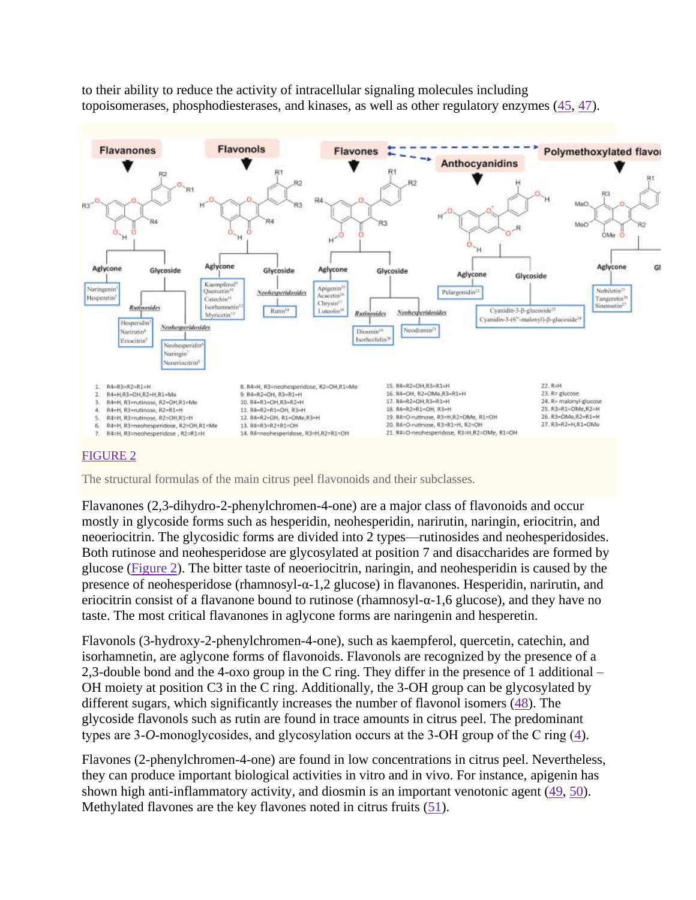to their ability to reduce the activity of intracellular signaling molecules including topoisomerases, phosphodiesterases, and kinases, as well as other regulatory enzymes (45, 47).

FIGURE 2

The structural formulas of the main citrus peel flavonoids and their subclasses.

Flavanones (2,3-dihydro-2-phenylchromen-4-one) are a major class of flavonoids and occur mostly in glycoside forms such as hesperidin, neohesperidin, narirutin, naringin, eriocitrin, and neoeriocitrin. The glycosidic forms are divided into 2 types—rutinosides and neohesperidosides. Both rutinose and neohesperidose are glycosylated at position 7 and disaccharides are formed by glucose (Figure 2). The bitter taste of neoeriocitrin, naringin, and neohesperidin is caused by the presence of neohesperidose (rhamnosyl-α-1,2 glucose) in flavanones. Hesperidin, narirutin, and eriocitrin consist of a flavanone bound to rutinose (rhamnosyl-α-1,6 glucose), and they have no taste. The most critical flavanones in aglycone forms are naringenin and hesperetin.

Flavonols (3-hydroxy-2-phenylchromen-4-one), such as kaempferol, quercetin, catechin, and isorhamnetin, are aglycone forms of flavonoids. Flavonols are recognized by the presence of a 2,3-double bond and the 4-oxo group in the C ring. They differ in the presence of 1 additional –OH moiety at position C3 in the C ring. Additionally, the 3-OH group can be glycosylated by different sugars, which significantly increases the number of flavonol isomers (48). The glycoside flavonols such as rutin are found in trace amounts in citrus peel. The predominant types are 3-*O*-monoglycosides, and glycosylation occurs at the 3-OH group of the C ring (4).

Flavones (2-phenylchromen-4-one) are found in low concentrations in citrus peel. Nevertheless, they can produce important biological activities in vitro and in vivo. For instance, apigenin has shown high anti-inflammatory activity, and diosmin is an important venotonic agent (49, 50). Methylated flavones are the key flavones noted in citrus fruits (51).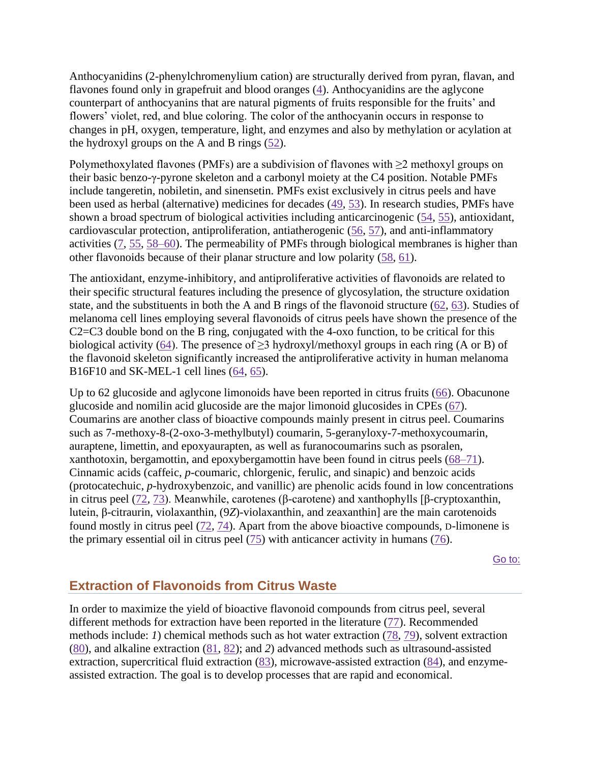Anthocyanidins (2-phenylchromenylium cation) are structurally derived from pyran, flavan, and flavones found only in grapefruit and blood oranges (4). Anthocyanidins are the aglycone counterpart of anthocyanins that are natural pigments of fruits responsible for the fruits' and flowers' violet, red, and blue coloring. The color of the anthocyanin occurs in response to changes in pH, oxygen, temperature, light, and enzymes and also by methylation or acylation at the hydroxyl groups on the A and B rings (52).

Polymethoxylated flavones (PMFs) are a subdivision of flavones with ≥2 methoxyl groups on their basic benzo-γ-pyrone skeleton and a carbonyl moiety at the C4 position. Notable PMFs include tangeretin, nobiletin, and sinensetin. PMFs exist exclusively in citrus peels and have been used as herbal (alternative) medicines for decades (49, 53). In research studies, PMFs have shown a broad spectrum of biological activities including anticarcinogenic (54, 55), antioxidant, cardiovascular protection, antiproliferation, antiatherogenic (56, 57), and anti-inflammatory activities (7, 55, 58–60). The permeability of PMFs through biological membranes is higher than other flavonoids because of their planar structure and low polarity (58, 61).

The antioxidant, enzyme-inhibitory, and antiproliferative activities of flavonoids are related to their specific structural features including the presence of glycosylation, the structure oxidation state, and the substituents in both the A and B rings of the flavonoid structure (62, 63). Studies of melanoma cell lines employing several flavonoids of citrus peels have shown the presence of the C2=C3 double bond on the B ring, conjugated with the 4-oxo function, to be critical for this biological activity (64). The presence of ≥3 hydroxyl/methoxyl groups in each ring (A or B) of the flavonoid skeleton significantly increased the antiproliferative activity in human melanoma B16F10 and SK-MEL-1 cell lines (64, 65).

Up to 62 glucoside and aglycone limonoids have been reported in citrus fruits (66). Obacunone glucoside and nomilin acid glucoside are the major limonoid glucosides in CPEs (67). Coumarins are another class of bioactive compounds mainly present in citrus peel. Coumarins such as 7-methoxy-8-(2-oxo-3-methylbutyl) coumarin, 5-geranyloxy-7-methoxycoumarin, auraptene, limettin, and epoxyaurapten, as well as furanocoumarins such as psoralen, xanthotoxin, bergamottin, and epoxybergamottin have been found in citrus peels (68–71). Cinnamic acids (caffeic, *p*-coumaric, chlorgenic, ferulic, and sinapic) and benzoic acids (protocatechuic, *p*-hydroxybenzoic, and vanillic) are phenolic acids found in low concentrations in citrus peel (72, 73). Meanwhile, carotenes (β-carotene) and xanthophylls [β-cryptoxanthin, lutein, β-citraurin, violaxanthin, (9*Z*)-violaxanthin, and zeaxanthin] are the main carotenoids found mostly in citrus peel (72, 74). Apart from the above bioactive compounds, D-limonene is the primary essential oil in citrus peel (75) with anticancer activity in humans (76).

## Extraction of Flavonoids from Citrus Waste

In order to maximize the yield of bioactive flavonoid compounds from citrus peel, several different methods for extraction have been reported in the literature (77). Recommended methods include: *1*) chemical methods such as hot water extraction (78, 79), solvent extraction (80), and alkaline extraction (81, 82); and *2*) advanced methods such as ultrasound-assisted extraction, supercritical fluid extraction (83), microwave-assisted extraction (84), and enzyme-assisted extraction. The goal is to develop processes that are rapid and economical.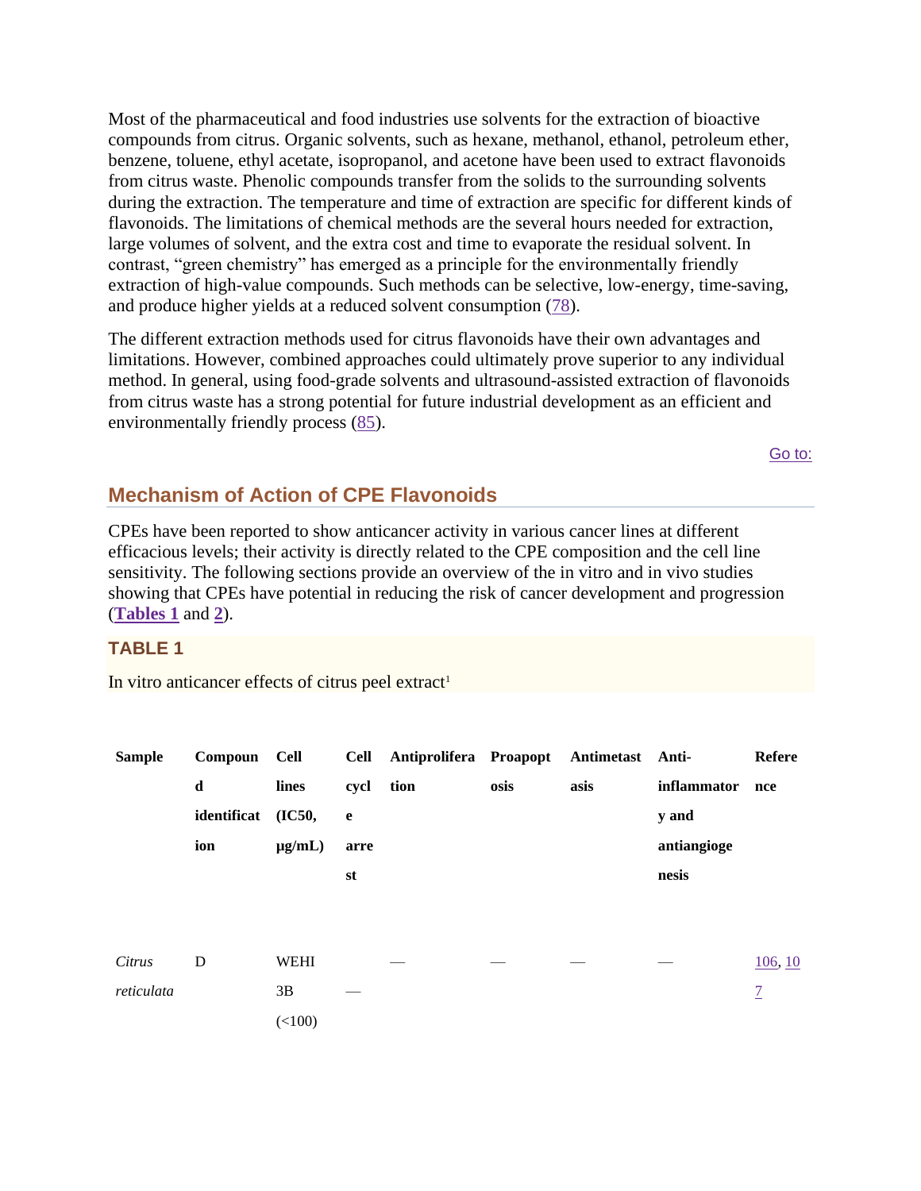Most of the pharmaceutical and food industries use solvents for the extraction of bioactive compounds from citrus. Organic solvents, such as hexane, methanol, ethanol, petroleum ether, benzene, toluene, ethyl acetate, isopropanol, and acetone have been used to extract flavonoids from citrus waste. Phenolic compounds transfer from the solids to the surrounding solvents during the extraction. The temperature and time of extraction are specific for different kinds of flavonoids. The limitations of chemical methods are the several hours needed for extraction, large volumes of solvent, and the extra cost and time to evaporate the residual solvent. In contrast, "green chemistry" has emerged as a principle for the environmentally friendly extraction of high-value compounds. Such methods can be selective, low-energy, time-saving, and produce higher yields at a reduced solvent consumption (78).

The different extraction methods used for citrus flavonoids have their own advantages and limitations. However, combined approaches could ultimately prove superior to any individual method. In general, using food-grade solvents and ultrasound-assisted extraction of flavonoids from citrus waste has a strong potential for future industrial development as an efficient and environmentally friendly process (85).

## Mechanism of Action of CPE Flavonoids

CPEs have been reported to show anticancer activity in various cancer lines at different efficacious levels; their activity is directly related to the CPE composition and the cell line sensitivity. The following sections provide an overview of the in vitro and in vivo studies showing that CPEs have potential in reducing the risk of cancer development and progression (**Tables 1** and **2**).

### TABLE 1

In vitro anticancer effects of citrus peel extract[1]

| Sample | Compound identification | Cell lines (IC50, µg/mL) | Cell cycle arrest | Antiproliferation | Proapoptosis | Antimetastasis | Anti-inflammatory and antiangiogenesis | Reference |
|---|---|---|---|---|---|---|---|---|
| *Citrus reticulata* | D | WEHI 3B (<100) | — | — | — | — | — | 106, 107 |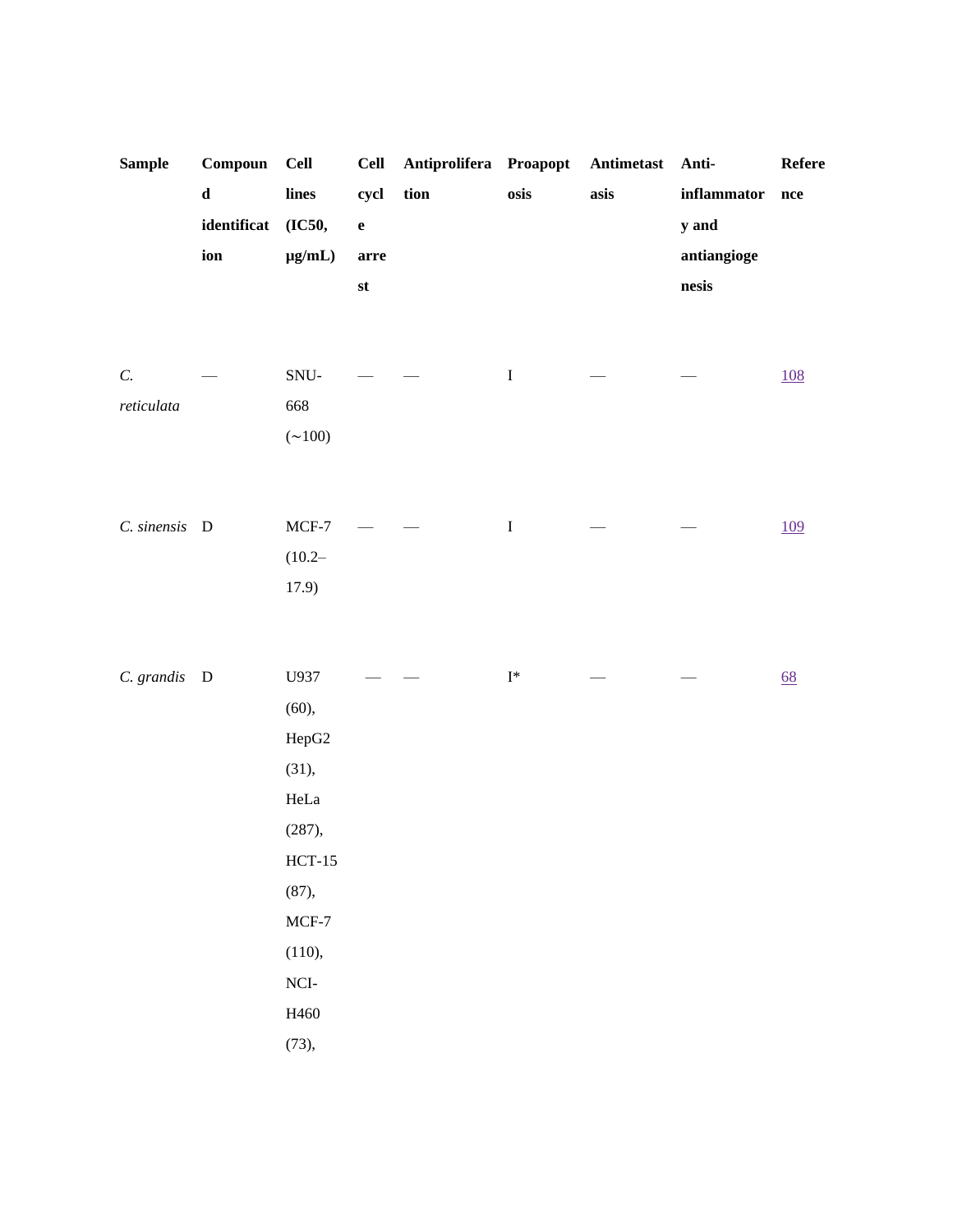| Sample | Compound identification | Cell lines (IC50, μg/mL) | Cell cycle arrest | Antiproliferation | Proapoptosis | Antimetastasis | Anti-inflammatory and antiangiogenesis | Reference |
|---|---|---|---|---|---|---|---|---|
| *C. reticulata* | — | SNU-668 (~100) | — | — | I | — | — | 108 |
| *C. sinensis* | D | MCF-7 (10.2–17.9) | — | — | I | — | — | 109 |
| *C. grandis* | D | U937 (60), HepG2 (31), HeLa (287), HCT-15 (87), MCF-7 (110), NCI-H460 (73), | — | — | I* | — | — | 68 |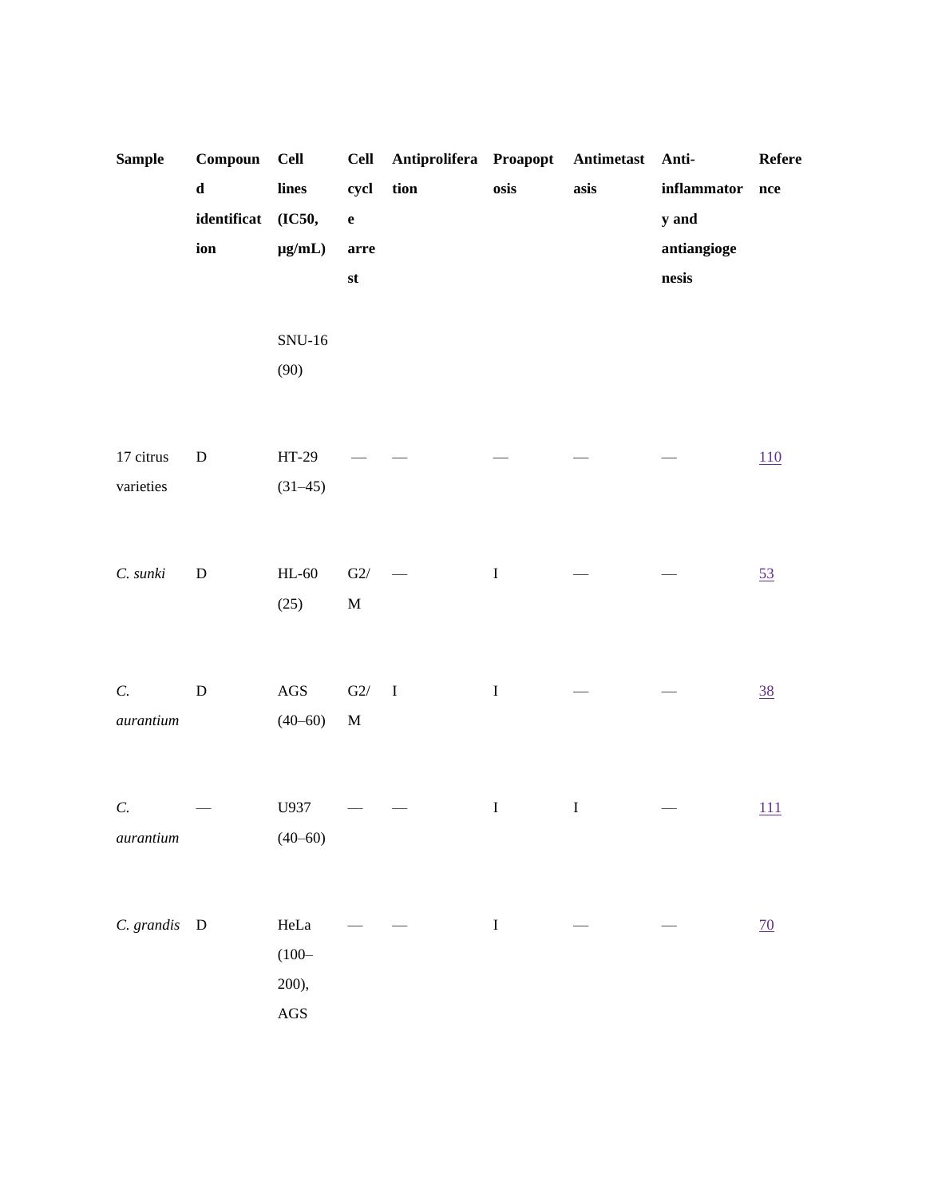| Sample | Compound identification | Cell lines (IC50, µg/mL) | Cell cycle arrest | Antiproliferation | Proapoptosis | Antimetastasis | Anti-inflammatory and antiangiogenesis | Reference |
|---|---|---|---|---|---|---|---|---|
| | | SNU-16 (90) | | | | | | |
| 17 citrus varieties | D | HT-29 (31–45) | — | — | — | — | — | 110 |
| *C. sunki* | D | HL-60 (25) | G2/M | — | I | — | — | 53 |
| *C. aurantium* | D | AGS (40–60) | G2/M | I | I | — | — | 38 |
| *C. aurantium* | — | U937 (40–60) | — | — | I | I | — | 111 |
| *C. grandis* | D | HeLa (100–200), AGS | — | — | I | — | — | 70 |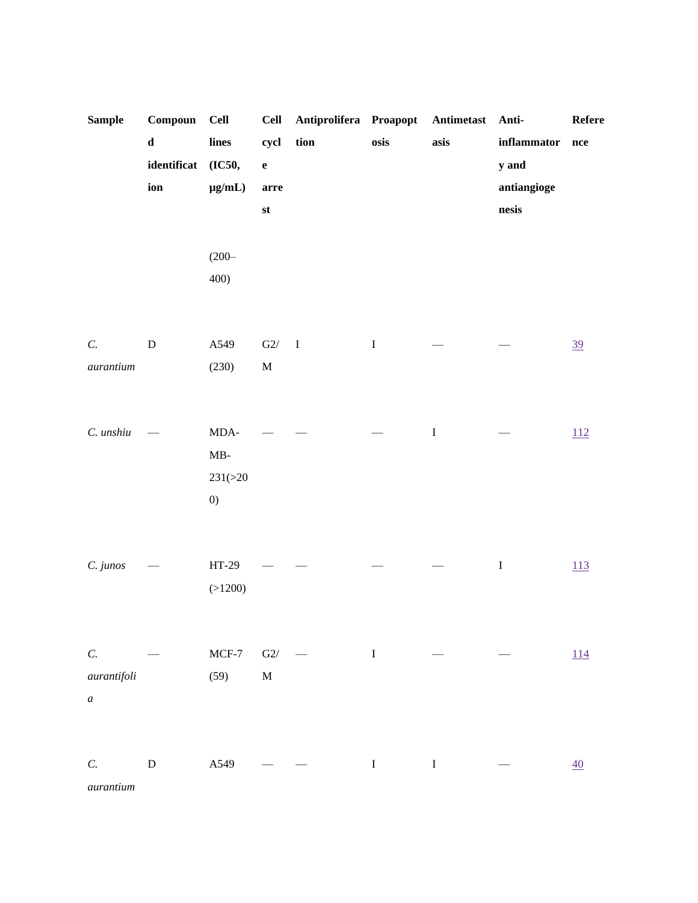| Sample | Compound identification | Cell lines (IC50, μg/mL) | Cell cycle arrest | Antiproliferation | Proapoptosis | Antimetastasis | Anti-inflammatory and antiangiogenesis | Reference |
|---|---|---|---|---|---|---|---|---|
| | | (200–400) | | | | | | |
| *C. aurantium* | D | A549 (230) | G2/M | I | I | — | — | 39 |
| *C. unshiu* | — | MDA-MB-231(>200) | — | — | — | I | — | 112 |
| *C. junos* | — | HT-29 (>1200) | — | — | — | — | I | 113 |
| *C. aurantifolia* | — | MCF-7 (59) | G2/M | — | I | — | — | 114 |
| *C. aurantium* | D | A549 | — | — | I | I | — | 40 |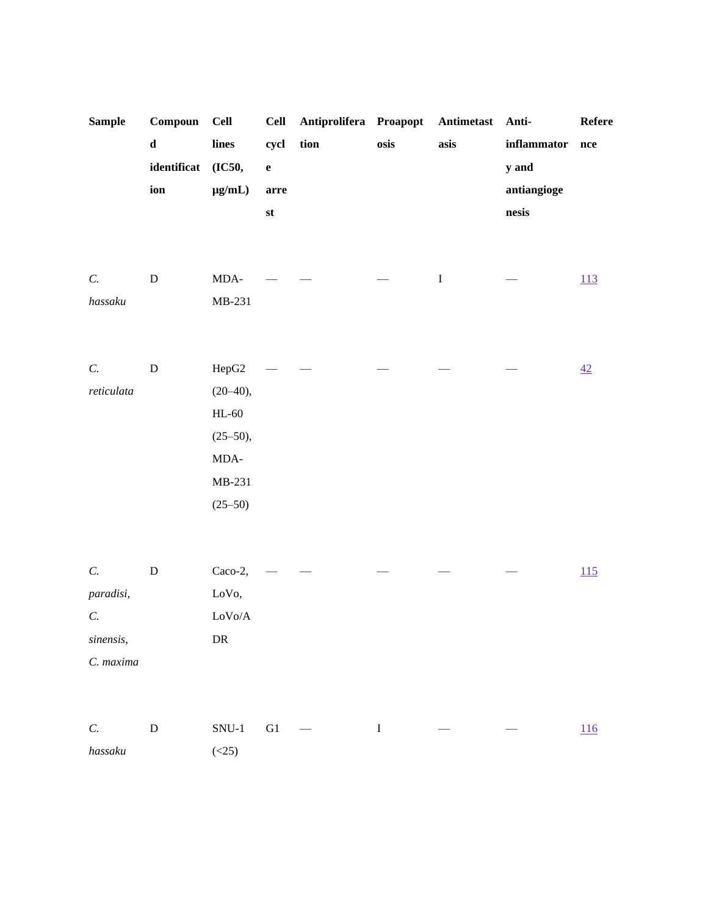| Sample | Compound identification | Cell lines (IC50, µg/mL) | Cell cycle arrest | Antiproliferation | Proapoptosis | Antimetastasis | Anti-inflammatory and antiangiogenesis | Reference |
|---|---|---|---|---|---|---|---|---|
| *C. hassaku* | D | MDA-MB-231 | — | — | — | I | — | 113 |
| *C. reticulata* | D | HepG2 (20–40), HL-60 (25–50), MDA-MB-231 (25–50) | — | — | — | — | — | 42 |
| *C. paradisi, C. sinensis, C. maxima* | D | Caco-2, LoVo, LoVo/ADR | — | — | — | — | — | 115 |
| *C. hassaku* | D | SNU-1 (<25) | G1 | — | I | — | — | 116 |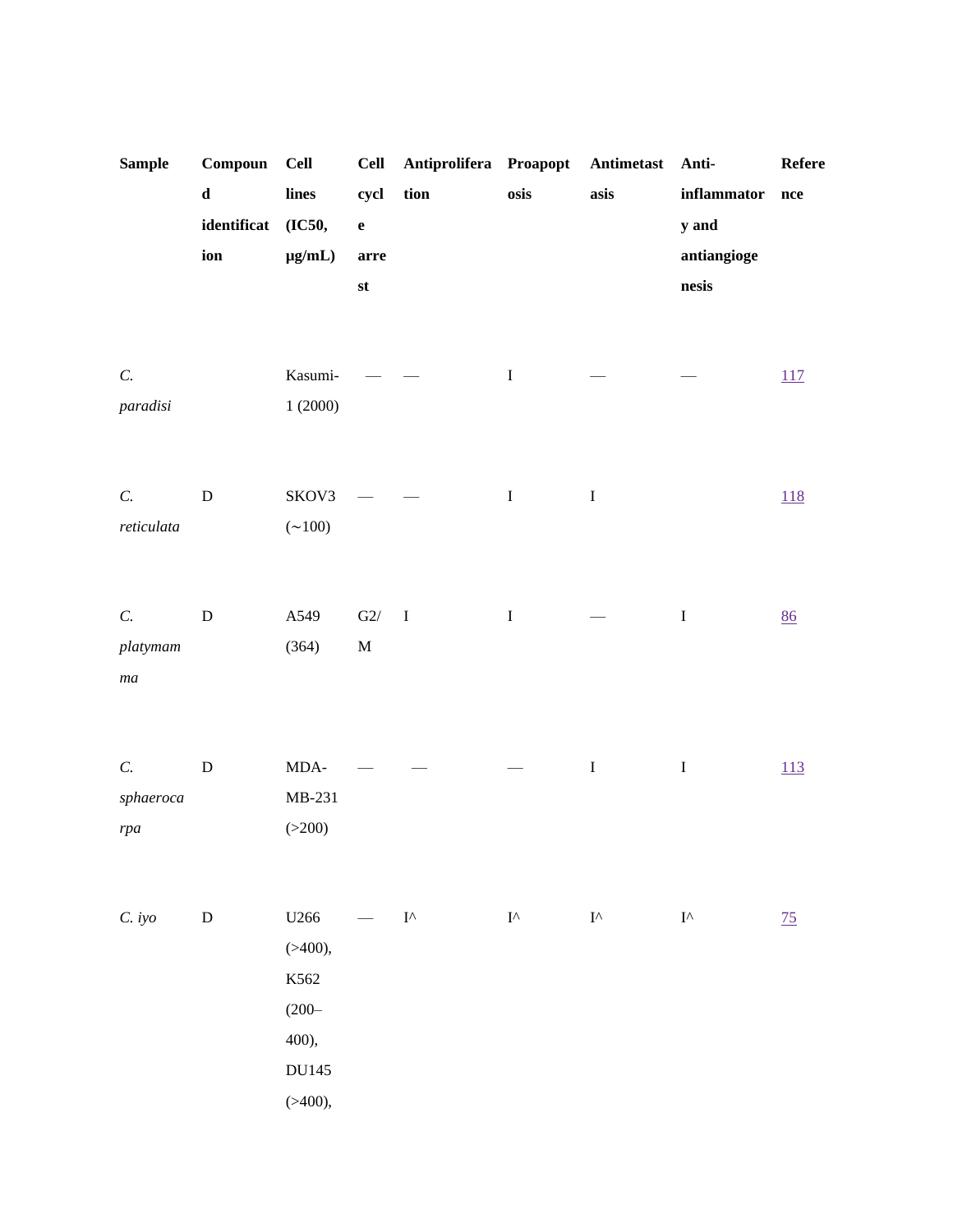| Sample | Compound identification | Cell lines (IC50, μg/mL) | Cell cycle arrest | Antiproliferation | Proapoptosis | Antimetastasis | Anti-inflammatory and antiangiogenesis | Reference |
|---|---|---|---|---|---|---|---|---|
| *C. paradisi* | | Kasumi-1 (2000) | — | — | I | — | — | 117 |
| *C. reticulata* | D | SKOV3 (~100) | — | — | I | I | | 118 |
| *C. platymamma* | D | A549 (364) | G2/M | I | I | — | I | 86 |
| *C. sphaerocarpa* | D | MDA-MB-231 (>200) | — | — | — | I | I | 113 |
| *C. iyo* | D | U266 (>400), K562 (200–400), DU145 (>400), | — | I^ | I^ | I^ | I^ | 75 |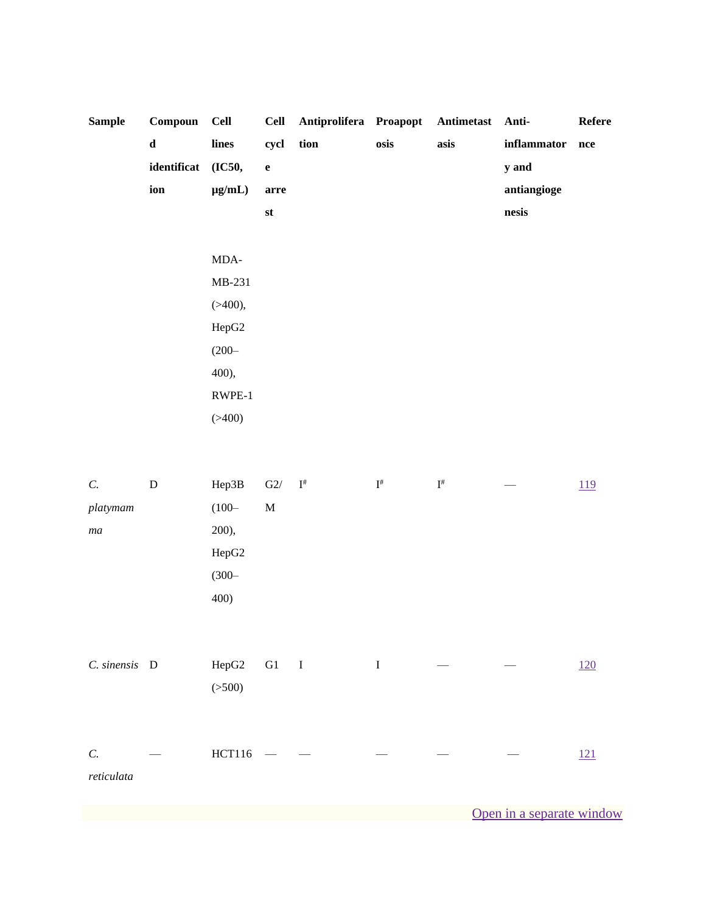| Sample | Compound identification | Cell lines (IC50, μg/mL) | Cell cycle arrest | Antiproliferation | Proapoptosis | Antimetastasis | Anti-inflammatory and antiangiogenesis | Reference |
|---|---|---|---|---|---|---|---|---|
| | | MDA-MB-231 (>400), HepG2 (200–400), RWPE-1 (>400) | | | | | | |
| *C. platymamma* | D | Hep3B (100–200), HepG2 (300–400) | G2/M | I[#] | I[#] | I[#] | — | 119 |
| *C. sinensis* | D | HepG2 (>500) | G1 | I | I | — | — | 120 |
| *C. reticulata* | — | HCT116 | — | — | — | — | — | 121 |

Open in a separate window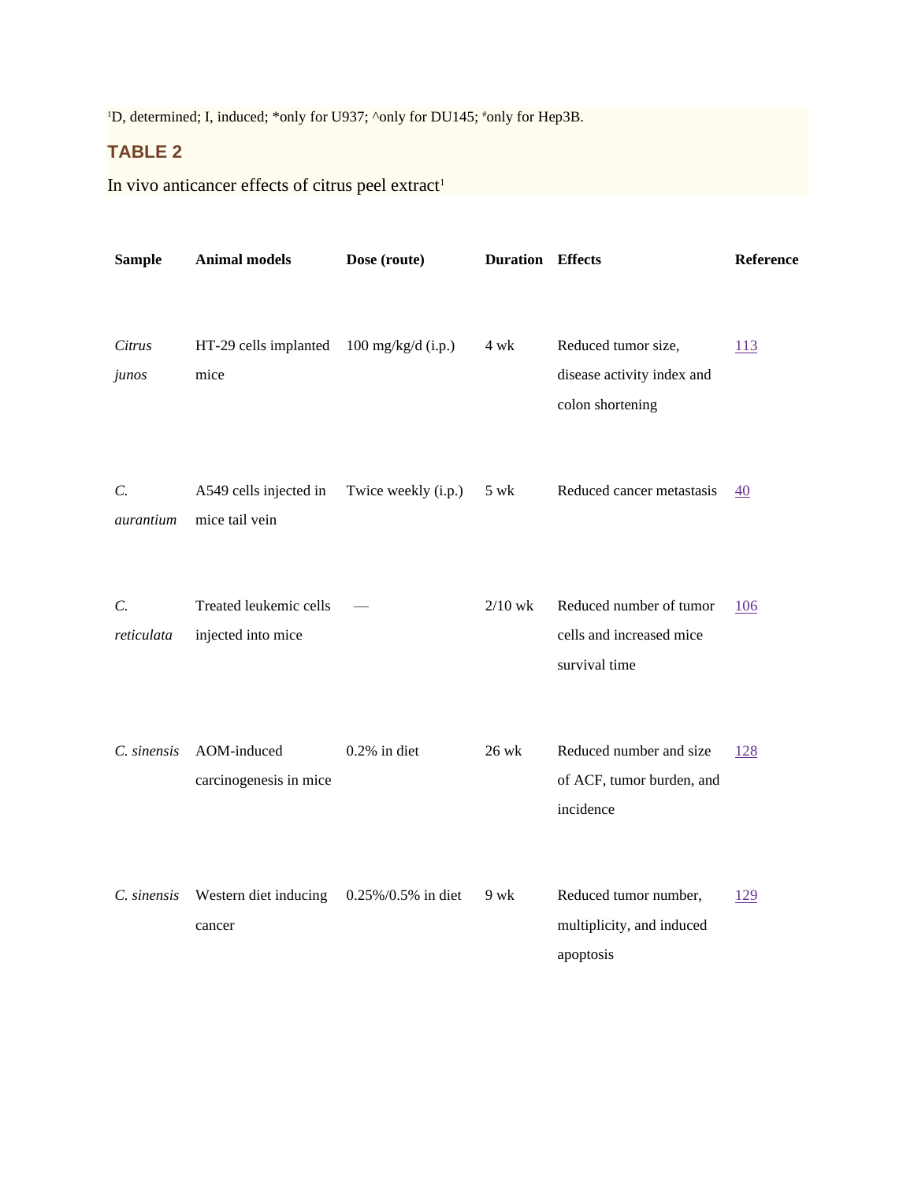[1]D, determined; I, induced; *only for U937; ^only for DU145; #only for Hep3B.

## TABLE 2

In vivo anticancer effects of citrus peel extract[1]

| Sample | Animal models | Dose (route) | Duration | Effects | Reference |
|---|---|---|---|---|---|
| *Citrus junos* | HT-29 cells implanted mice | 100 mg/kg/d (i.p.) | 4 wk | Reduced tumor size, disease activity index and colon shortening | 113 |
| *C. aurantium* | A549 cells injected in mice tail vein | Twice weekly (i.p.) | 5 wk | Reduced cancer metastasis | 40 |
| *C. reticulata* | Treated leukemic cells injected into mice | — | 2/10 wk | Reduced number of tumor cells and increased mice survival time | 106 |
| *C. sinensis* | AOM-induced carcinogenesis in mice | 0.2% in diet | 26 wk | Reduced number and size of ACF, tumor burden, and incidence | 128 |
| *C. sinensis* | Western diet inducing cancer | 0.25%/0.5% in diet | 9 wk | Reduced tumor number, multiplicity, and induced apoptosis | 129 |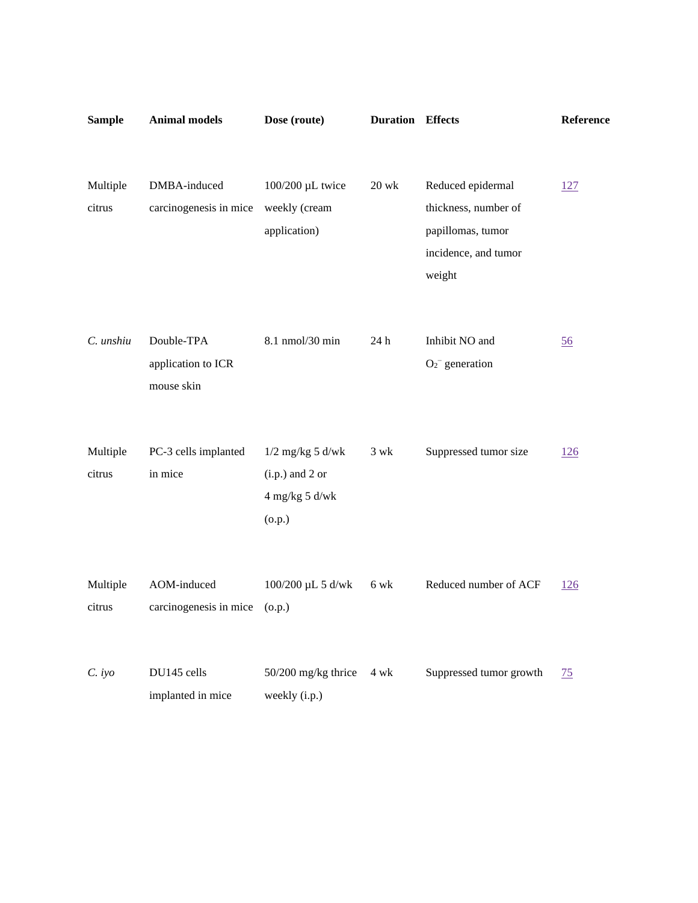| Sample | Animal models | Dose (route) | Duration | Effects | Reference |
|---|---|---|---|---|---|
| Multiple citrus | DMBA-induced carcinogenesis in mice | 100/200 µL twice weekly (cream application) | 20 wk | Reduced epidermal thickness, number of papillomas, tumor incidence, and tumor weight | 127 |
| *C. unshiu* | Double-TPA application to ICR mouse skin | 8.1 nmol/30 min | 24 h | Inhibit NO and $O_2^-$ generation | 56 |
| Multiple citrus | PC-3 cells implanted in mice | 1/2 mg/kg 5 d/wk (i.p.) and 2 or 4 mg/kg 5 d/wk (o.p.) | 3 wk | Suppressed tumor size | 126 |
| Multiple citrus | AOM-induced carcinogenesis in mice | 100/200 µL 5 d/wk (o.p.) | 6 wk | Reduced number of ACF | 126 |
| *C. iyo* | DU145 cells implanted in mice | 50/200 mg/kg thrice weekly (i.p.) | 4 wk | Suppressed tumor growth | 75 |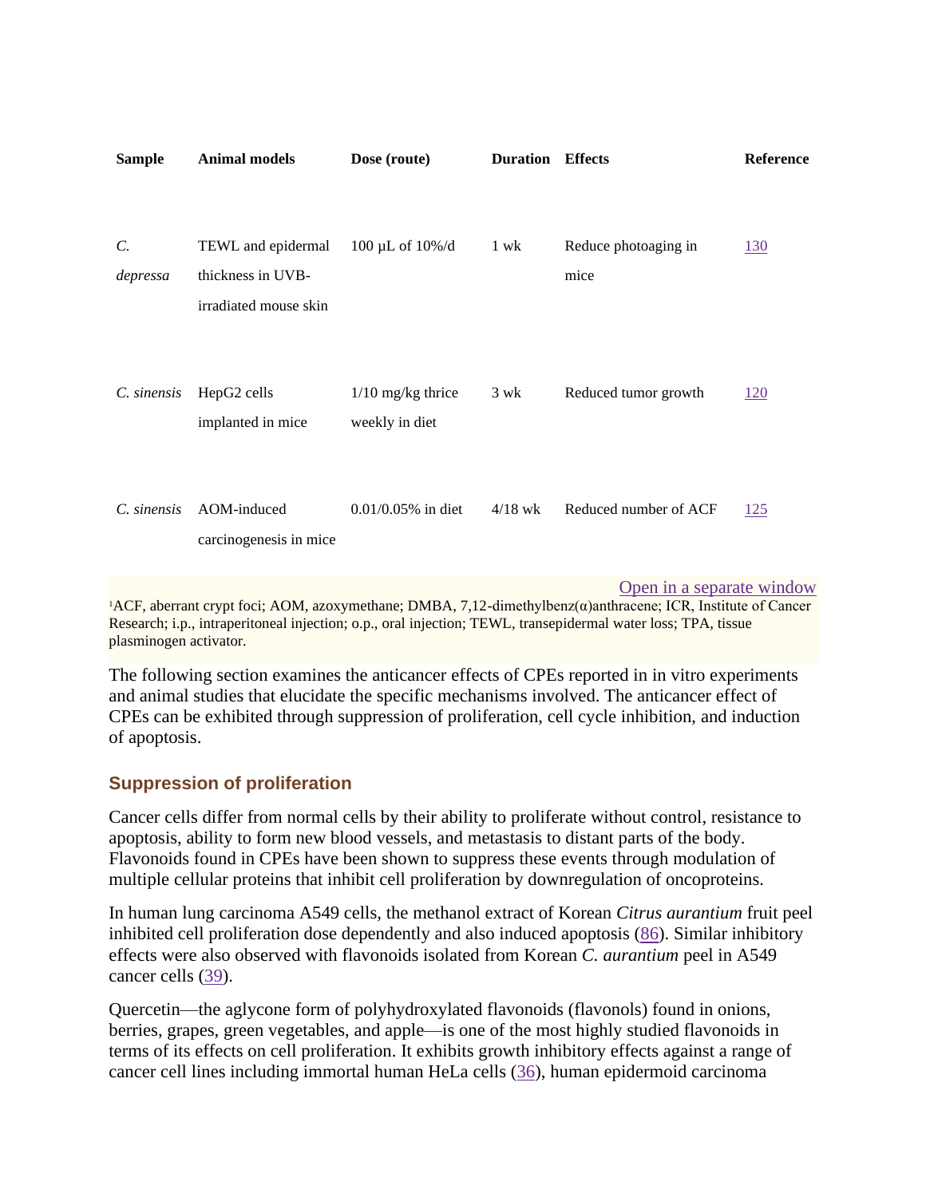| Sample | Animal models | Dose (route) | Duration | Effects | Reference |
|---|---|---|---|---|---|
| *C. depressa* | TEWL and epidermal thickness in UVB-irradiated mouse skin | 100 μL of 10%/d | 1 wk | Reduce photoaging in mice | 130 |
| *C. sinensis* | HepG2 cells implanted in mice | 1/10 mg/kg thrice weekly in diet | 3 wk | Reduced tumor growth | 120 |
| *C. sinensis* | AOM-induced carcinogenesis in mice | 0.01/0.05% in diet | 4/18 wk | Reduced number of ACF | 125 |

Open in a separate window

[1]ACF, aberrant crypt foci; AOM, azoxymethane; DMBA, 7,12-dimethylbenz(α)anthracene; ICR, Institute of Cancer Research; i.p., intraperitoneal injection; o.p., oral injection; TEWL, transepidermal water loss; TPA, tissue plasminogen activator.

The following section examines the anticancer effects of CPEs reported in in vitro experiments and animal studies that elucidate the specific mechanisms involved. The anticancer effect of CPEs can be exhibited through suppression of proliferation, cell cycle inhibition, and induction of apoptosis.

## Suppression of proliferation

Cancer cells differ from normal cells by their ability to proliferate without control, resistance to apoptosis, ability to form new blood vessels, and metastasis to distant parts of the body. Flavonoids found in CPEs have been shown to suppress these events through modulation of multiple cellular proteins that inhibit cell proliferation by downregulation of oncoproteins.

In human lung carcinoma A549 cells, the methanol extract of Korean *Citrus aurantium* fruit peel inhibited cell proliferation dose dependently and also induced apoptosis (86). Similar inhibitory effects were also observed with flavonoids isolated from Korean *C. aurantium* peel in A549 cancer cells (39).

Quercetin—the aglycone form of polyhydroxylated flavonoids (flavonols) found in onions, berries, grapes, green vegetables, and apple—is one of the most highly studied flavonoids in terms of its effects on cell proliferation. It exhibits growth inhibitory effects against a range of cancer cell lines including immortal human HeLa cells (36), human epidermoid carcinoma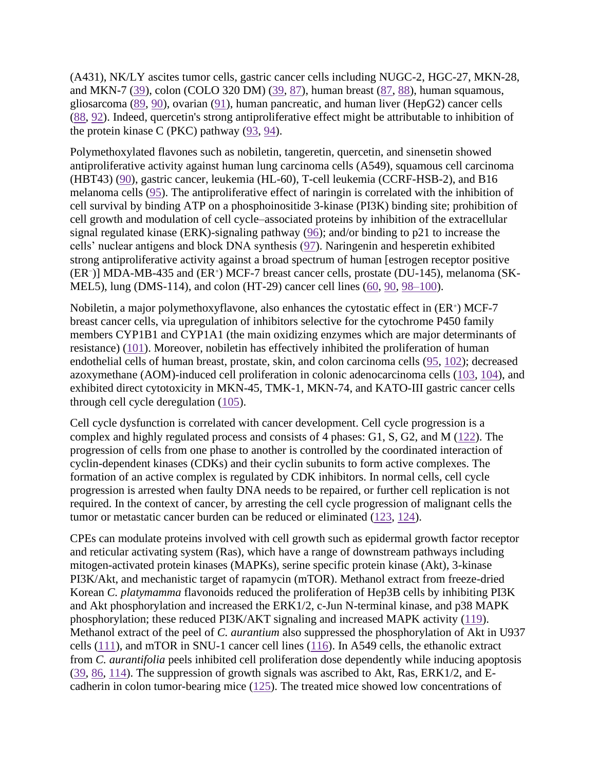(A431), NK/LY ascites tumor cells, gastric cancer cells including NUGC-2, HGC-27, MKN-28, and MKN-7 (39), colon (COLO 320 DM) (39, 87), human breast (87, 88), human squamous, gliosarcoma (89, 90), ovarian (91), human pancreatic, and human liver (HepG2) cancer cells (88, 92). Indeed, quercetin's strong antiproliferative effect might be attributable to inhibition of the protein kinase C (PKC) pathway (93, 94).

Polymethoxylated flavones such as nobiletin, tangeretin, quercetin, and sinensetin showed antiproliferative activity against human lung carcinoma cells (A549), squamous cell carcinoma (HBT43) (90), gastric cancer, leukemia (HL-60), T-cell leukemia (CCRF-HSB-2), and B16 melanoma cells (95). The antiproliferative effect of naringin is correlated with the inhibition of cell survival by binding ATP on a phosphoinositide 3-kinase (PI3K) binding site; prohibition of cell growth and modulation of cell cycle–associated proteins by inhibition of the extracellular signal regulated kinase (ERK)-signaling pathway (96); and/or binding to p21 to increase the cells' nuclear antigens and block DNA synthesis (97). Naringenin and hesperetin exhibited strong antiproliferative activity against a broad spectrum of human [estrogen receptor positive ($ER^-$)] MDA-MB-435 and ($ER^+$) MCF-7 breast cancer cells, prostate (DU-145), melanoma (SK-MEL5), lung (DMS-114), and colon (HT-29) cancer cell lines (60, 90, 98–100).

Nobiletin, a major polymethoxyflavone, also enhances the cytostatic effect in ($ER^+$) MCF-7 breast cancer cells, via upregulation of inhibitors selective for the cytochrome P450 family members CYP1B1 and CYP1A1 (the main oxidizing enzymes which are major determinants of resistance) (101). Moreover, nobiletin has effectively inhibited the proliferation of human endothelial cells of human breast, prostate, skin, and colon carcinoma cells (95, 102); decreased azoxymethane (AOM)-induced cell proliferation in colonic adenocarcinoma cells (103, 104), and exhibited direct cytotoxicity in MKN-45, TMK-1, MKN-74, and KATO-III gastric cancer cells through cell cycle deregulation (105).

Cell cycle dysfunction is correlated with cancer development. Cell cycle progression is a complex and highly regulated process and consists of 4 phases: G1, S, G2, and M (122). The progression of cells from one phase to another is controlled by the coordinated interaction of cyclin-dependent kinases (CDKs) and their cyclin subunits to form active complexes. The formation of an active complex is regulated by CDK inhibitors. In normal cells, cell cycle progression is arrested when faulty DNA needs to be repaired, or further cell replication is not required. In the context of cancer, by arresting the cell cycle progression of malignant cells the tumor or metastatic cancer burden can be reduced or eliminated (123, 124).

CPEs can modulate proteins involved with cell growth such as epidermal growth factor receptor and reticular activating system (Ras), which have a range of downstream pathways including mitogen-activated protein kinases (MAPKs), serine specific protein kinase (Akt), 3-kinase PI3K/Akt, and mechanistic target of rapamycin (mTOR). Methanol extract from freeze-dried Korean *C. platymamma* flavonoids reduced the proliferation of Hep3B cells by inhibiting PI3K and Akt phosphorylation and increased the ERK1/2, c-Jun N-terminal kinase, and p38 MAPK phosphorylation; these reduced PI3K/AKT signaling and increased MAPK activity (119). Methanol extract of the peel of *C. aurantium* also suppressed the phosphorylation of Akt in U937 cells (111), and mTOR in SNU-1 cancer cell lines (116). In A549 cells, the ethanolic extract from *C. aurantifolia* peels inhibited cell proliferation dose dependently while inducing apoptosis (39, 86, 114). The suppression of growth signals was ascribed to Akt, Ras, ERK1/2, and E-cadherin in colon tumor-bearing mice (125). The treated mice showed low concentrations of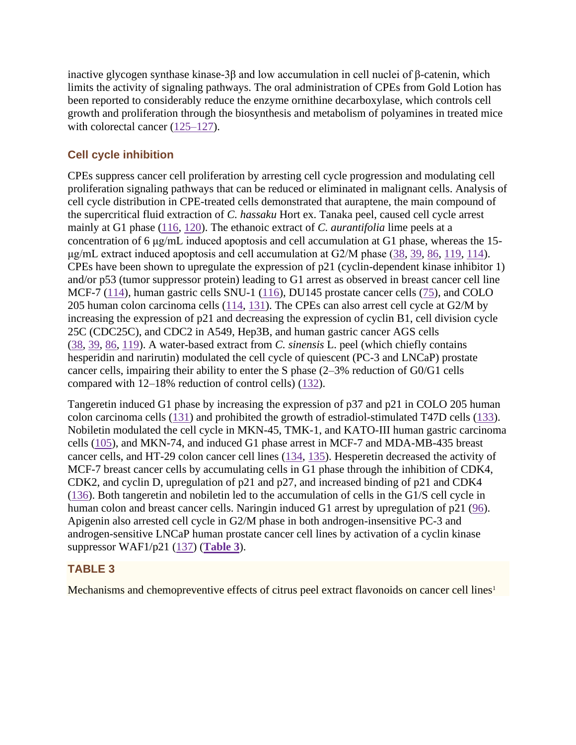inactive glycogen synthase kinase-3β and low accumulation in cell nuclei of β-catenin, which limits the activity of signaling pathways. The oral administration of CPEs from Gold Lotion has been reported to considerably reduce the enzyme ornithine decarboxylase, which controls cell growth and proliferation through the biosynthesis and metabolism of polyamines in treated mice with colorectal cancer (125–127).

### Cell cycle inhibition

CPEs suppress cancer cell proliferation by arresting cell cycle progression and modulating cell proliferation signaling pathways that can be reduced or eliminated in malignant cells. Analysis of cell cycle distribution in CPE-treated cells demonstrated that auraptene, the main compound of the supercritical fluid extraction of *C. hassaku* Hort ex. Tanaka peel, caused cell cycle arrest mainly at G1 phase (116, 120). The ethanoic extract of *C. aurantifolia* lime peels at a concentration of 6 μg/mL induced apoptosis and cell accumulation at G1 phase, whereas the 15-μg/mL extract induced apoptosis and cell accumulation at G2/M phase (38, 39, 86, 119, 114). CPEs have been shown to upregulate the expression of p21 (cyclin-dependent kinase inhibitor 1) and/or p53 (tumor suppressor protein) leading to G1 arrest as observed in breast cancer cell line MCF-7 (114), human gastric cells SNU-1 (116), DU145 prostate cancer cells (75), and COLO 205 human colon carcinoma cells (114, 131). The CPEs can also arrest cell cycle at G2/M by increasing the expression of p21 and decreasing the expression of cyclin B1, cell division cycle 25C (CDC25C), and CDC2 in A549, Hep3B, and human gastric cancer AGS cells (38, 39, 86, 119). A water-based extract from *C. sinensis* L. peel (which chiefly contains hesperidin and narirutin) modulated the cell cycle of quiescent (PC-3 and LNCaP) prostate cancer cells, impairing their ability to enter the S phase (2–3% reduction of G0/G1 cells compared with 12–18% reduction of control cells) (132).

Tangeretin induced G1 phase by increasing the expression of p37 and p21 in COLO 205 human colon carcinoma cells (131) and prohibited the growth of estradiol-stimulated T47D cells (133). Nobiletin modulated the cell cycle in MKN-45, TMK-1, and KATO-III human gastric carcinoma cells (105), and MKN-74, and induced G1 phase arrest in MCF-7 and MDA-MB-435 breast cancer cells, and HT-29 colon cancer cell lines (134, 135). Hesperetin decreased the activity of MCF-7 breast cancer cells by accumulating cells in G1 phase through the inhibition of CDK4, CDK2, and cyclin D, upregulation of p21 and p27, and increased binding of p21 and CDK4 (136). Both tangeretin and nobiletin led to the accumulation of cells in the G1/S cell cycle in human colon and breast cancer cells. Naringin induced G1 arrest by upregulation of p21 (96). Apigenin also arrested cell cycle in G2/M phase in both androgen-insensitive PC-3 and androgen-sensitive LNCaP human prostate cancer cell lines by activation of a cyclin kinase suppressor WAF1/p21 (137) (**Table 3**).

### TABLE 3

Mechanisms and chemopreventive effects of citrus peel extract flavonoids on cancer cell lines[1]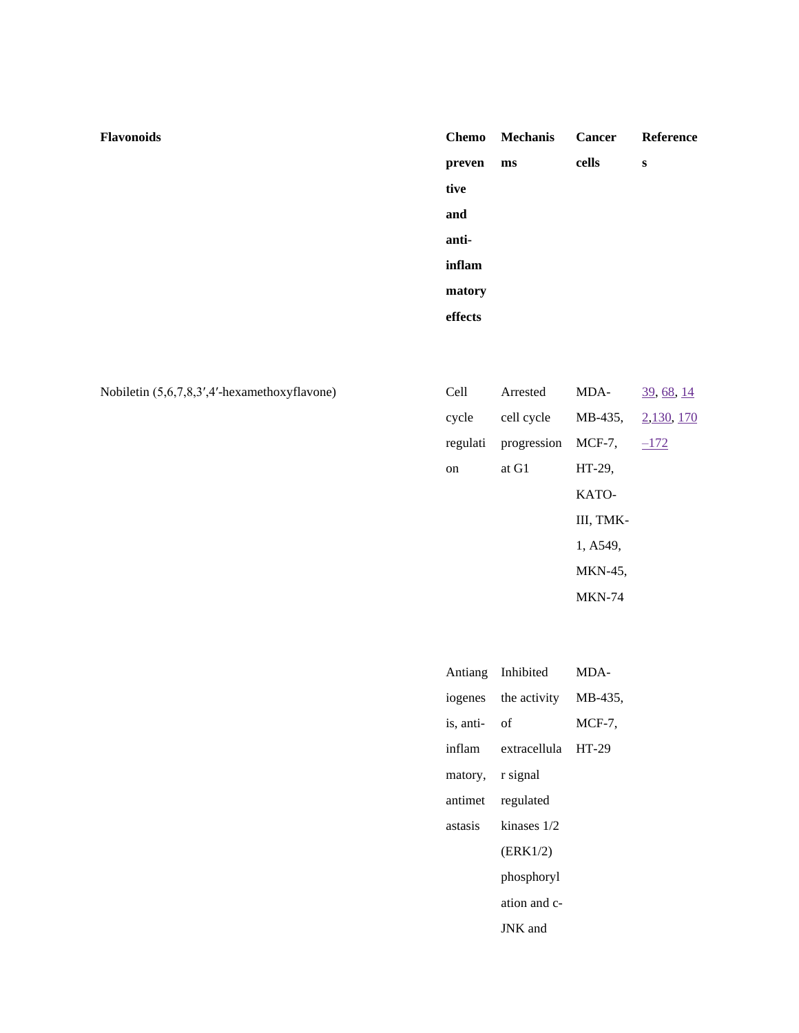| Flavonoids | Chemopreventive and anti-inflammatory effects | Mechanisms | Cancer cells | References |
| --- | --- | --- | --- | --- |
| Nobiletin (5,6,7,8,3′,4′-hexamethoxyflavone) | Cell cycle regulation | Arrested cell cycle progression at G1 | MDA-MB-435, MCF-7, HT-29, KATO-III, TMK-1, A549, MKN-45, MKN-74 | 39, 68, 142,130, 170–172 |
| | Antiangiogenesis, anti-inflammatory, antimetastasis | Inhibited the activity of extracellular signal regulated kinases 1/2 (ERK1/2) phosphorylation and c-JNK and | MDA-MB-435, MCF-7, HT-29 | |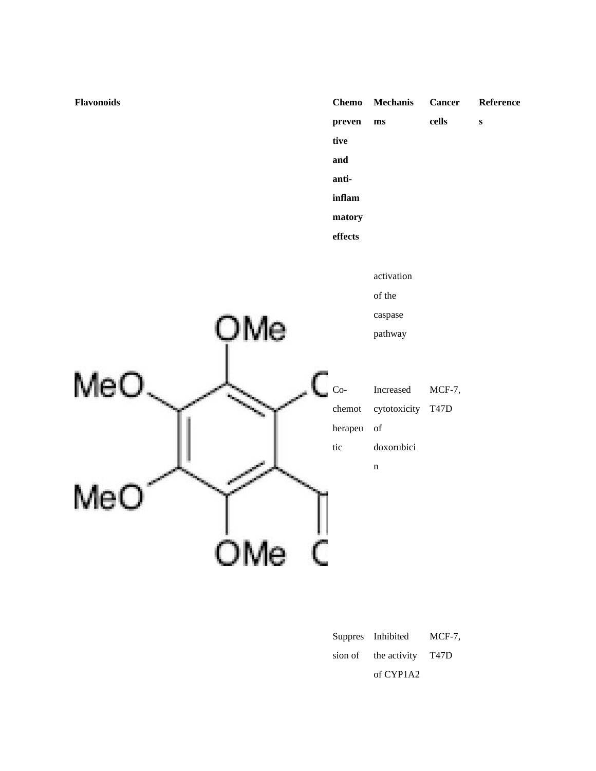| Flavonoids | Chemopreventive and anti-inflammatory effects | Mechanisms | Cancer cells | References |
|---|---|---|---|---|
| | | activation of the caspase pathway | | |
| | Co-chemotherapeutic | Increased cytotoxicity of doxorubicin | MCF-7, T47D | |
| | Suppression of | Inhibited the activity of CYP1A2 | MCF-7, T47D | |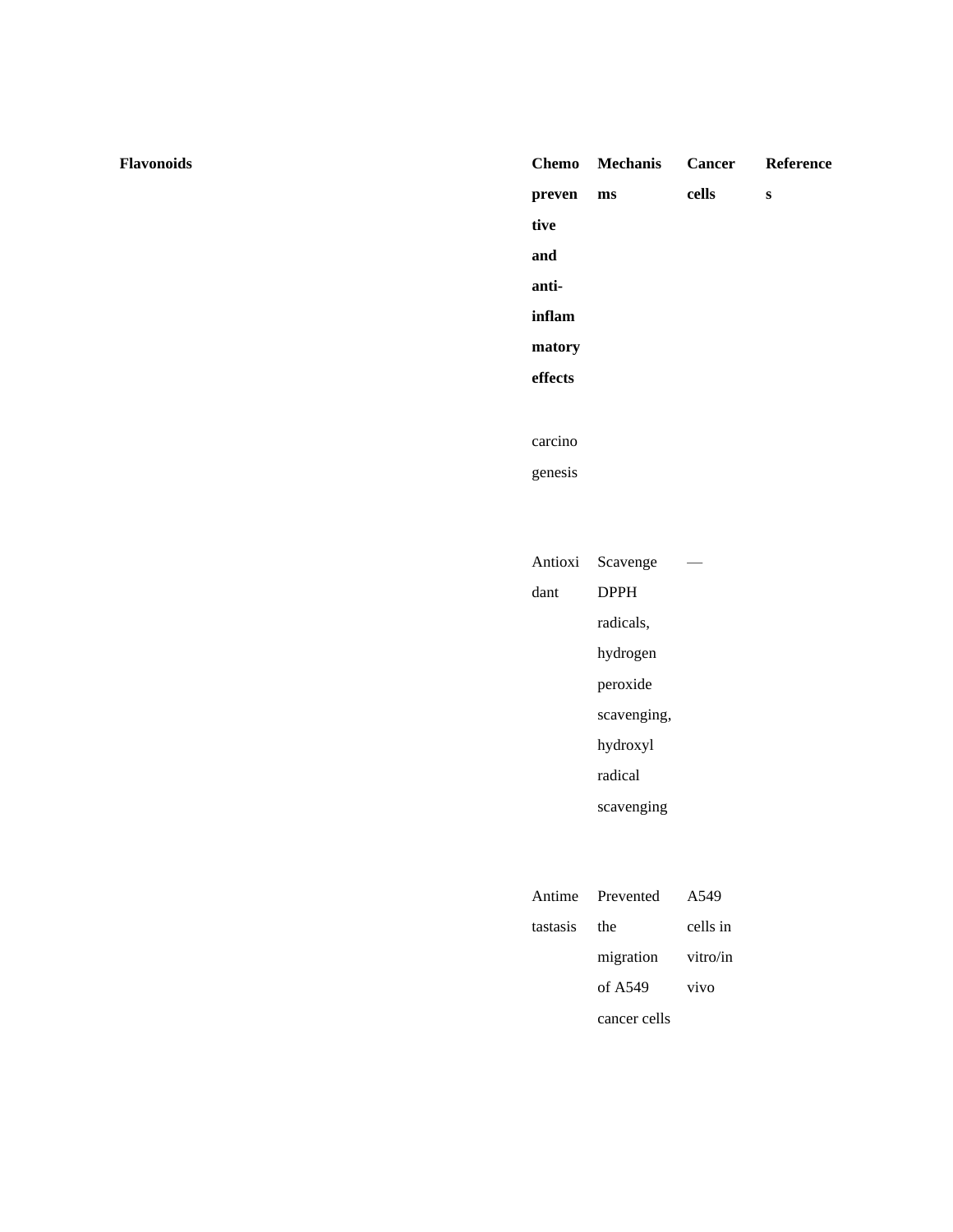| Flavonoids | Chemopreventive and anti-inflammatory effects | Mechanisms | Cancer cells | References |
|---|---|---|---|---|
| | carcinogenesis | | | |
| | Antioxidant | Scavenge DPPH radicals, hydrogen peroxide scavenging, hydroxyl radical scavenging | — | |
| | Antimetastasis | Prevented the migration of A549 cancer cells | A549 cells in vitro/in vivo | |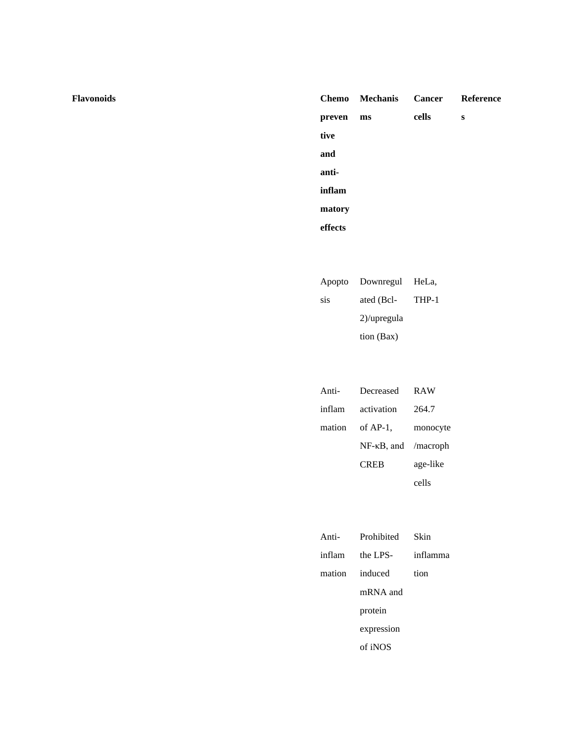| Flavonoids | Chemopreventive and anti-inflammatory effects | Mechanisms | Cancer cells | References |
|---|---|---|---|---|
| | Apoptosis | Downregulated (Bcl-2)/upregulation (Bax) | HeLa, THP-1 | |
| | Anti-inflammation | Decreased activation of AP-1, NF-κB, and CREB | RAW 264.7 monocyte/macrophage-like cells | |
| | Anti-inflammation | Prohibited the LPS-induced mRNA and protein expression of iNOS | Skin inflammation | |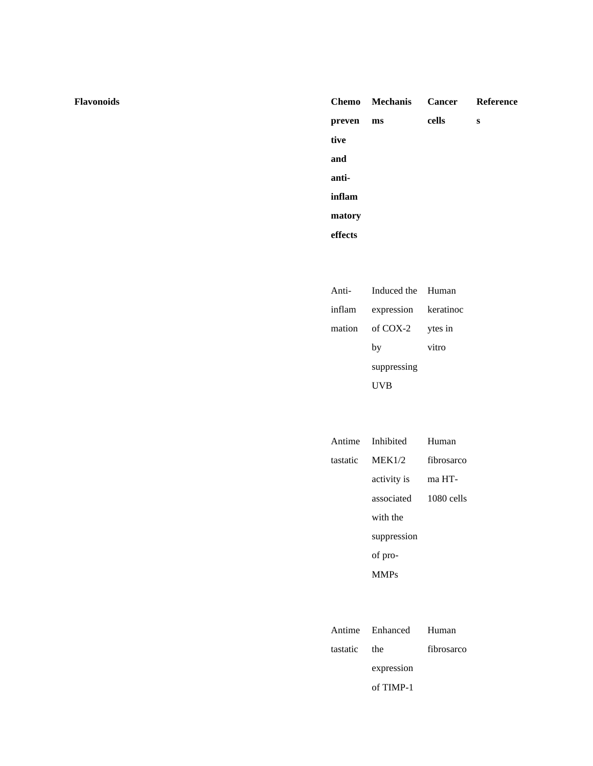| Flavonoids | Chemopreventive and anti-inflammatory effects | Mechanisms | Cancer cells | References |
|---|---|---|---|---|
| | Anti-inflammation | Induced the expression of COX-2 by suppressing UVB | Human keratinocytes in vitro | |
| | Antimetastatic | Inhibited MEK1/2 activity is associated with the suppression of pro-MMPs | Human fibrosarcoma HT-1080 cells | |
| | Antimetastatic | Enhanced the expression of TIMP-1 | Human fibrosarco | |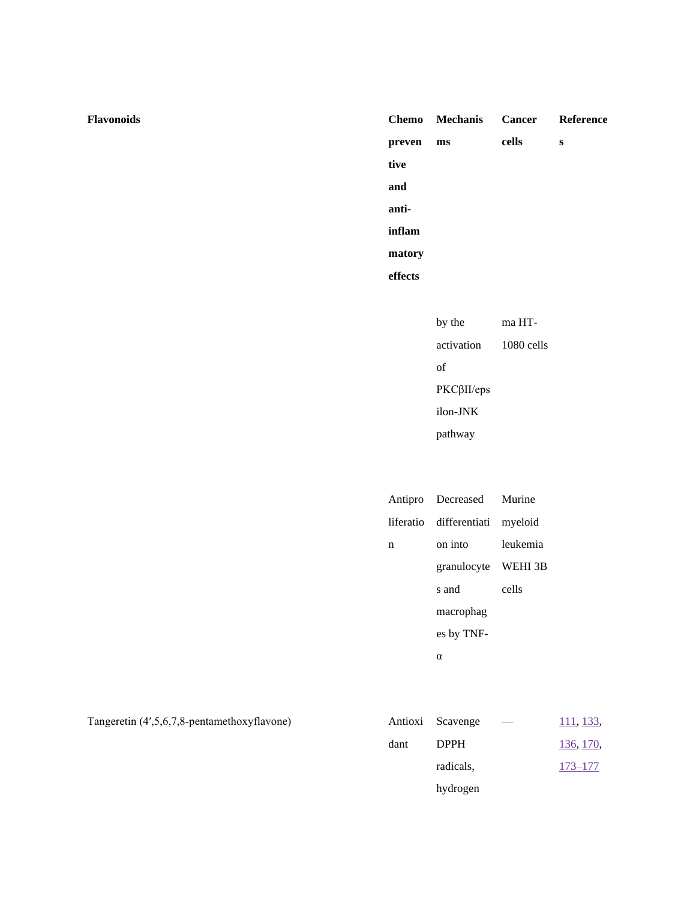| Flavonoids | Chemopreventive and anti-inflammatory effects | Mechanisms | Cancer cells | References |
|---|---|---|---|---|
| | | by the activation of PKCβII/epsilon-JNK pathway | ma HT-1080 cells | |
| | Antiproliferation | Decreased differentiation into granulocytes and macrophages by TNF-α | Murine myeloid leukemia WEHI 3B cells | |
| Tangeretin (4′,5,6,7,8-pentamethoxyflavone) | Antioxidant | Scavenge DPPH radicals, hydrogen | — | 111, 133, 136, 170, 173–177 |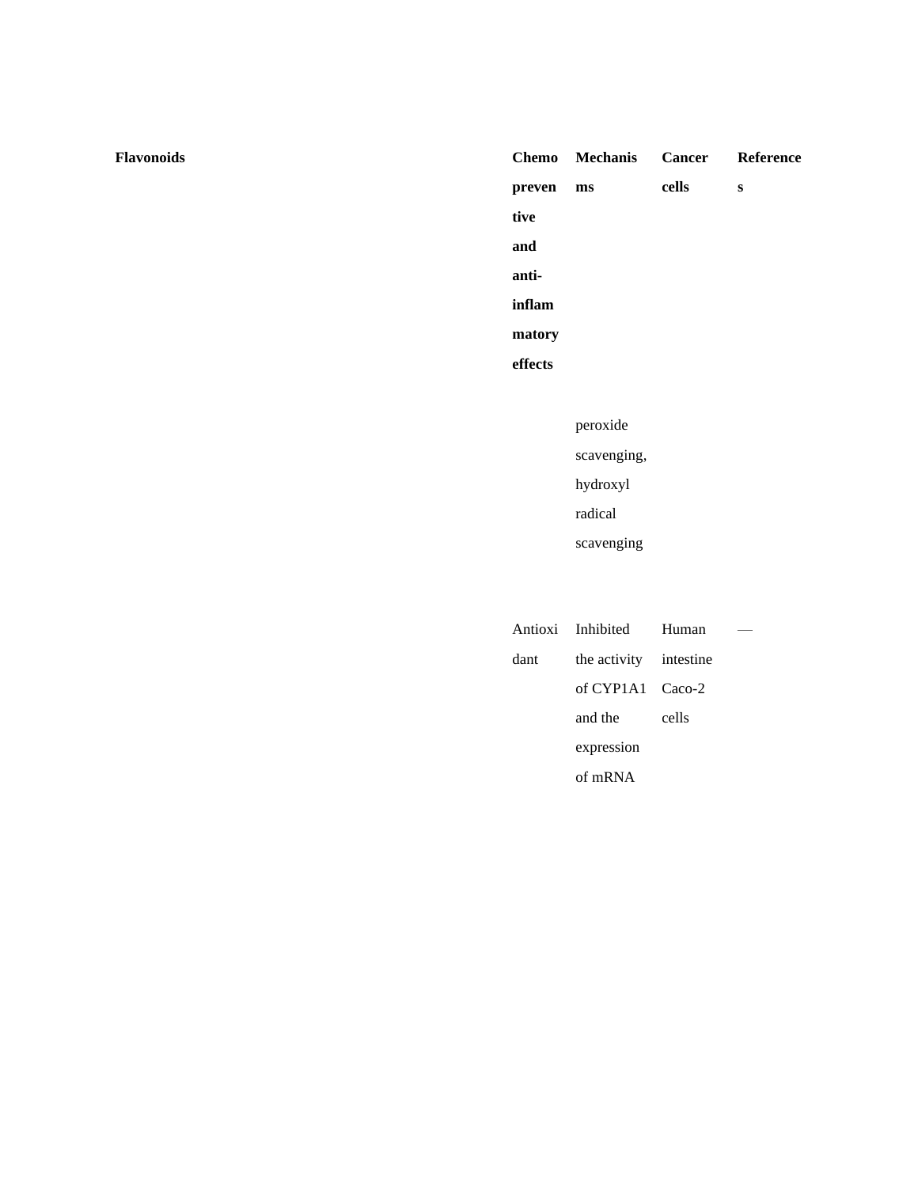| Flavonoids | Chemopreventive and anti-inflammatory effects | Mechanisms | Cancer cells | References |
| --- | --- | --- | --- | --- |
| | | peroxide scavenging, hydroxyl radical scavenging | | |
| | Antioxidant | Inhibited the activity of CYP1A1 and the expression of mRNA | Human intestine Caco-2 cells | — |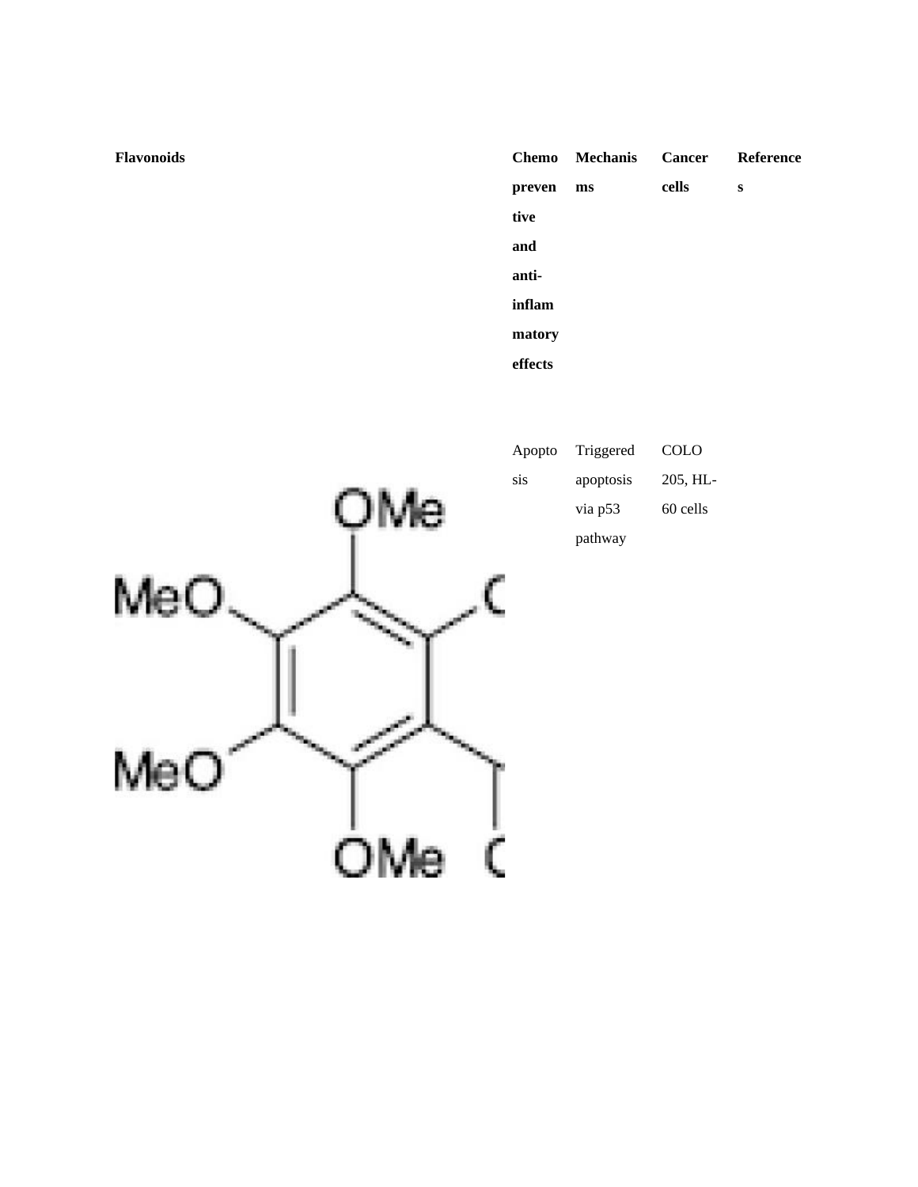| Flavonoids | Chemopreventive and anti-inflammatory effects | Mechanisms | Cancer cells | References |
|---|---|---|---|---|
| | Apoptosis | Triggered apoptosis via p53 pathway | COLO 205, HL-60 cells | |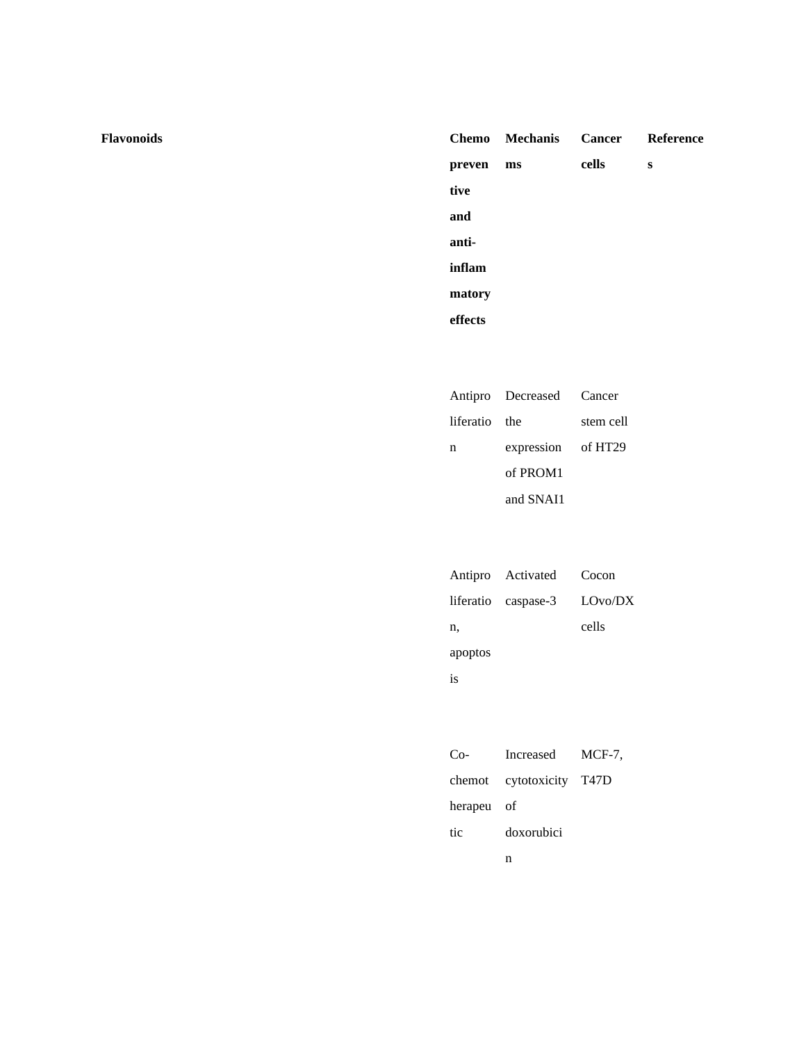| Flavonoids | Chemopreventive and anti-inflammatory effects | Mechanisms | Cancer cells | References |
|---|---|---|---|---|
| | Antiproliferation | Decreased the expression of PROM1 and SNAI1 | Cancer stem cell of HT29 | |
| | Antiproliferation, apoptosis | Activated caspase-3 | Cocon LOvo/DX cells | |
| | Co-chemotherapeutic | Increased cytotoxicity of doxorubicin | MCF-7, T47D | |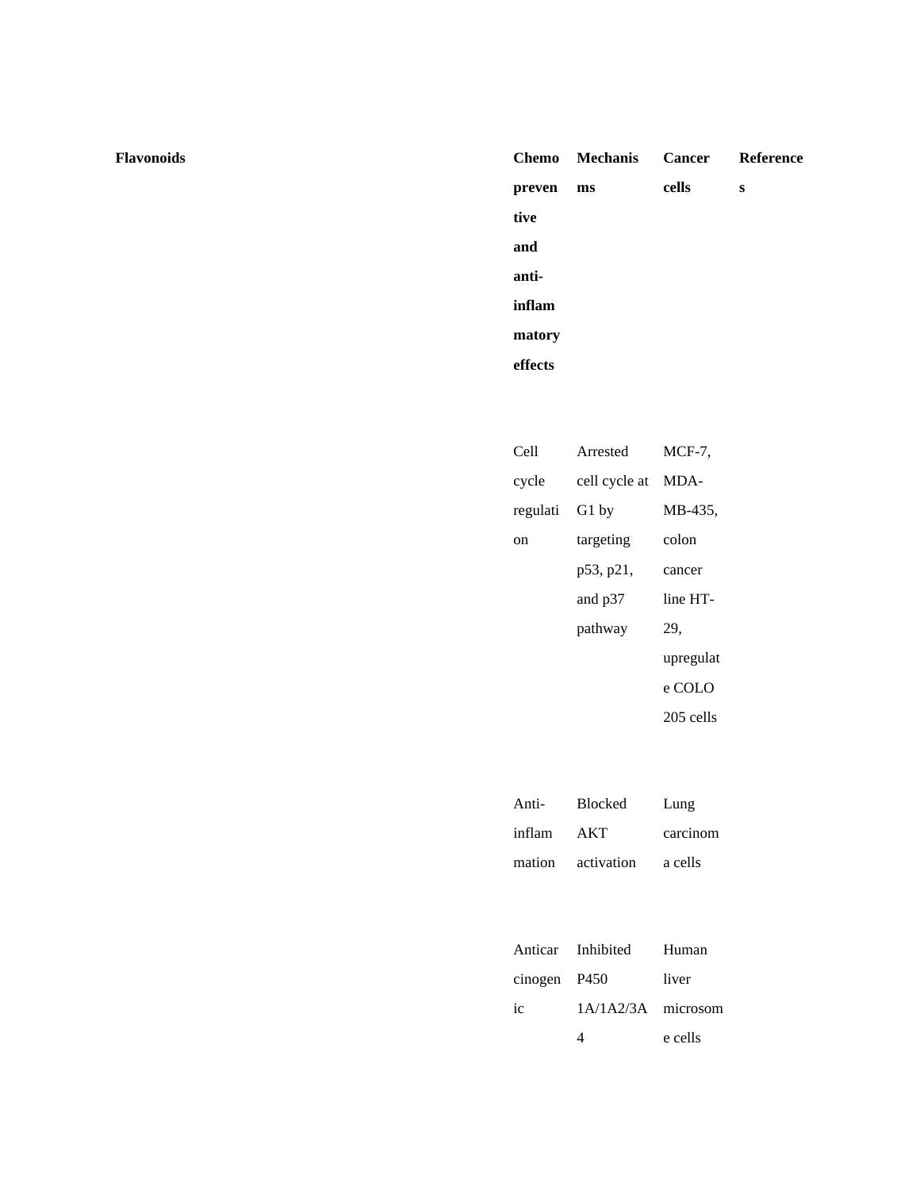| Flavonoids | Chemopreventive and anti-inflammatory effects | Mechanisms | Cancer cells | References |
|---|---|---|---|---|
| | Cell cycle regulation | Arrested cell cycle at G1 by targeting p53, p21, and p37 pathway | MCF-7, MDA-MB-435, colon cancer line HT-29, upregulate COLO 205 cells | |
| | Anti-inflammation | Blocked AKT activation | Lung carcinoma cells | |
| | Anticarcinogenic | Inhibited P450 1A/1A2/3A4 | Human liver microsome cells | |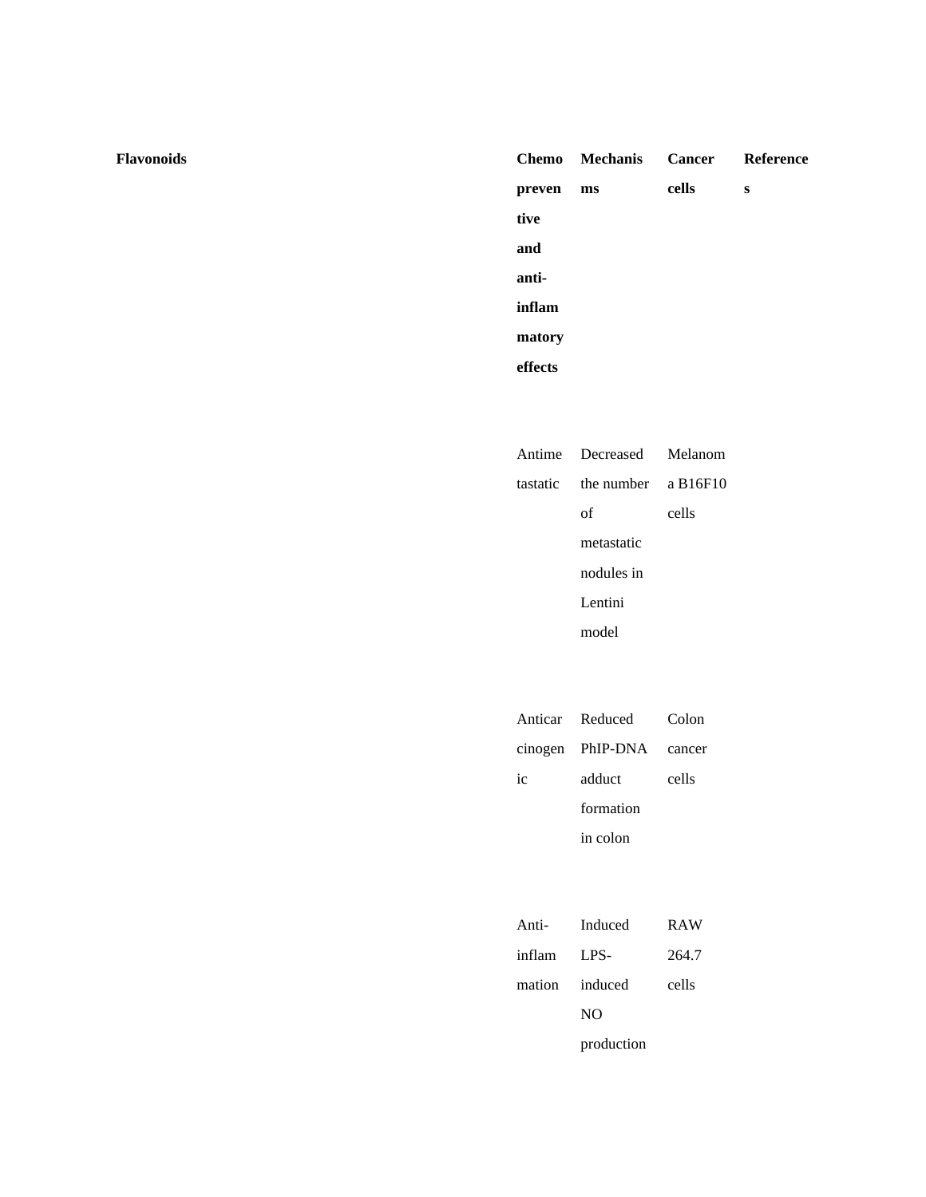| Flavonoids | Chemopreventive and anti-inflammatory effects | Mechanisms | Cancer cells | References |
|---|---|---|---|---|
| | Antimetastatic | Decreased the number of metastatic nodules in Lentini model | Melanoma B16F10 cells | |
| | Anticarcinogenic | Reduced PhIP-DNA adduct formation in colon | Colon cancer cells | |
| | Anti-inflammation | Induced LPS-induced NO production | RAW 264.7 cells | |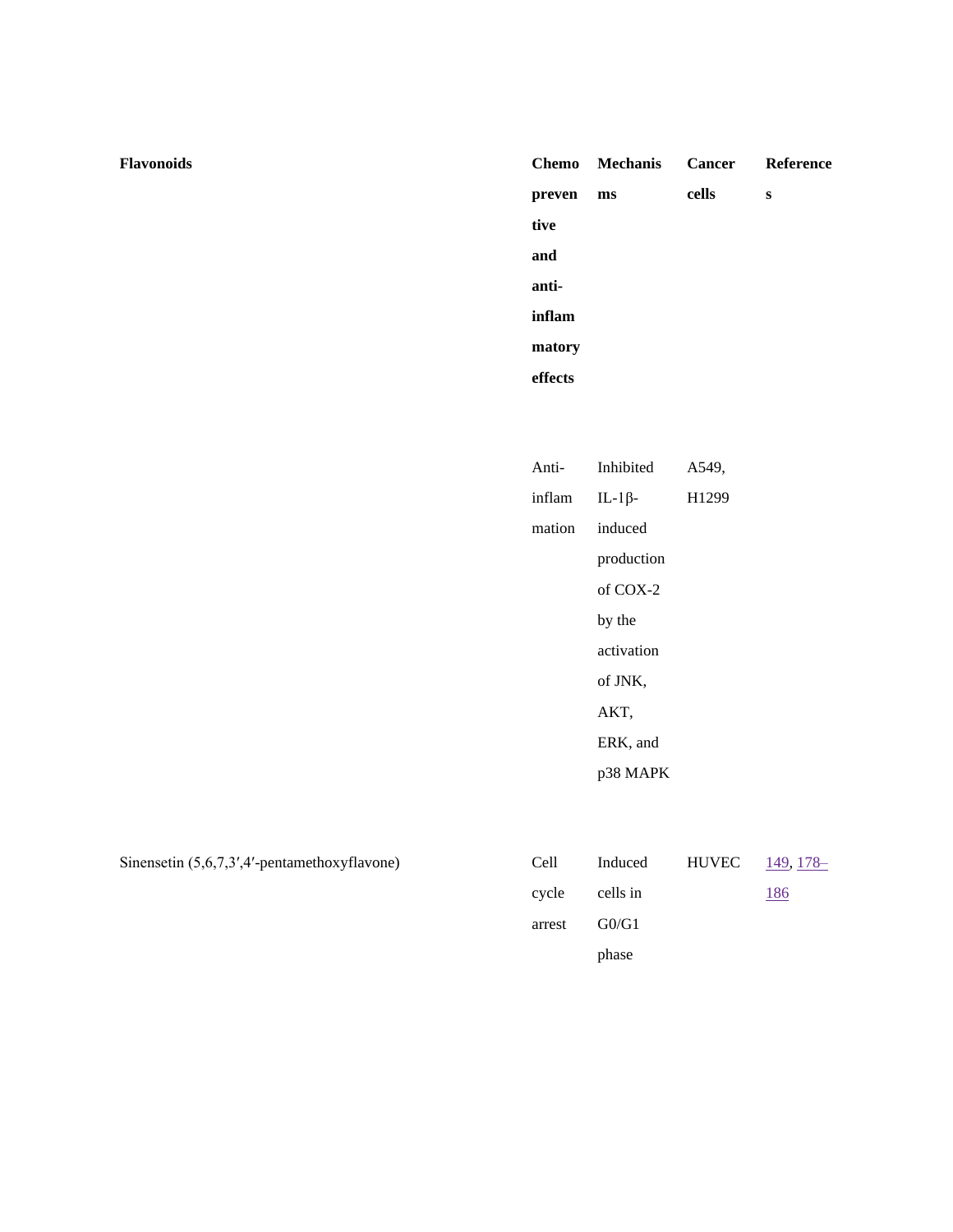| Flavonoids | Chemopreventive and anti-inflammatory effects | Mechanisms | Cancer cells | References |
|---|---|---|---|---|
| | Anti-inflammation | Inhibited IL-1β-induced production of COX-2 by the activation of JNK, AKT, ERK, and p38 MAPK | A549, H1299 | |
| Sinensetin (5,6,7,3′,4′-pentamethoxyflavone) | Cell cycle arrest | Induced cells in G0/G1 phase | HUVEC | 149, 178–186 |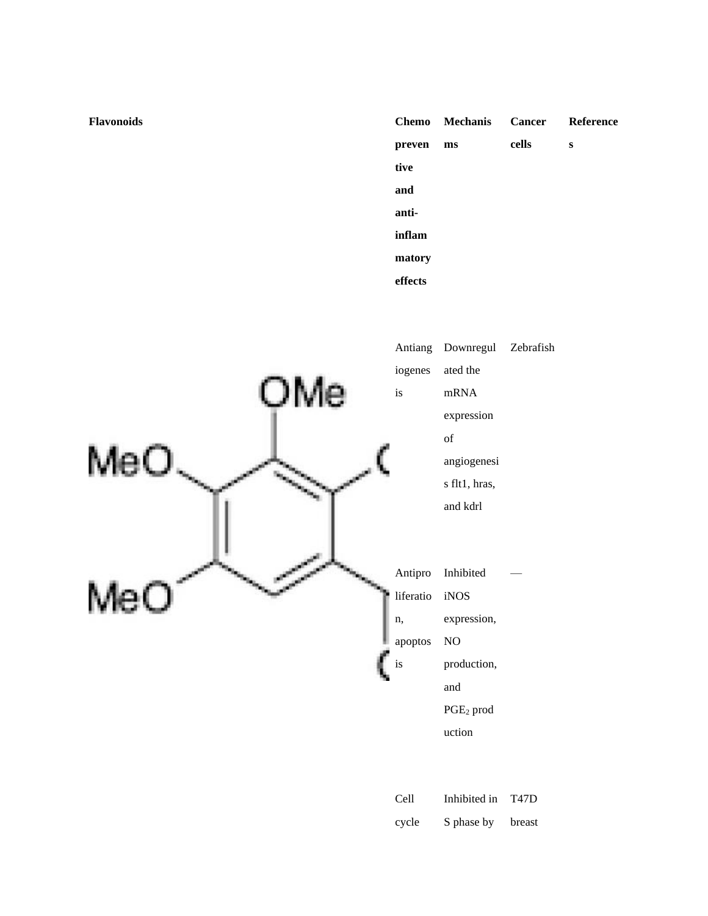| Flavonoids | Chemopreventive and anti-inflammatory effects | Mechanisms | Cancer cells | References |
|---|---|---|---|---|
| | Antiangiogenesis | Downregulated the mRNA expression of angiogenesis flt1, hras, and kdrl | Zebrafish | |
| | Antiproliferation, apoptosis | Inhibited iNOS expression, NO production, and $PGE_2$ production | — | |
| | Cell cycle | Inhibited in S phase by | T47D breast | |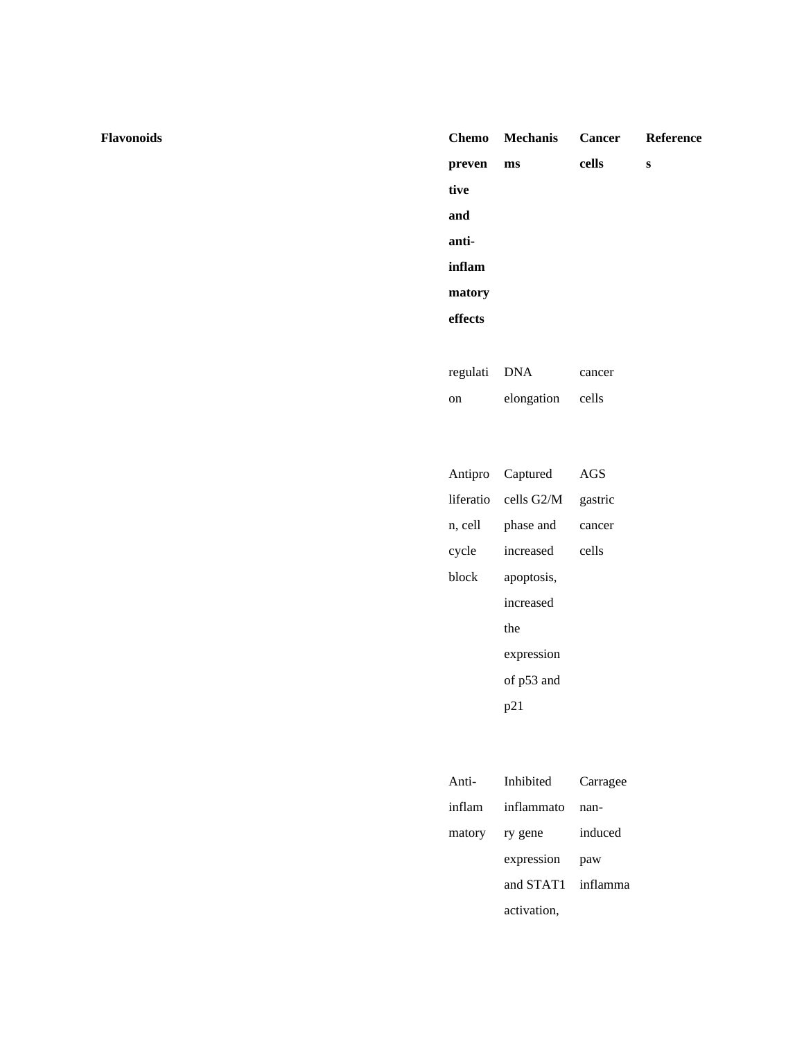| Flavonoids | Chemopreventive and anti-inflammatory effects | Mechanisms | Cancer cells | References |
|---|---|---|---|---|
| | regulation | DNA elongation | cancer cells | |
| | Antiproliferation, cell cycle block | Captured cells G2/M phase and increased apoptosis, increased the expression of p53 and p21 | AGS gastric cancer cells | |
| | Anti-inflammatory | Inhibited inflammatory gene expression and STAT1 activation, | Carrageenan-induced paw inflamma | |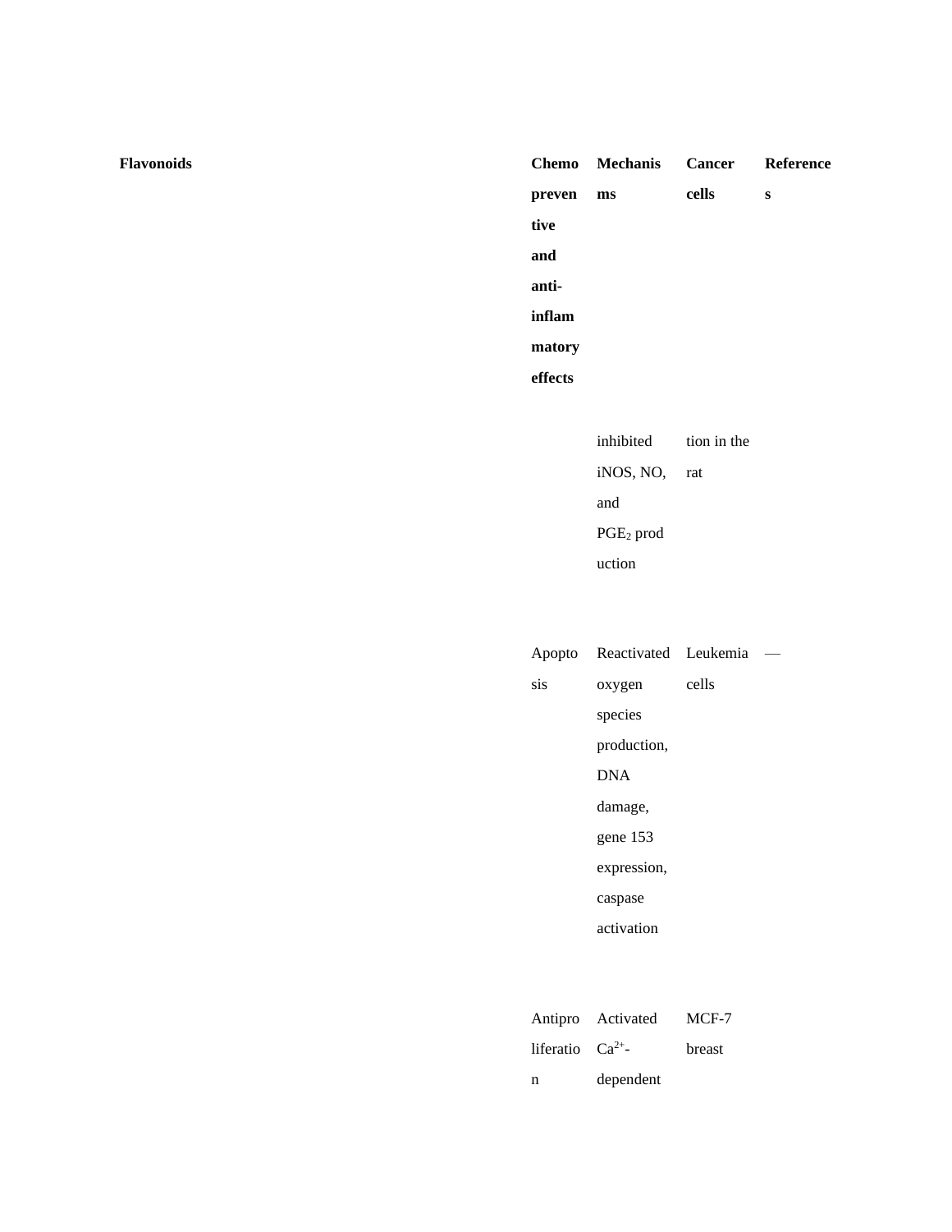| Flavonoids | Chemopreventive and anti-inflammatory effects | Mechanisms | Cancer cells | References |
|---|---|---|---|---|
| | | inhibited iNOS, NO, and $PGE_2$ production | tion in the rat | |
| | Apoptosis | Reactivated oxygen species production, DNA damage, gene 153 expression, caspase activation | Leukemia cells | — |
| | Antiproliferation | Activated $Ca^{2+}$-dependent | MCF-7 breast | |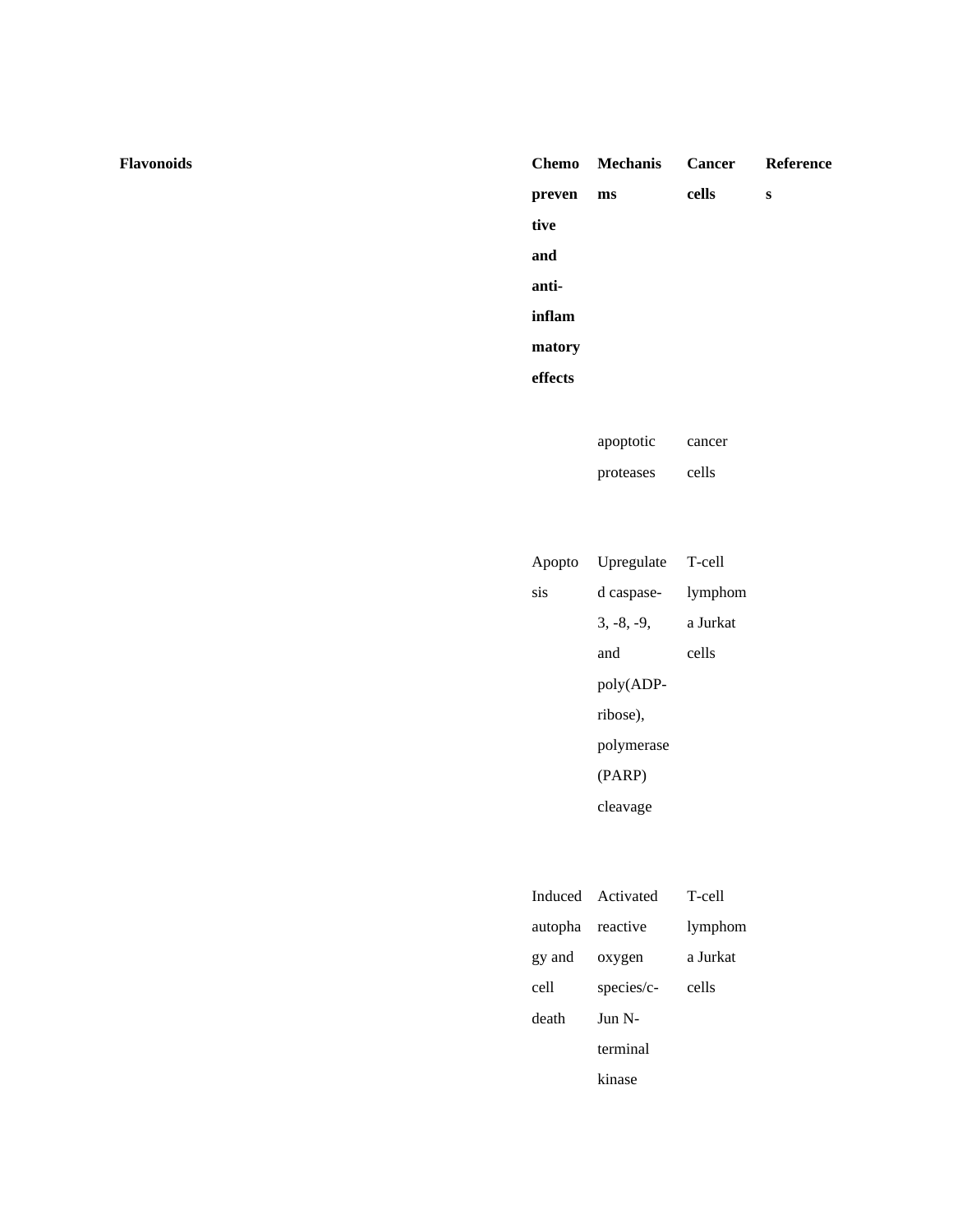| Flavonoids | Chemopreventive and anti-inflammatory effects | Mechanisms | Cancer cells | References |
|---|---|---|---|---|
| | | apoptotic proteases | cancer cells | |
| | Apoptosis | Upregulated caspase-3, -8, -9, and poly(ADP-ribose), polymerase (PARP) cleavage | T-cell lymphoma Jurkat cells | |
| | Induced autophagy and cell death | Activated reactive oxygen species/c-Jun N-terminal kinase | T-cell lymphoma Jurkat cells | |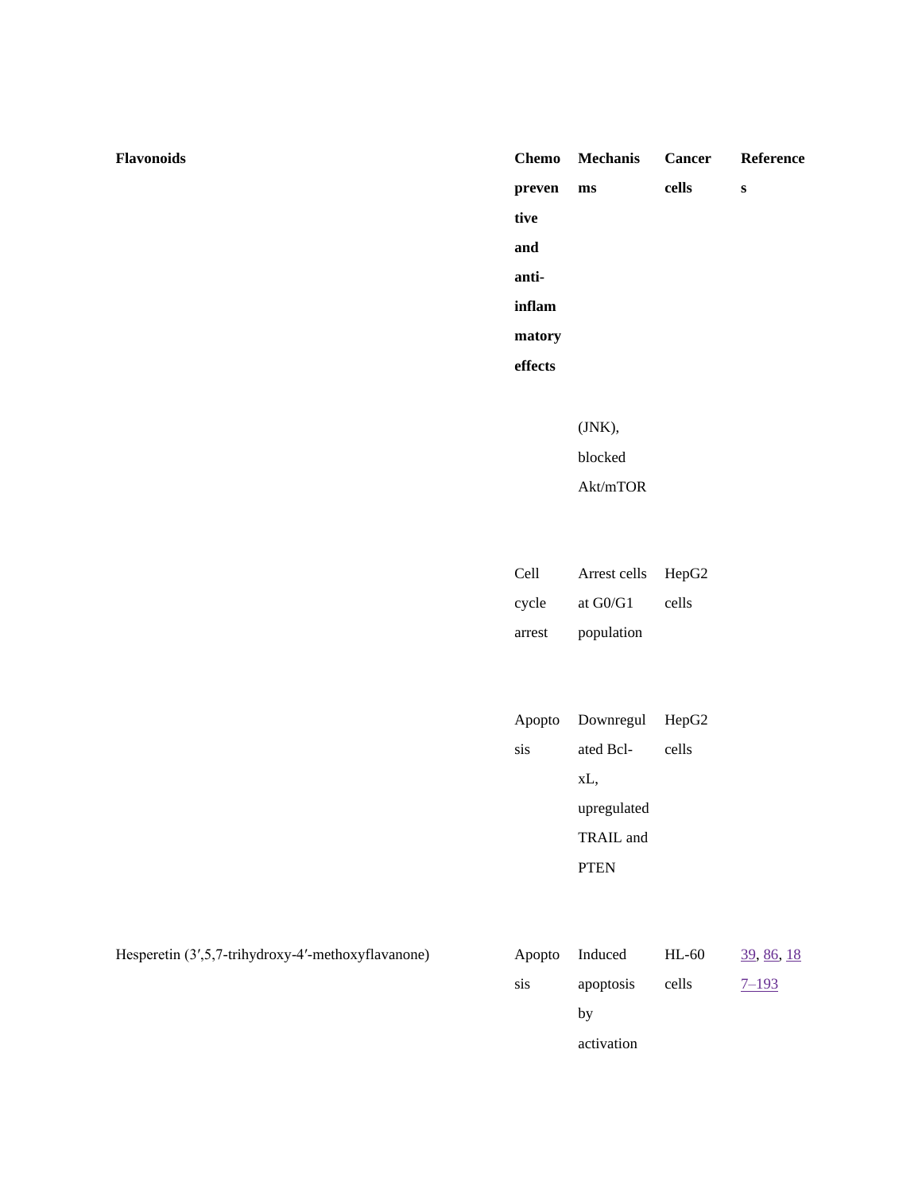| Flavonoids | Chemopreventive and anti-inflammatory effects | Mechanisms | Cancer cells | References |
|---|---|---|---|---|
| | | (JNK), blocked Akt/mTOR | | |
| | Cell cycle arrest | Arrest cells at G0/G1 population | HepG2 cells | |
| | Apoptosis | Downregulated Bcl-xL, upregulated TRAIL and PTEN | HepG2 cells | |
| Hesperetin (3′,5,7-trihydroxy-4′-methoxyflavanone) | Apoptosis | Induced apoptosis by activation | HL-60 cells | 39, 86, 187–193 |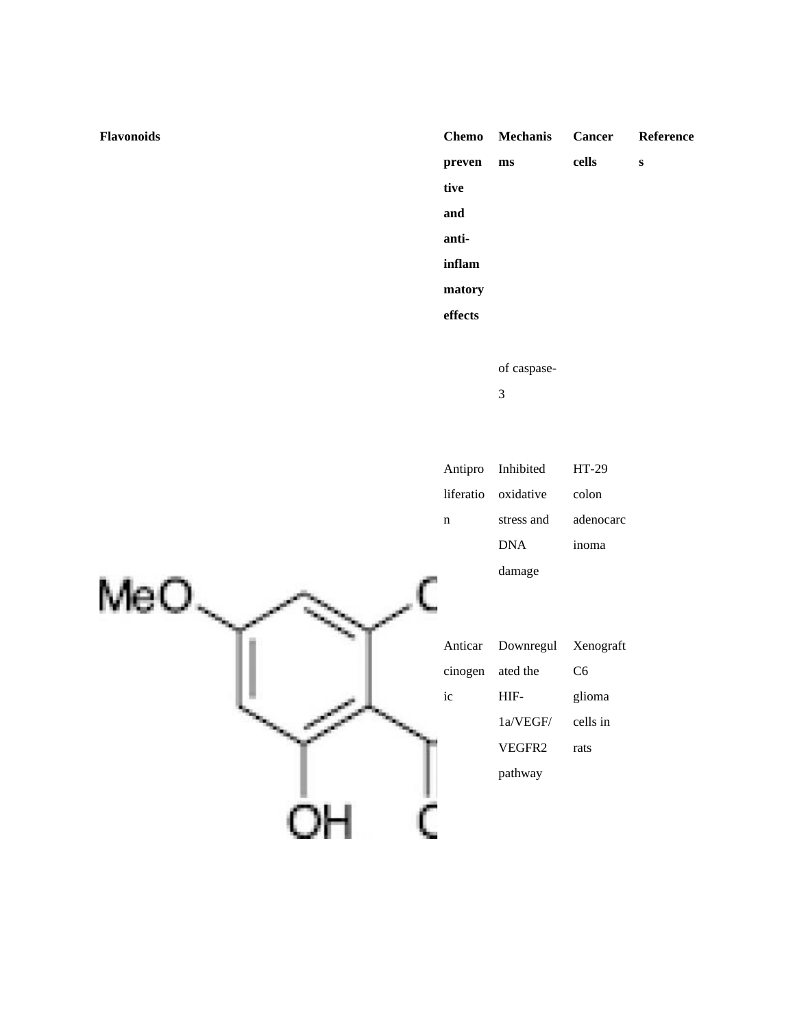| Flavonoids | Chemopreventive and anti-inflammatory effects | Mechanisms | Cancer cells | References |
|---|---|---|---|---|
| | | of caspase-3 | | |
| | Antiproliferation | Inhibited oxidative stress and DNA damage | HT-29 colon adenocarcinoma | |
| MeO ... OH | Anticarcinogenic | Downregulated the HIF-1a/VEGF/VEGFR2 pathway | Xenograft C6 glioma cells in rats | |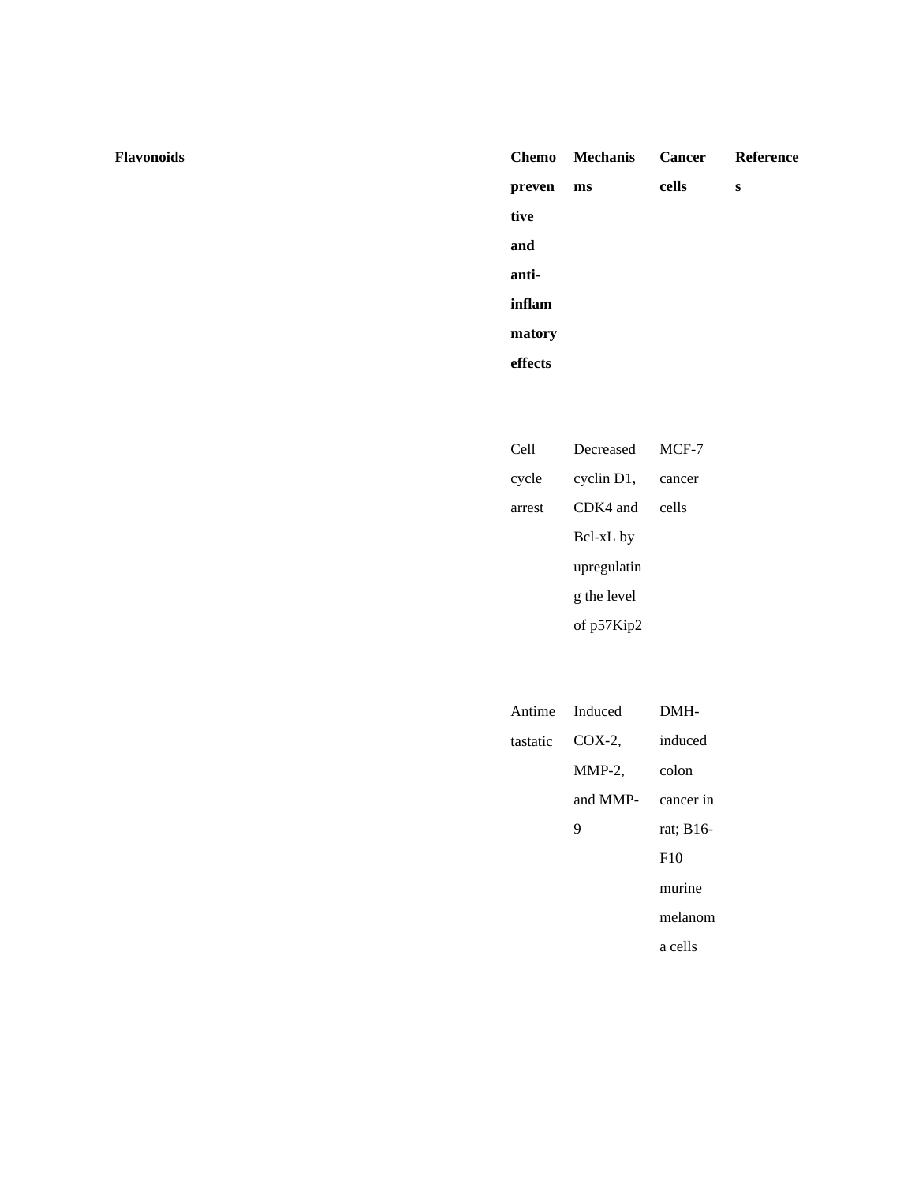| Flavonoids | Chemopreventive and anti-inflammatory effects | Mechanisms | Cancer cells | References |
|---|---|---|---|---|
| | Cell cycle arrest | Decreased cyclin D1, CDK4 and Bcl-xL by upregulating the level of p57Kip2 | MCF-7 cancer cells | |
| | Antimetastatic | Induced COX-2, MMP-2, and MMP-9 | DMH-induced colon cancer in rat; B16-F10 murine melanoma cells | |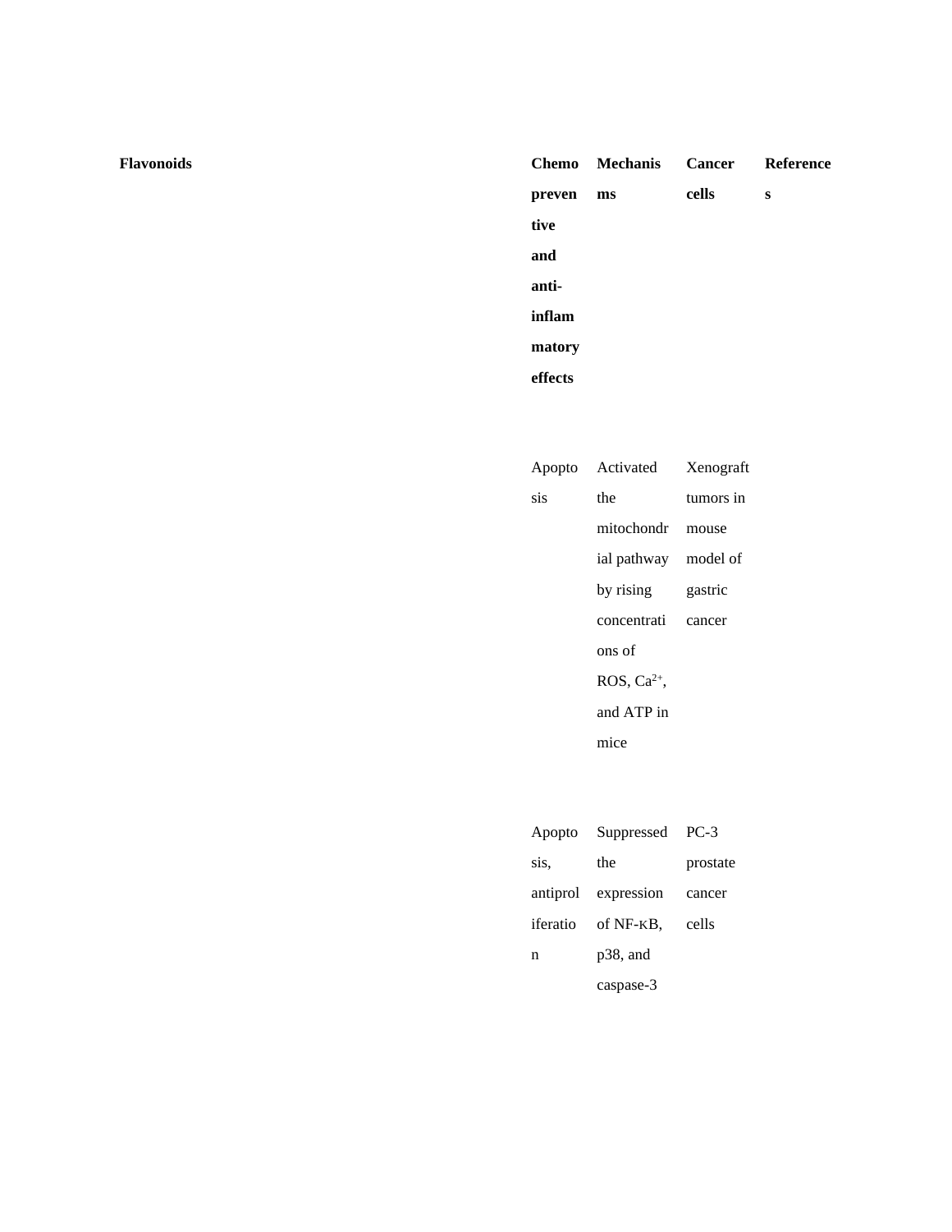| Flavonoids | Chemopreventive and anti-inflammatory effects | Mechanisms | Cancer cells | References |
|---|---|---|---|---|
| | Apoptosis | Activated the mitochondrial pathway by rising concentrations of ROS, $Ca^{2+}$, and ATP in mice | Xenograft tumors in mouse model of gastric cancer | |
| | Apoptosis, antiproliferation | Suppressed the expression of NF-κB, p38, and caspase-3 | PC-3 prostate cancer cells | |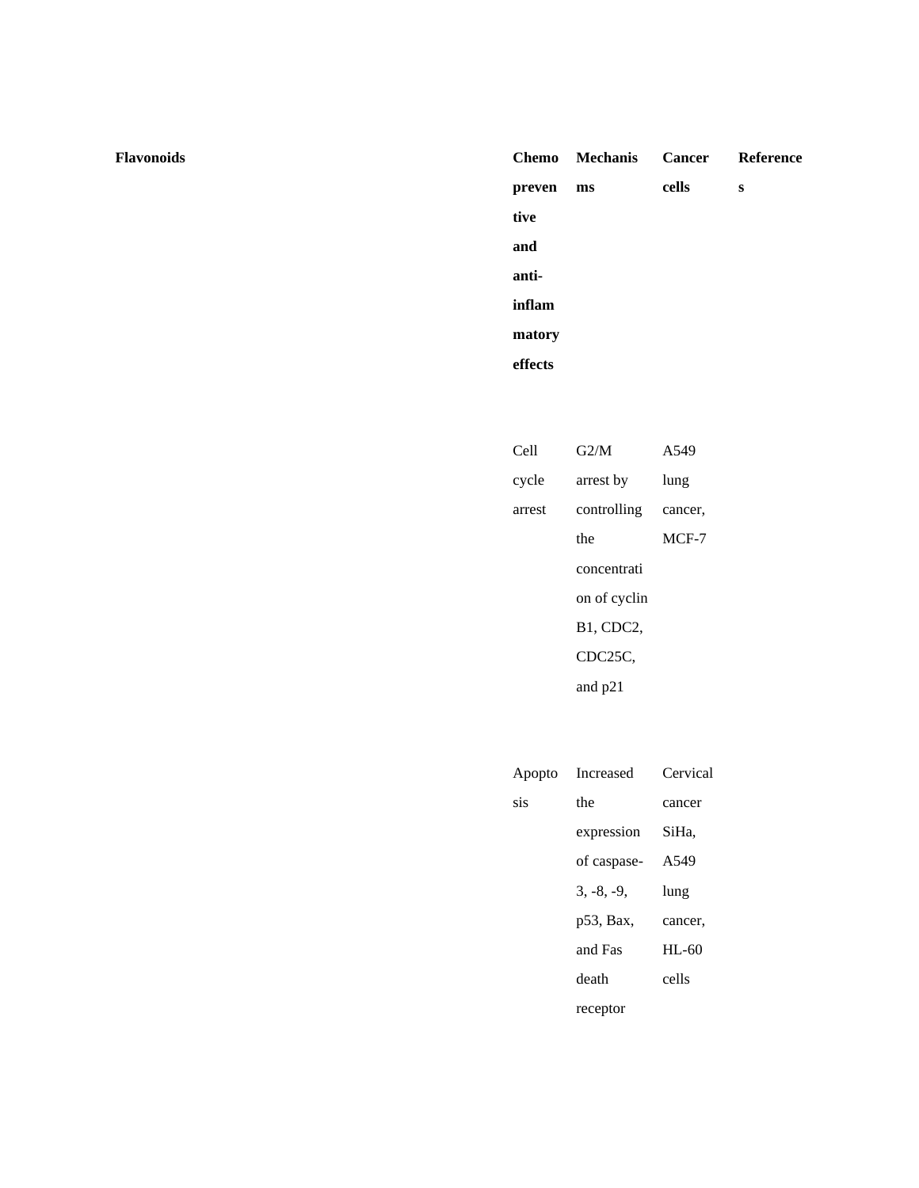| Flavonoids | Chemopreventive and anti-inflammatory effects | Mechanisms | Cancer cells | References |
|---|---|---|---|---|
| | Cell cycle arrest | G2/M arrest by controlling the concentration of cyclin B1, CDC2, CDC25C, and p21 | A549 lung cancer, MCF-7 | |
| | Apoptosis | Increased the expression of caspase-3, -8, -9, p53, Bax, and Fas death receptor | Cervical cancer SiHa, A549 lung cancer, HL-60 cells | |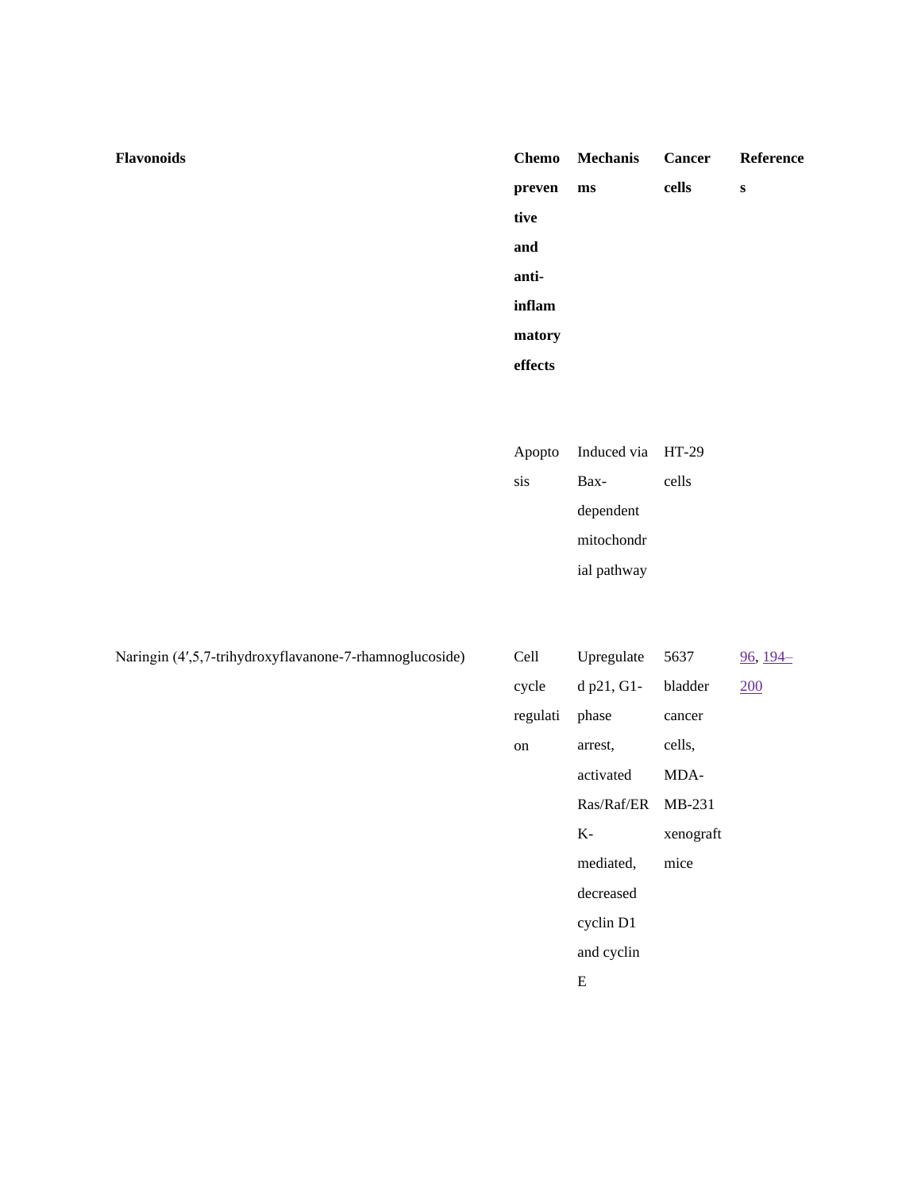| Flavonoids | Chemopreventive and anti-inflammatory effects | Mechanisms | Cancer cells | References |
|---|---|---|---|---|
| | Apoptosis | Induced via Bax-dependent mitochondrial pathway | HT-29 cells | |
| Naringin (4′,5,7-trihydroxyflavanone-7-rhamnoglucoside) | Cell cycle regulation | Upregulated p21, G1-phase arrest, activated Ras/Raf/ERK-mediated, decreased cyclin D1 and cyclin E | 5637 bladder cancer cells, MDA-MB-231 xenograft mice | 96, 194–200 |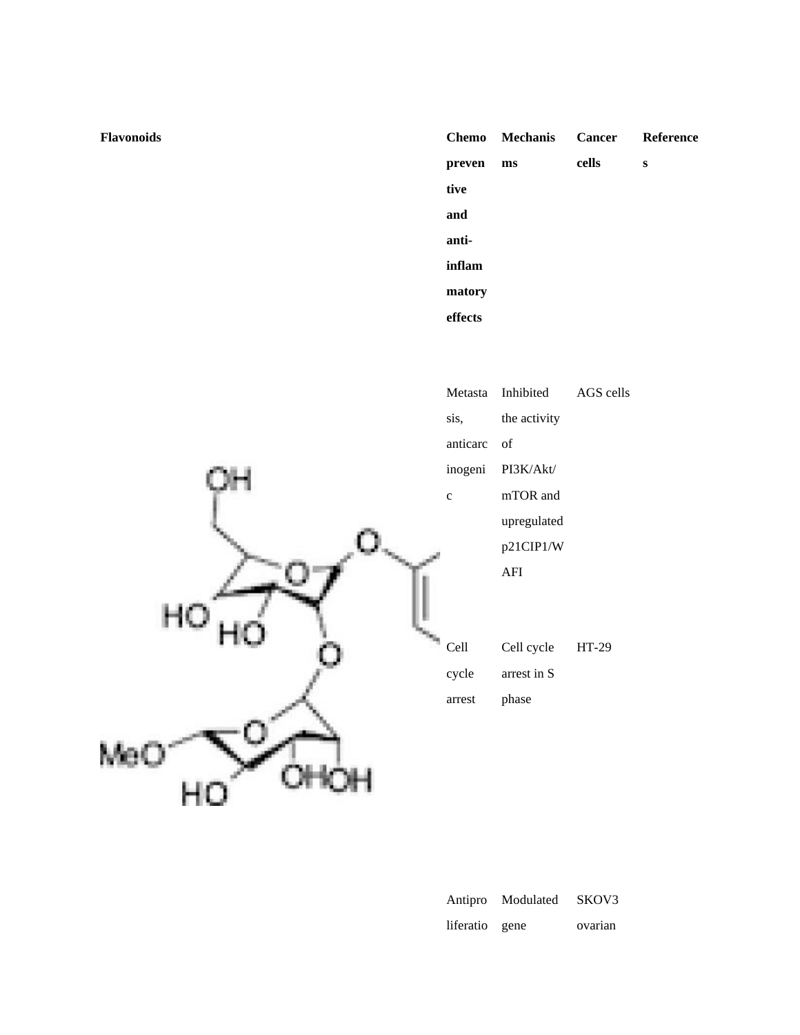| Flavonoids | Chemopreventive and anti-inflammatory effects | Mechanisms | Cancer cells | References |
|---|---|---|---|---|
| | Metastasis, anticarcinogenic | Inhibited the activity of PI3K/Akt/mTOR and upregulated p21CIP1/WAFI | AGS cells | |
| | Cell cycle arrest | Cell cycle arrest in S phase | HT-29 | |
| | Antiproliferatio | Modulated gene | SKOV3 ovarian | |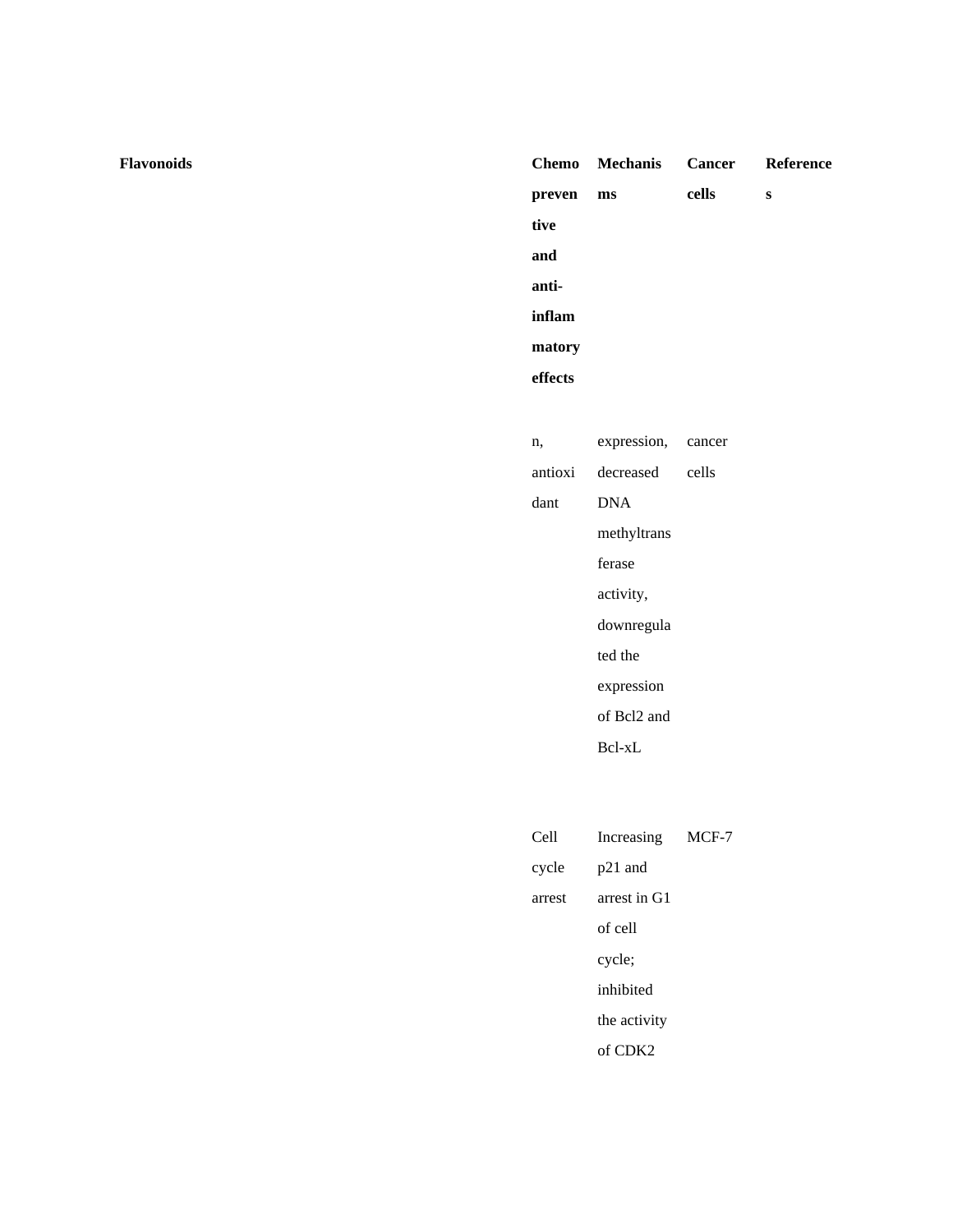| Flavonoids | Chemopreventive and anti-inflammatory effects | Mechanisms | Cancer cells | References |
|---|---|---|---|---|
| | n, antioxidant | expression, decreased DNA methyltransferase activity, downregulated the expression of Bcl2 and Bcl-xL | cancer cells | |
| | Cell cycle arrest | Increasing p21 and arrest in G1 of cell cycle; inhibited the activity of CDK2 | MCF-7 | |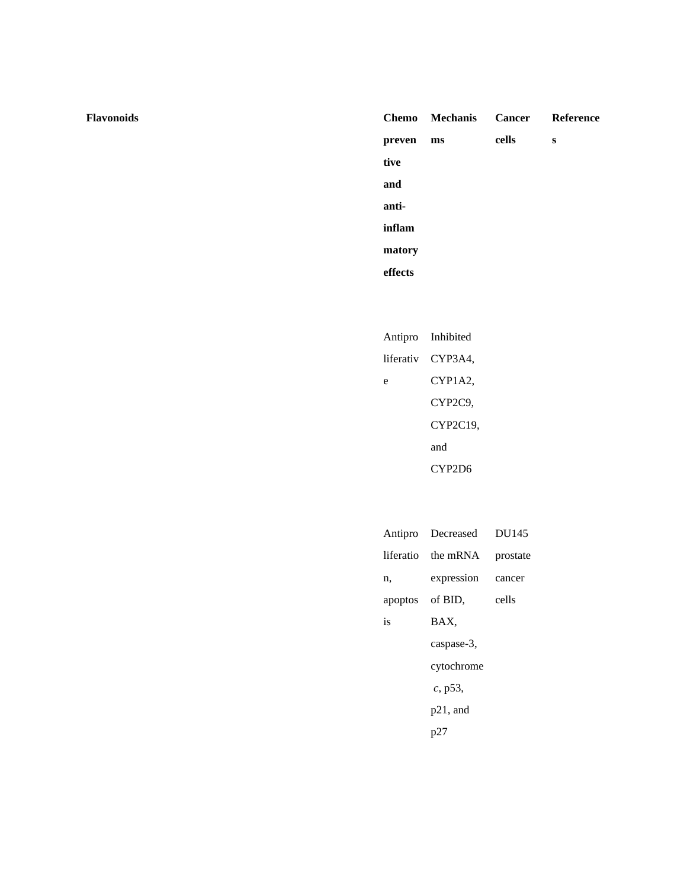| Flavonoids | Chemopreventive and anti-inflammatory effects | Mechanisms | Cancer cells | References |
|---|---|---|---|---|
| | Antiproliferative | Inhibited CYP3A4, CYP1A2, CYP2C9, CYP2C19, and CYP2D6 | | |
| | Antiproliferation, apoptosis | Decreased the mRNA expression of BID, BAX, caspase-3, cytochrome *c*, p53, p21, and p27 | DU145 prostate cancer cells | |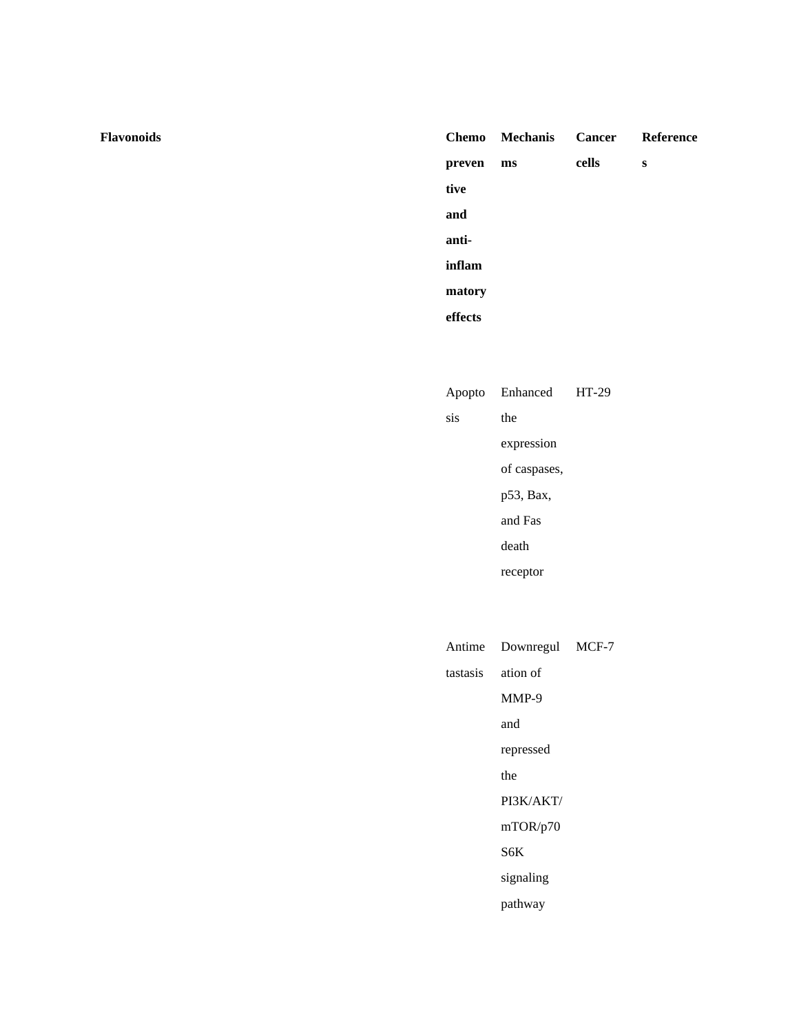| Flavonoids | Chemopreventive and anti-inflammatory effects | Mechanisms | Cancer cells | References |
|---|---|---|---|---|
| | Apoptosis | Enhanced the expression of caspases, p53, Bax, and Fas death receptor | HT-29 | |
| | Antimetastasis | Downregulation of MMP-9 and repressed the PI3K/AKT/mTOR/p70S6K signaling pathway | MCF-7 | |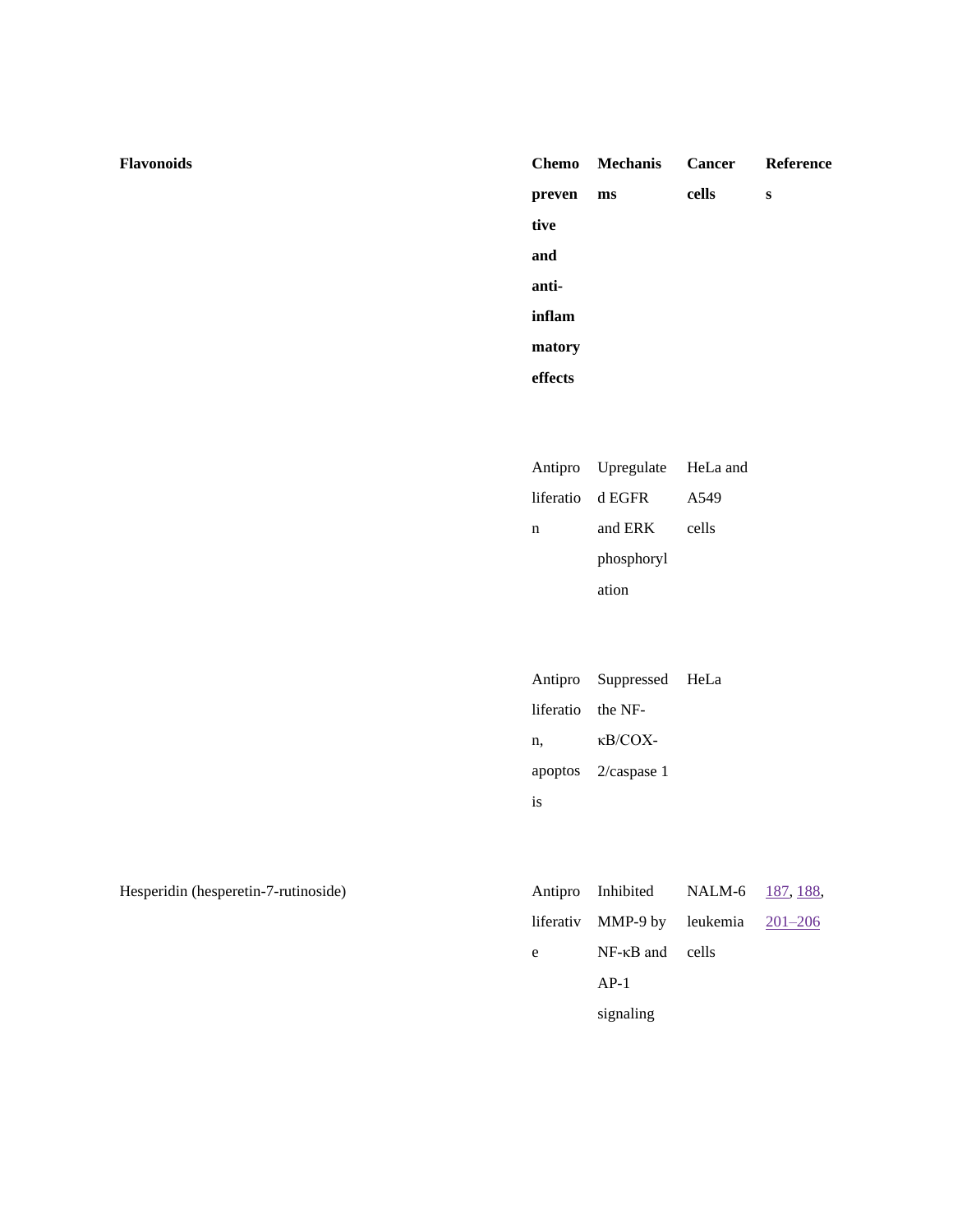| Flavonoids | Chemopreventive and anti-inflammatory effects | Mechanisms | Cancer cells | References |
|---|---|---|---|---|
| | Antiproliferation | Upregulated EGFR and ERK phosphorylation | HeLa and A549 cells | |
| | Antiproliferation, apoptosis | Suppressed the NF-κB/COX-2/caspase 1 | HeLa | |
| Hesperidin (hesperetin-7-rutinoside) | Antiproliferative | Inhibited MMP-9 by NF-κB and AP-1 signaling | NALM-6 leukemia cells | 187, 188, 201–206 |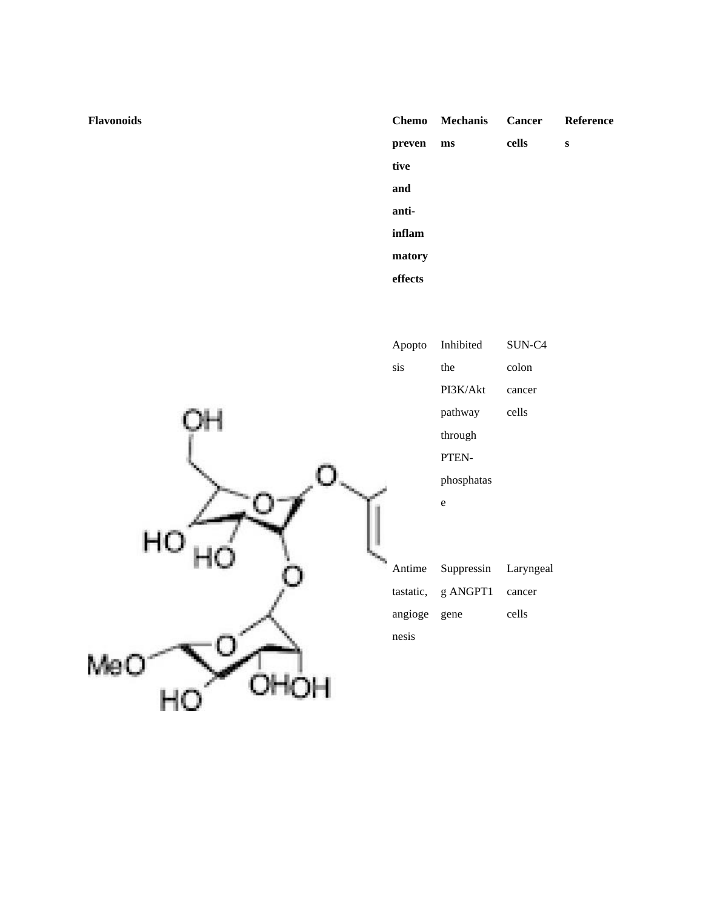| Flavonoids | Chemopreventive and anti-inflammatory effects | Mechanisms | Cancer cells | References |
|---|---|---|---|---|
| | Apoptosis | Inhibited the PI3K/Akt pathway through PTEN-phosphatase | SUN-C4 colon cancer cells | |
| | Antimetastatic, angiogenesis | Suppressing ANGPT1 gene | Laryngeal cancer cells | |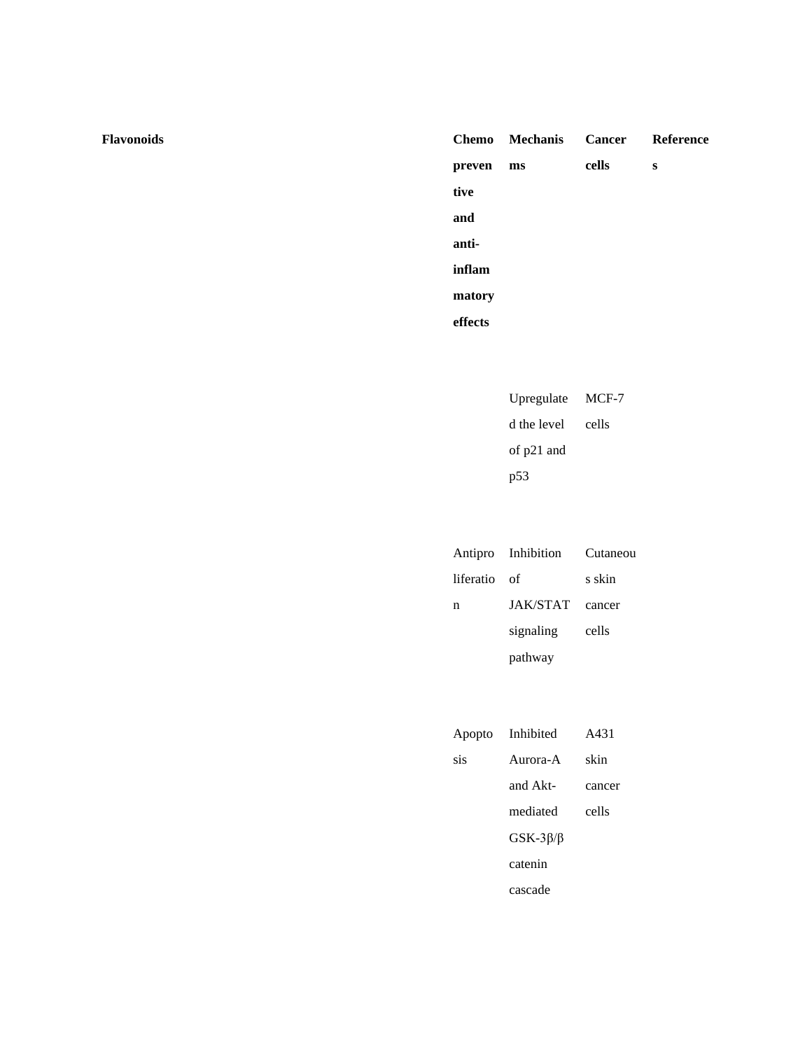| Flavonoids | Chemopreventive and anti-inflammatory effects | Mechanisms | Cancer cells | References |
|---|---|---|---|---|
| | | Upregulated the level of p21 and p53 | MCF-7 cells | |
| | Antiproliferation | Inhibition of JAK/STAT signaling pathway | Cutaneous skin cancer cells | |
| | Apoptosis | Inhibited Aurora-A and Akt-mediated GSK-3β/β catenin cascade | A431 skin cancer cells | |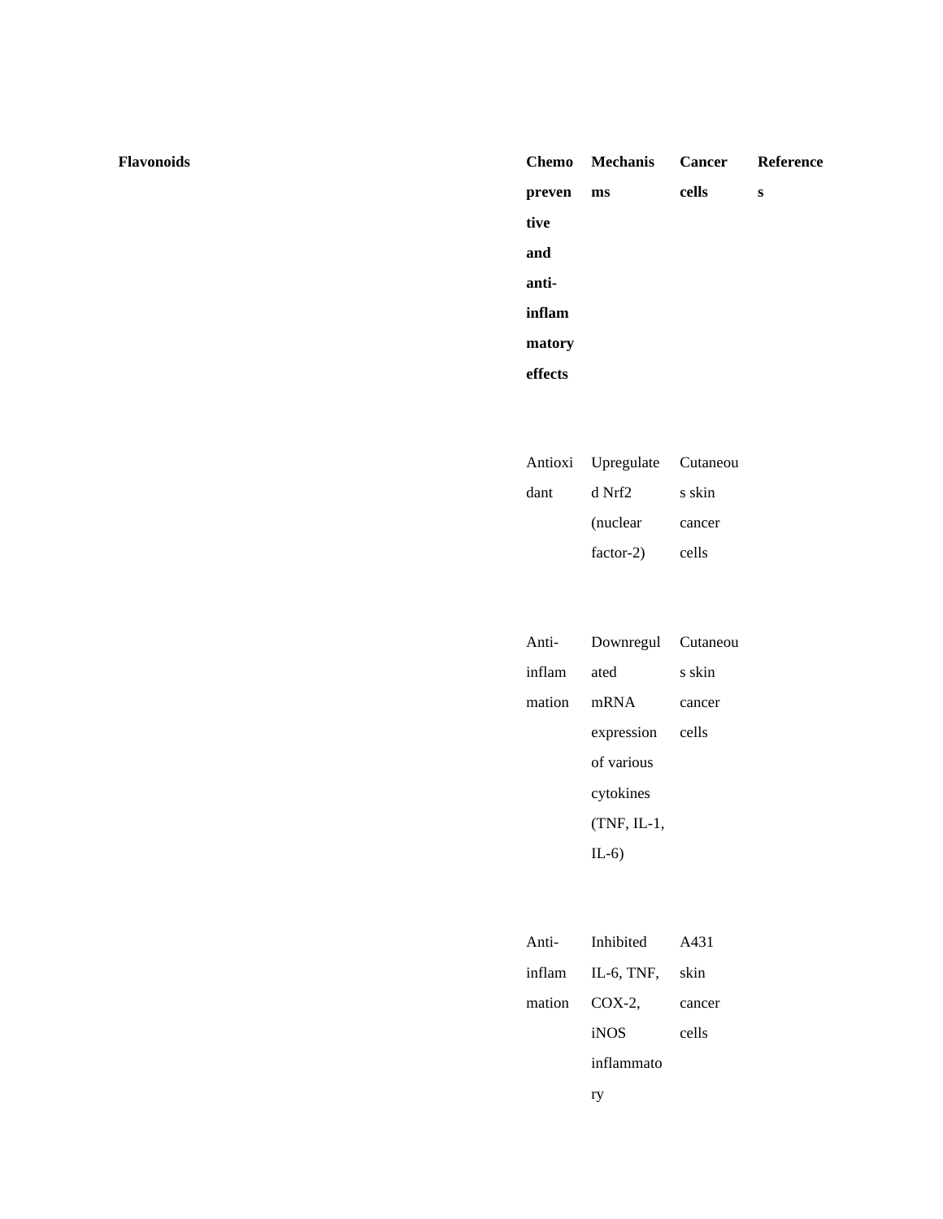| Flavonoids | Chemopreventive and anti-inflammatory effects | Mechanisms | Cancer cells | References |
|---|---|---|---|---|
| | Antioxidant | Upregulated Nrf2 (nuclear factor-2) | Cutaneous skin cancer cells | |
| | Anti-inflammation | Downregulated mRNA expression of various cytokines (TNF, IL-1, IL-6) | Cutaneous skin cancer cells | |
| | Anti-inflammation | Inhibited IL-6, TNF, COX-2, iNOS inflammatory | A431 skin cancer cells | |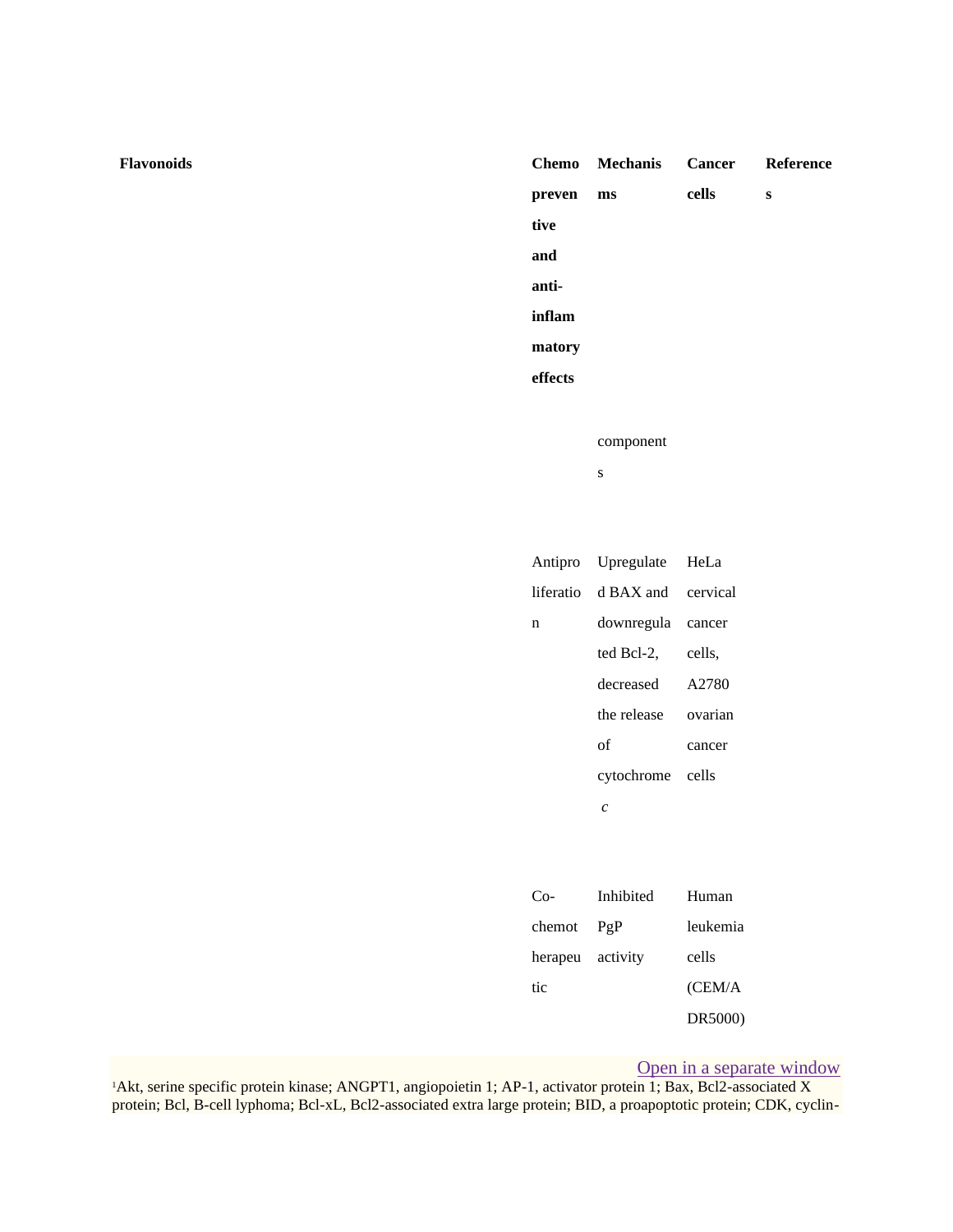| Flavonoids | Chemopreventive and anti-inflammatory effects | Mechanisms | Cancer cells | References |
|---|---|---|---|---|
| | | components | | |
| | Antiproliferation | Upregulated BAX and downregulated Bcl-2, decreased the release of cytochrome *c* | HeLa cervical cancer cells, A2780 ovarian cancer cells | |
| | Co-chemotherapeutic | Inhibited PgP activity | Human leukemia cells (CEM/ADR5000) | |

Open in a separate window

[1]Akt, serine specific protein kinase; ANGPT1, angiopoietin 1; AP-1, activator protein 1; Bax, Bcl2-associated X protein; Bcl, B-cell lyphoma; Bcl-xL, Bcl2-associated extra large protein; BID, a proapoptotic protein; CDK, cyclin-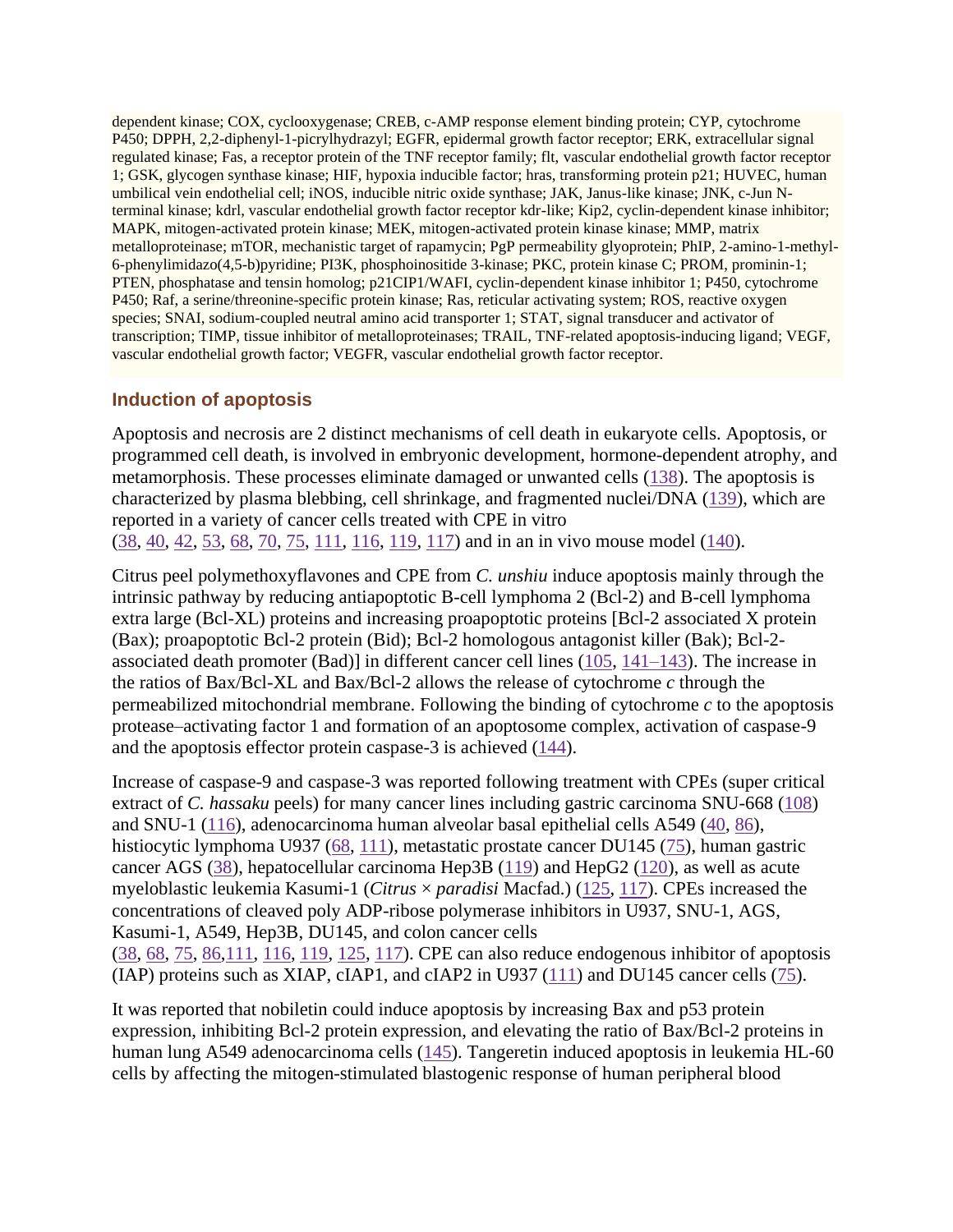dependent kinase; COX, cyclooxygenase; CREB, c-AMP response element binding protein; CYP, cytochrome P450; DPPH, 2,2-diphenyl-1-picrylhydrazyl; EGFR, epidermal growth factor receptor; ERK, extracellular signal regulated kinase; Fas, a receptor protein of the TNF receptor family; flt, vascular endothelial growth factor receptor 1; GSK, glycogen synthase kinase; HIF, hypoxia inducible factor; hras, transforming protein p21; HUVEC, human umbilical vein endothelial cell; iNOS, inducible nitric oxide synthase; JAK, Janus-like kinase; JNK, c-Jun N-terminal kinase; kdrl, vascular endothelial growth factor receptor kdr-like; Kip2, cyclin-dependent kinase inhibitor; MAPK, mitogen-activated protein kinase; MEK, mitogen-activated protein kinase kinase; MMP, matrix metalloproteinase; mTOR, mechanistic target of rapamycin; PgP permeability glyoprotein; PhIP, 2-amino-1-methyl-6-phenylimidazo(4,5-b)pyridine; PI3K, phosphoinositide 3-kinase; PKC, protein kinase C; PROM, prominin-1; PTEN, phosphatase and tensin homolog; p21CIP1/WAFI, cyclin-dependent kinase inhibitor 1; P450, cytochrome P450; Raf, a serine/threonine-specific protein kinase; Ras, reticular activating system; ROS, reactive oxygen species; SNAI, sodium-coupled neutral amino acid transporter 1; STAT, signal transducer and activator of transcription; TIMP, tissue inhibitor of metalloproteinases; TRAIL, TNF-related apoptosis-inducing ligand; VEGF, vascular endothelial growth factor; VEGFR, vascular endothelial growth factor receptor.

## Induction of apoptosis

Apoptosis and necrosis are 2 distinct mechanisms of cell death in eukaryote cells. Apoptosis, or programmed cell death, is involved in embryonic development, hormone-dependent atrophy, and metamorphosis. These processes eliminate damaged or unwanted cells (138). The apoptosis is characterized by plasma blebbing, cell shrinkage, and fragmented nuclei/DNA (139), which are reported in a variety of cancer cells treated with CPE in vitro (38, 40, 42, 53, 68, 70, 75, 111, 116, 119, 117) and in an in vivo mouse model (140).

Citrus peel polymethoxyflavones and CPE from *C. unshiu* induce apoptosis mainly through the intrinsic pathway by reducing antiapoptotic B-cell lymphoma 2 (Bcl-2) and B-cell lymphoma extra large (Bcl-XL) proteins and increasing proapoptotic proteins [Bcl-2 associated X protein (Bax); proapoptotic Bcl-2 protein (Bid); Bcl-2 homologous antagonist killer (Bak); Bcl-2-associated death promoter (Bad)] in different cancer cell lines (105, 141–143). The increase in the ratios of Bax/Bcl-XL and Bax/Bcl-2 allows the release of cytochrome *c* through the permeabilized mitochondrial membrane. Following the binding of cytochrome *c* to the apoptosis protease–activating factor 1 and formation of an apoptosome complex, activation of caspase-9 and the apoptosis effector protein caspase-3 is achieved (144).

Increase of caspase-9 and caspase-3 was reported following treatment with CPEs (super critical extract of *C. hassaku* peels) for many cancer lines including gastric carcinoma SNU-668 (108) and SNU-1 (116), adenocarcinoma human alveolar basal epithelial cells A549 (40, 86), histiocytic lymphoma U937 (68, 111), metastatic prostate cancer DU145 (75), human gastric cancer AGS (38), hepatocellular carcinoma Hep3B (119) and HepG2 (120), as well as acute myeloblastic leukemia Kasumi-1 (*Citrus* × *paradisi* Macfad.) (125, 117). CPEs increased the concentrations of cleaved poly ADP-ribose polymerase inhibitors in U937, SNU-1, AGS, Kasumi-1, A549, Hep3B, DU145, and colon cancer cells (38, 68, 75, 86,111, 116, 119, 125, 117). CPE can also reduce endogenous inhibitor of apoptosis (IAP) proteins such as XIAP, cIAP1, and cIAP2 in U937 (111) and DU145 cancer cells (75).

It was reported that nobiletin could induce apoptosis by increasing Bax and p53 protein expression, inhibiting Bcl-2 protein expression, and elevating the ratio of Bax/Bcl-2 proteins in human lung A549 adenocarcinoma cells (145). Tangeretin induced apoptosis in leukemia HL-60 cells by affecting the mitogen-stimulated blastogenic response of human peripheral blood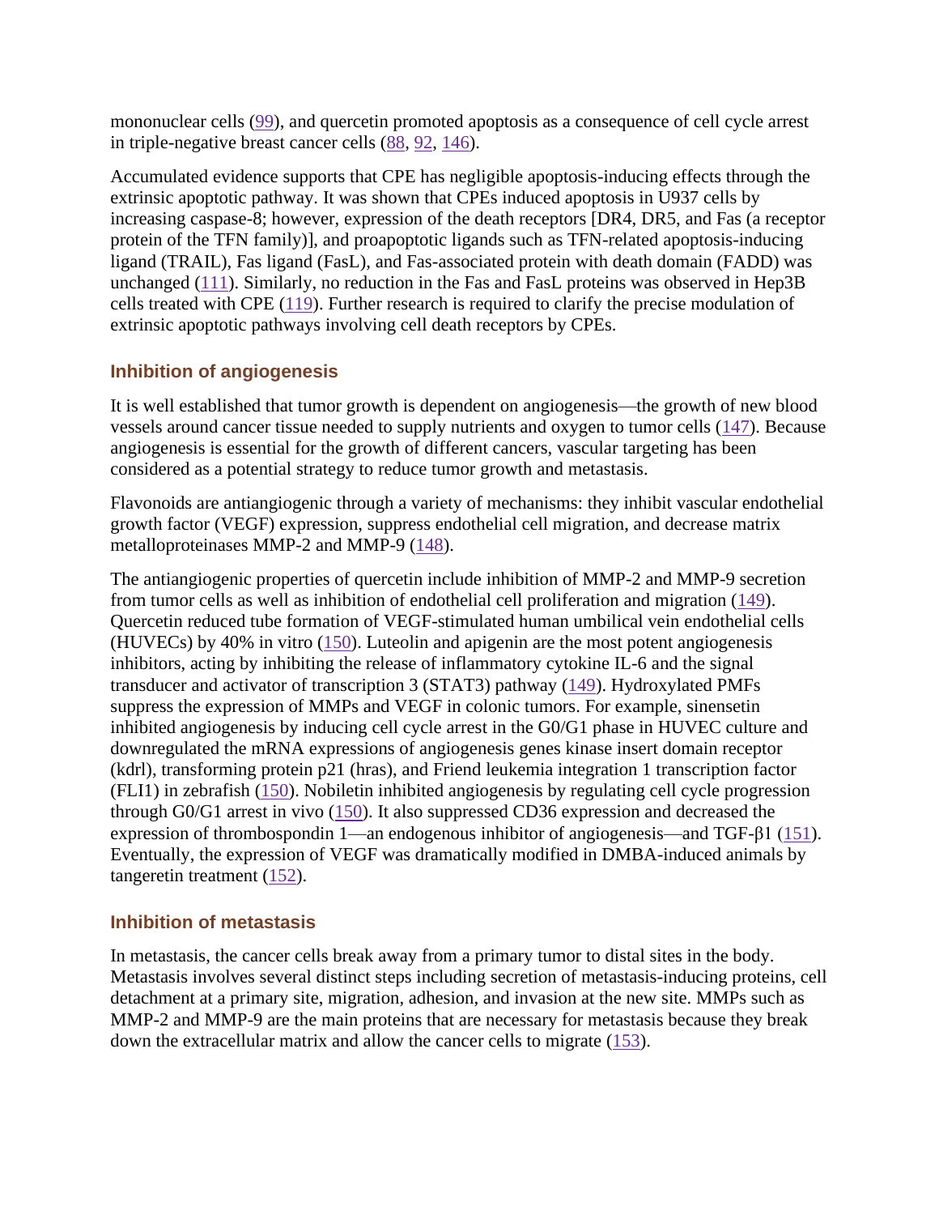mononuclear cells (99), and quercetin promoted apoptosis as a consequence of cell cycle arrest in triple-negative breast cancer cells (88, 92, 146).

Accumulated evidence supports that CPE has negligible apoptosis-inducing effects through the extrinsic apoptotic pathway. It was shown that CPEs induced apoptosis in U937 cells by increasing caspase-8; however, expression of the death receptors [DR4, DR5, and Fas (a receptor protein of the TFN family)], and proapoptotic ligands such as TFN-related apoptosis-inducing ligand (TRAIL), Fas ligand (FasL), and Fas-associated protein with death domain (FADD) was unchanged (111). Similarly, no reduction in the Fas and FasL proteins was observed in Hep3B cells treated with CPE (119). Further research is required to clarify the precise modulation of extrinsic apoptotic pathways involving cell death receptors by CPEs.

### Inhibition of angiogenesis

It is well established that tumor growth is dependent on angiogenesis—the growth of new blood vessels around cancer tissue needed to supply nutrients and oxygen to tumor cells (147). Because angiogenesis is essential for the growth of different cancers, vascular targeting has been considered as a potential strategy to reduce tumor growth and metastasis.

Flavonoids are antiangiogenic through a variety of mechanisms: they inhibit vascular endothelial growth factor (VEGF) expression, suppress endothelial cell migration, and decrease matrix metalloproteinases MMP-2 and MMP-9 (148).

The antiangiogenic properties of quercetin include inhibition of MMP-2 and MMP-9 secretion from tumor cells as well as inhibition of endothelial cell proliferation and migration (149). Quercetin reduced tube formation of VEGF-stimulated human umbilical vein endothelial cells (HUVECs) by 40% in vitro (150). Luteolin and apigenin are the most potent angiogenesis inhibitors, acting by inhibiting the release of inflammatory cytokine IL-6 and the signal transducer and activator of transcription 3 (STAT3) pathway (149). Hydroxylated PMFs suppress the expression of MMPs and VEGF in colonic tumors. For example, sinensetin inhibited angiogenesis by inducing cell cycle arrest in the G0/G1 phase in HUVEC culture and downregulated the mRNA expressions of angiogenesis genes kinase insert domain receptor (kdrl), transforming protein p21 (hras), and Friend leukemia integration 1 transcription factor (FLI1) in zebrafish (150). Nobiletin inhibited angiogenesis by regulating cell cycle progression through G0/G1 arrest in vivo (150). It also suppressed CD36 expression and decreased the expression of thrombospondin 1—an endogenous inhibitor of angiogenesis—and TGF-β1 (151). Eventually, the expression of VEGF was dramatically modified in DMBA-induced animals by tangeretin treatment (152).

### Inhibition of metastasis

In metastasis, the cancer cells break away from a primary tumor to distal sites in the body. Metastasis involves several distinct steps including secretion of metastasis-inducing proteins, cell detachment at a primary site, migration, adhesion, and invasion at the new site. MMPs such as MMP-2 and MMP-9 are the main proteins that are necessary for metastasis because they break down the extracellular matrix and allow the cancer cells to migrate (153).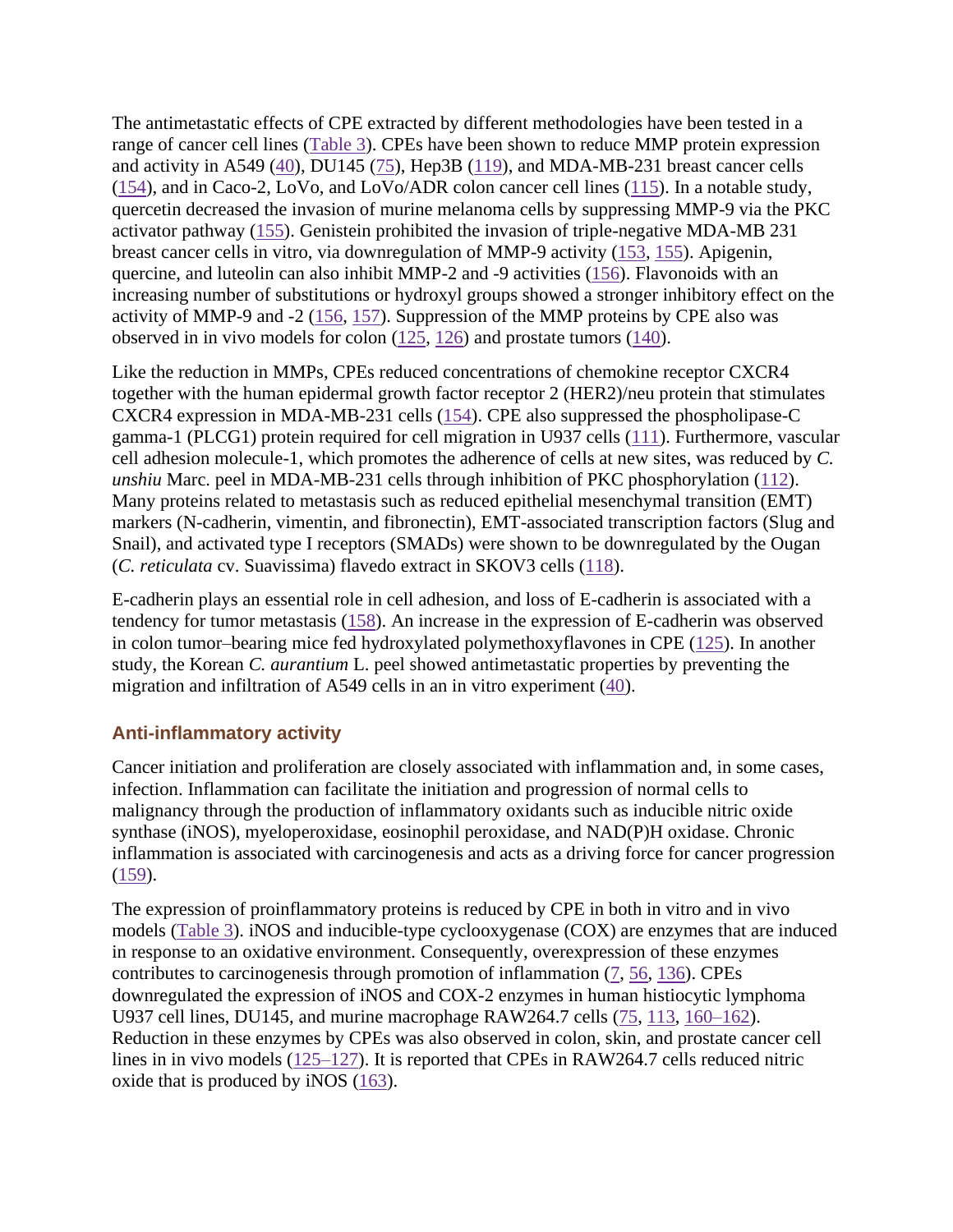The antimetastatic effects of CPE extracted by different methodologies have been tested in a range of cancer cell lines (Table 3). CPEs have been shown to reduce MMP protein expression and activity in A549 (40), DU145 (75), Hep3B (119), and MDA-MB-231 breast cancer cells (154), and in Caco-2, LoVo, and LoVo/ADR colon cancer cell lines (115). In a notable study, quercetin decreased the invasion of murine melanoma cells by suppressing MMP-9 via the PKC activator pathway (155). Genistein prohibited the invasion of triple-negative MDA-MB 231 breast cancer cells in vitro, via downregulation of MMP-9 activity (153, 155). Apigenin, quercine, and luteolin can also inhibit MMP-2 and -9 activities (156). Flavonoids with an increasing number of substitutions or hydroxyl groups showed a stronger inhibitory effect on the activity of MMP-9 and -2 (156, 157). Suppression of the MMP proteins by CPE also was observed in in vivo models for colon (125, 126) and prostate tumors (140).

Like the reduction in MMPs, CPEs reduced concentrations of chemokine receptor CXCR4 together with the human epidermal growth factor receptor 2 (HER2)/neu protein that stimulates CXCR4 expression in MDA-MB-231 cells (154). CPE also suppressed the phospholipase-C gamma-1 (PLCG1) protein required for cell migration in U937 cells (111). Furthermore, vascular cell adhesion molecule-1, which promotes the adherence of cells at new sites, was reduced by *C. unshiu* Marc. peel in MDA-MB-231 cells through inhibition of PKC phosphorylation (112). Many proteins related to metastasis such as reduced epithelial mesenchymal transition (EMT) markers (N-cadherin, vimentin, and fibronectin), EMT-associated transcription factors (Slug and Snail), and activated type I receptors (SMADs) were shown to be downregulated by the Ougan (*C. reticulata* cv. Suavissima) flavedo extract in SKOV3 cells (118).

E-cadherin plays an essential role in cell adhesion, and loss of E-cadherin is associated with a tendency for tumor metastasis (158). An increase in the expression of E-cadherin was observed in colon tumor–bearing mice fed hydroxylated polymethoxyflavones in CPE (125). In another study, the Korean *C. aurantium* L. peel showed antimetastatic properties by preventing the migration and infiltration of A549 cells in an in vitro experiment (40).

## Anti-inflammatory activity

Cancer initiation and proliferation are closely associated with inflammation and, in some cases, infection. Inflammation can facilitate the initiation and progression of normal cells to malignancy through the production of inflammatory oxidants such as inducible nitric oxide synthase (iNOS), myeloperoxidase, eosinophil peroxidase, and NAD(P)H oxidase. Chronic inflammation is associated with carcinogenesis and acts as a driving force for cancer progression (159).

The expression of proinflammatory proteins is reduced by CPE in both in vitro and in vivo models (Table 3). iNOS and inducible-type cyclooxygenase (COX) are enzymes that are induced in response to an oxidative environment. Consequently, overexpression of these enzymes contributes to carcinogenesis through promotion of inflammation (7, 56, 136). CPEs downregulated the expression of iNOS and COX-2 enzymes in human histiocytic lymphoma U937 cell lines, DU145, and murine macrophage RAW264.7 cells (75, 113, 160–162). Reduction in these enzymes by CPEs was also observed in colon, skin, and prostate cancer cell lines in in vivo models (125–127). It is reported that CPEs in RAW264.7 cells reduced nitric oxide that is produced by iNOS (163).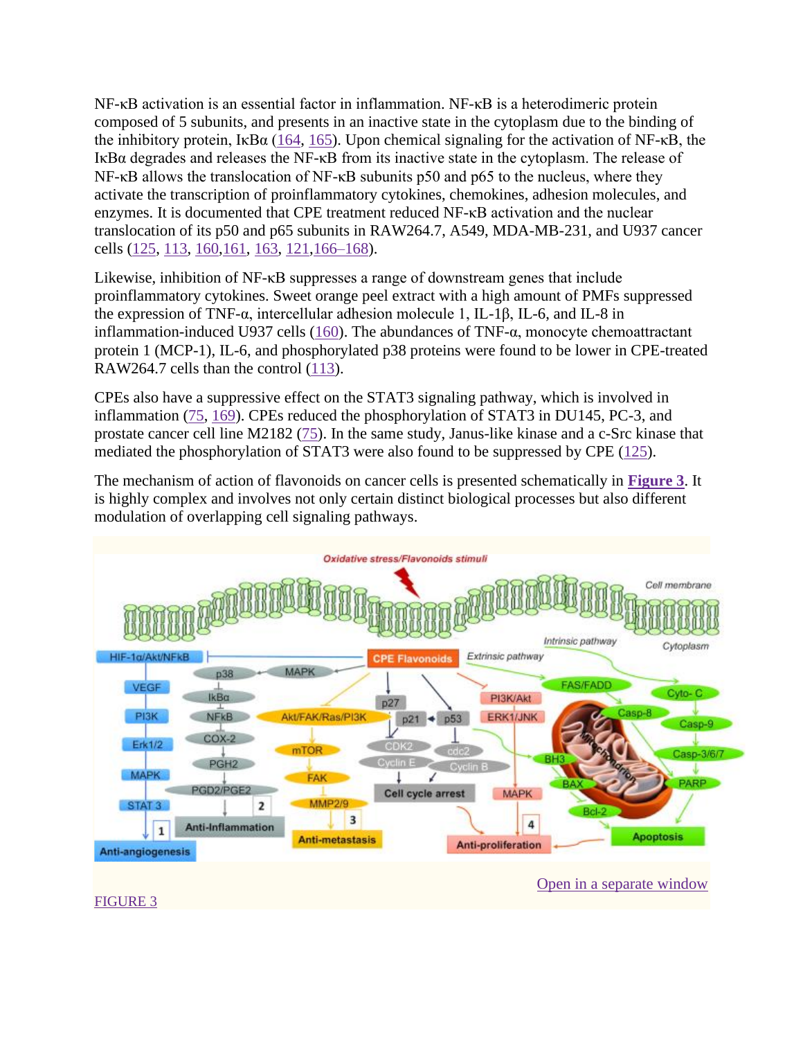NF-κB activation is an essential factor in inflammation. NF-κB is a heterodimeric protein composed of 5 subunits, and presents in an inactive state in the cytoplasm due to the binding of the inhibitory protein, IκBα (164, 165). Upon chemical signaling for the activation of NF-κB, the IκBα degrades and releases the NF-κB from its inactive state in the cytoplasm. The release of NF-κB allows the translocation of NF-κB subunits p50 and p65 to the nucleus, where they activate the transcription of proinflammatory cytokines, chemokines, adhesion molecules, and enzymes. It is documented that CPE treatment reduced NF-κB activation and the nuclear translocation of its p50 and p65 subunits in RAW264.7, A549, MDA-MB-231, and U937 cancer cells (125, 113, 160,161, 163, 121,166–168).

Likewise, inhibition of NF-κB suppresses a range of downstream genes that include proinflammatory cytokines. Sweet orange peel extract with a high amount of PMFs suppressed the expression of TNF-α, intercellular adhesion molecule 1, IL-1β, IL-6, and IL-8 in inflammation-induced U937 cells (160). The abundances of TNF-α, monocyte chemoattractant protein 1 (MCP-1), IL-6, and phosphorylated p38 proteins were found to be lower in CPE-treated RAW264.7 cells than the control (113).

CPEs also have a suppressive effect on the STAT3 signaling pathway, which is involved in inflammation (75, 169). CPEs reduced the phosphorylation of STAT3 in DU145, PC-3, and prostate cancer cell line M2182 (75). In the same study, Janus-like kinase and a c-Src kinase that mediated the phosphorylation of STAT3 were also found to be suppressed by CPE (125).

The mechanism of action of flavonoids on cancer cells is presented schematically in **Figure 3**. It is highly complex and involves not only certain distinct biological processes but also different modulation of overlapping cell signaling pathways.

Open in a separate window

FIGURE 3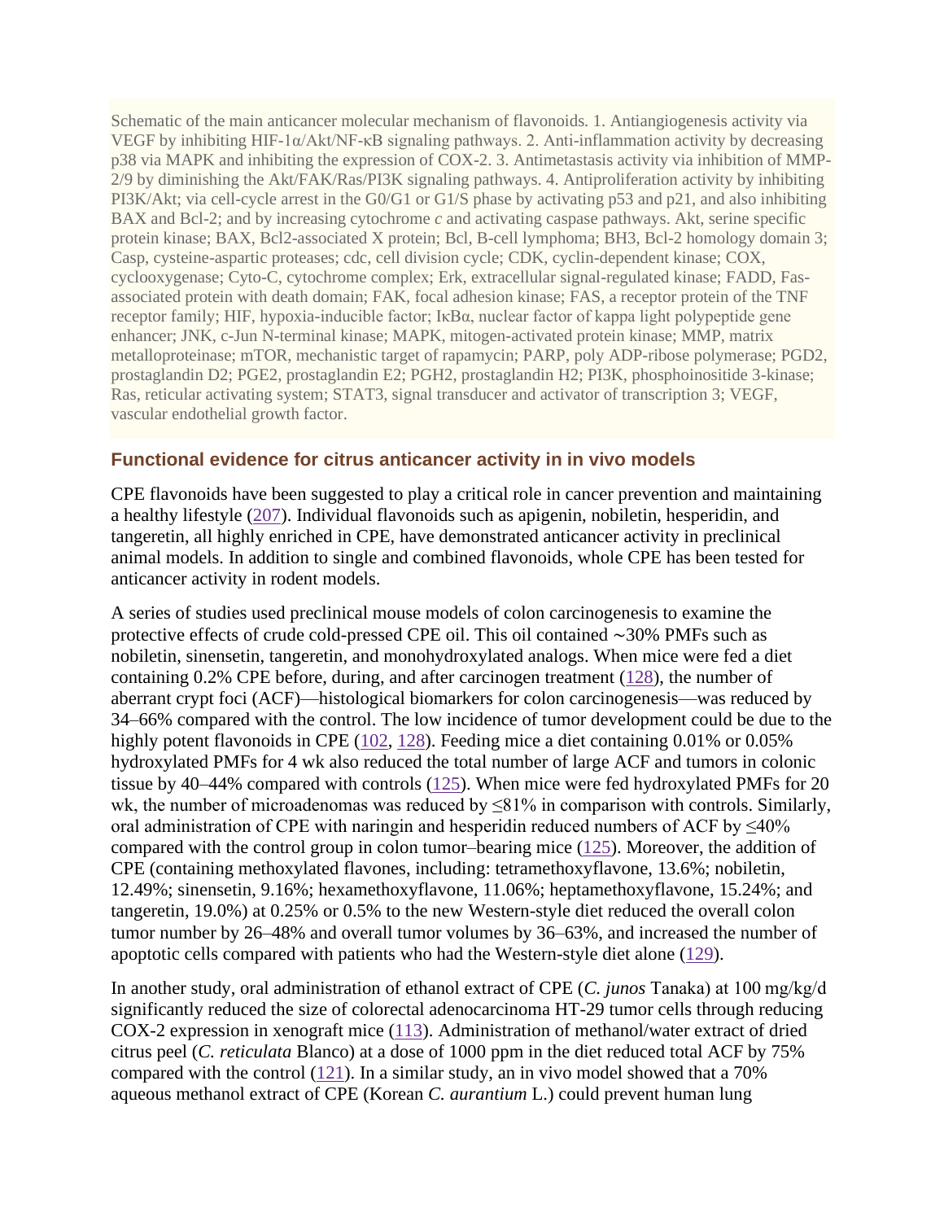Schematic of the main anticancer molecular mechanism of flavonoids. 1. Antiangiogenesis activity via VEGF by inhibiting HIF-1α/Akt/NF-κB signaling pathways. 2. Anti-inflammation activity by decreasing p38 via MAPK and inhibiting the expression of COX-2. 3. Antimetastasis activity via inhibition of MMP-2/9 by diminishing the Akt/FAK/Ras/PI3K signaling pathways. 4. Antiproliferation activity by inhibiting PI3K/Akt; via cell-cycle arrest in the G0/G1 or G1/S phase by activating p53 and p21, and also inhibiting BAX and Bcl-2; and by increasing cytochrome *c* and activating caspase pathways. Akt, serine specific protein kinase; BAX, Bcl2-associated X protein; Bcl, B-cell lymphoma; BH3, Bcl-2 homology domain 3; Casp, cysteine-aspartic proteases; cdc, cell division cycle; CDK, cyclin-dependent kinase; COX, cyclooxygenase; Cyto-C, cytochrome complex; Erk, extracellular signal-regulated kinase; FADD, Fas-associated protein with death domain; FAK, focal adhesion kinase; FAS, a receptor protein of the TNF receptor family; HIF, hypoxia-inducible factor; IκBα, nuclear factor of kappa light polypeptide gene enhancer; JNK, c-Jun N-terminal kinase; MAPK, mitogen-activated protein kinase; MMP, matrix metalloproteinase; mTOR, mechanistic target of rapamycin; PARP, poly ADP-ribose polymerase; PGD2, prostaglandin D2; PGE2, prostaglandin E2; PGH2, prostaglandin H2; PI3K, phosphoinositide 3-kinase; Ras, reticular activating system; STAT3, signal transducer and activator of transcription 3; VEGF, vascular endothelial growth factor.

### Functional evidence for citrus anticancer activity in in vivo models

CPE flavonoids have been suggested to play a critical role in cancer prevention and maintaining a healthy lifestyle (207). Individual flavonoids such as apigenin, nobiletin, hesperidin, and tangeretin, all highly enriched in CPE, have demonstrated anticancer activity in preclinical animal models. In addition to single and combined flavonoids, whole CPE has been tested for anticancer activity in rodent models.

A series of studies used preclinical mouse models of colon carcinogenesis to examine the protective effects of crude cold-pressed CPE oil. This oil contained ∼30% PMFs such as nobiletin, sinensetin, tangeretin, and monohydroxylated analogs. When mice were fed a diet containing 0.2% CPE before, during, and after carcinogen treatment (128), the number of aberrant crypt foci (ACF)—histological biomarkers for colon carcinogenesis—was reduced by 34–66% compared with the control. The low incidence of tumor development could be due to the highly potent flavonoids in CPE (102, 128). Feeding mice a diet containing 0.01% or 0.05% hydroxylated PMFs for 4 wk also reduced the total number of large ACF and tumors in colonic tissue by 40–44% compared with controls (125). When mice were fed hydroxylated PMFs for 20 wk, the number of microadenomas was reduced by ≤81% in comparison with controls. Similarly, oral administration of CPE with naringin and hesperidin reduced numbers of ACF by ≤40% compared with the control group in colon tumor–bearing mice (125). Moreover, the addition of CPE (containing methoxylated flavones, including: tetramethoxyflavone, 13.6%; nobiletin, 12.49%; sinensetin, 9.16%; hexamethoxyflavone, 11.06%; heptamethoxyflavone, 15.24%; and tangeretin, 19.0%) at 0.25% or 0.5% to the new Western-style diet reduced the overall colon tumor number by 26–48% and overall tumor volumes by 36–63%, and increased the number of apoptotic cells compared with patients who had the Western-style diet alone (129).

In another study, oral administration of ethanol extract of CPE (*C. junos* Tanaka) at 100 mg/kg/d significantly reduced the size of colorectal adenocarcinoma HT-29 tumor cells through reducing COX-2 expression in xenograft mice (113). Administration of methanol/water extract of dried citrus peel (*C. reticulata* Blanco) at a dose of 1000 ppm in the diet reduced total ACF by 75% compared with the control (121). In a similar study, an in vivo model showed that a 70% aqueous methanol extract of CPE (Korean *C. aurantium* L.) could prevent human lung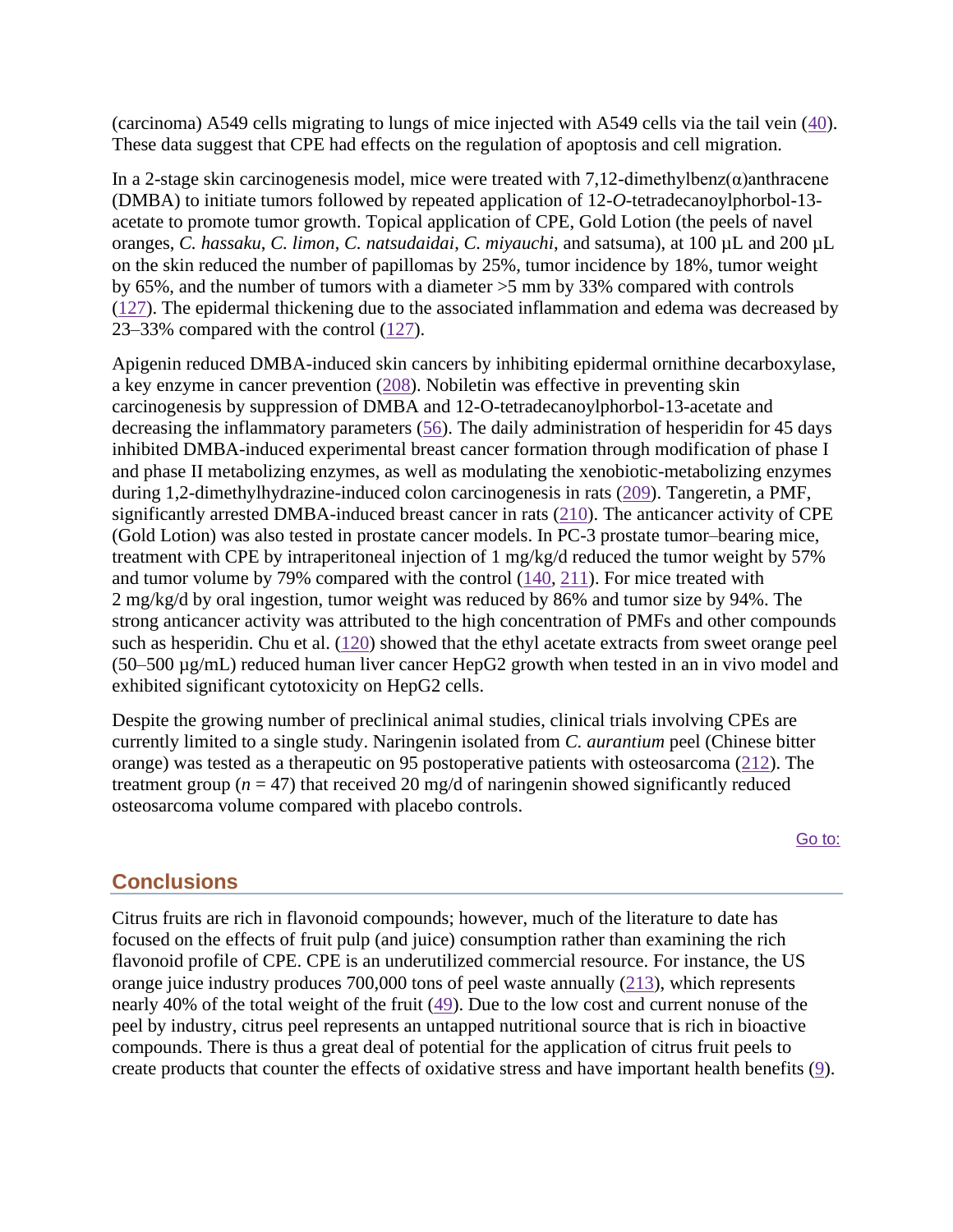(carcinoma) A549 cells migrating to lungs of mice injected with A549 cells via the tail vein (40). These data suggest that CPE had effects on the regulation of apoptosis and cell migration.

In a 2-stage skin carcinogenesis model, mice were treated with 7,12-dimethylbenz(α)anthracene (DMBA) to initiate tumors followed by repeated application of 12-*O*-tetradecanoylphorbol-13-acetate to promote tumor growth. Topical application of CPE, Gold Lotion (the peels of navel oranges, *C. hassaku*, *C. limon*, *C. natsudaidai*, *C. miyauchi*, and satsuma), at 100 µL and 200 µL on the skin reduced the number of papillomas by 25%, tumor incidence by 18%, tumor weight by 65%, and the number of tumors with a diameter >5 mm by 33% compared with controls (127). The epidermal thickening due to the associated inflammation and edema was decreased by 23–33% compared with the control (127).

Apigenin reduced DMBA-induced skin cancers by inhibiting epidermal ornithine decarboxylase, a key enzyme in cancer prevention (208). Nobiletin was effective in preventing skin carcinogenesis by suppression of DMBA and 12-O-tetradecanoylphorbol-13-acetate and decreasing the inflammatory parameters (56). The daily administration of hesperidin for 45 days inhibited DMBA-induced experimental breast cancer formation through modification of phase I and phase II metabolizing enzymes, as well as modulating the xenobiotic-metabolizing enzymes during 1,2-dimethylhydrazine-induced colon carcinogenesis in rats (209). Tangeretin, a PMF, significantly arrested DMBA-induced breast cancer in rats (210). The anticancer activity of CPE (Gold Lotion) was also tested in prostate cancer models. In PC-3 prostate tumor–bearing mice, treatment with CPE by intraperitoneal injection of 1 mg/kg/d reduced the tumor weight by 57% and tumor volume by 79% compared with the control (140, 211). For mice treated with 2 mg/kg/d by oral ingestion, tumor weight was reduced by 86% and tumor size by 94%. The strong anticancer activity was attributed to the high concentration of PMFs and other compounds such as hesperidin. Chu et al. (120) showed that the ethyl acetate extracts from sweet orange peel (50–500 µg/mL) reduced human liver cancer HepG2 growth when tested in an in vivo model and exhibited significant cytotoxicity on HepG2 cells.

Despite the growing number of preclinical animal studies, clinical trials involving CPEs are currently limited to a single study. Naringenin isolated from *C. aurantium* peel (Chinese bitter orange) was tested as a therapeutic on 95 postoperative patients with osteosarcoma (212). The treatment group ($n$ = 47) that received 20 mg/d of naringenin showed significantly reduced osteosarcoma volume compared with placebo controls.

## Conclusions

Citrus fruits are rich in flavonoid compounds; however, much of the literature to date has focused on the effects of fruit pulp (and juice) consumption rather than examining the rich flavonoid profile of CPE. CPE is an underutilized commercial resource. For instance, the US orange juice industry produces 700,000 tons of peel waste annually (213), which represents nearly 40% of the total weight of the fruit (49). Due to the low cost and current nonuse of the peel by industry, citrus peel represents an untapped nutritional source that is rich in bioactive compounds. There is thus a great deal of potential for the application of citrus fruit peels to create products that counter the effects of oxidative stress and have important health benefits (9).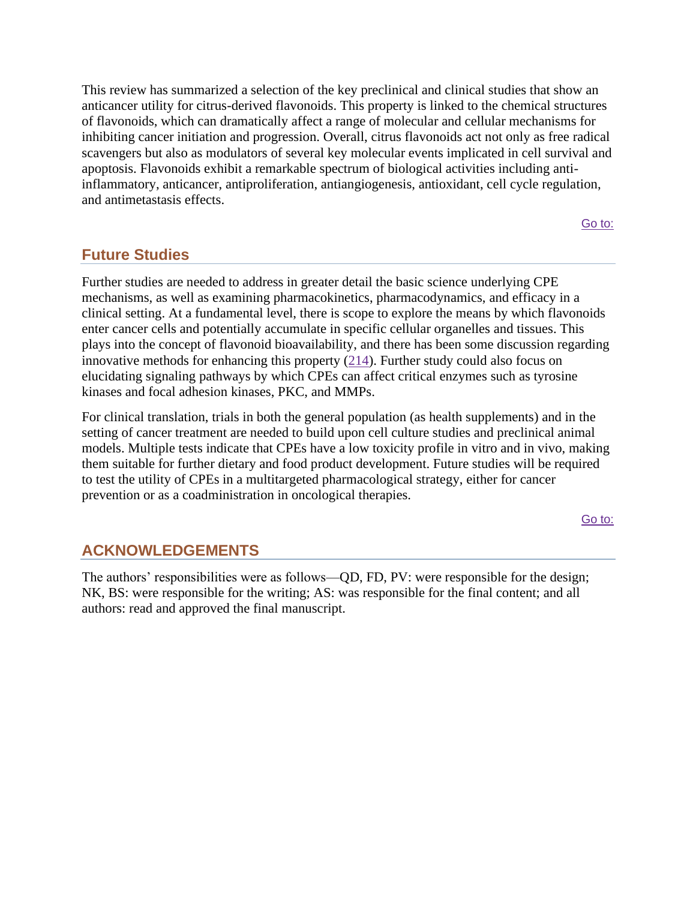This review has summarized a selection of the key preclinical and clinical studies that show an anticancer utility for citrus-derived flavonoids. This property is linked to the chemical structures of flavonoids, which can dramatically affect a range of molecular and cellular mechanisms for inhibiting cancer initiation and progression. Overall, citrus flavonoids act not only as free radical scavengers but also as modulators of several key molecular events implicated in cell survival and apoptosis. Flavonoids exhibit a remarkable spectrum of biological activities including anti-inflammatory, anticancer, antiproliferation, antiangiogenesis, antioxidant, cell cycle regulation, and antimetastasis effects.

Go to:

## Future Studies

Further studies are needed to address in greater detail the basic science underlying CPE mechanisms, as well as examining pharmacokinetics, pharmacodynamics, and efficacy in a clinical setting. At a fundamental level, there is scope to explore the means by which flavonoids enter cancer cells and potentially accumulate in specific cellular organelles and tissues. This plays into the concept of flavonoid bioavailability, and there has been some discussion regarding innovative methods for enhancing this property (214). Further study could also focus on elucidating signaling pathways by which CPEs can affect critical enzymes such as tyrosine kinases and focal adhesion kinases, PKC, and MMPs.

For clinical translation, trials in both the general population (as health supplements) and in the setting of cancer treatment are needed to build upon cell culture studies and preclinical animal models. Multiple tests indicate that CPEs have a low toxicity profile in vitro and in vivo, making them suitable for further dietary and food product development. Future studies will be required to test the utility of CPEs in a multitargeted pharmacological strategy, either for cancer prevention or as a coadministration in oncological therapies.

Go to:

## ACKNOWLEDGEMENTS

The authors' responsibilities were as follows—QD, FD, PV: were responsible for the design; NK, BS: were responsible for the writing; AS: was responsible for the final content; and all authors: read and approved the final manuscript.